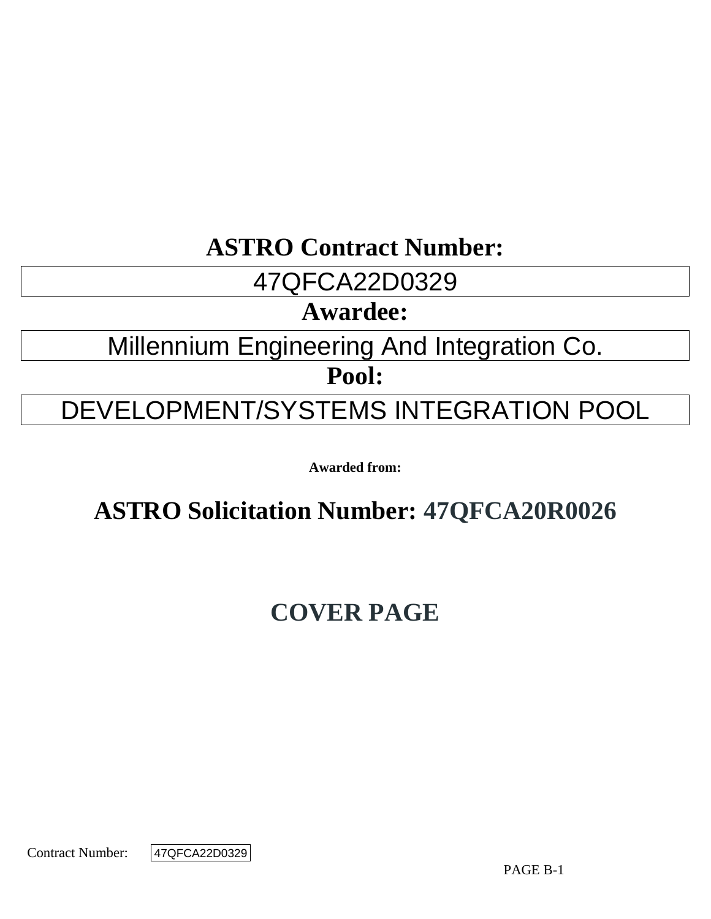## ASTRO Contract Number:

| 47QFCA22D0329 |
|---|

## Awardee:

| Millennium Engineering And Integration Co. |
|---|

## Pool:

| DEVELOPMENT/SYSTEMS INTEGRATION POOL |
|---|

**Awarded from:**

## ASTRO Solicitation Number: 47QFCA20R0026

# COVER PAGE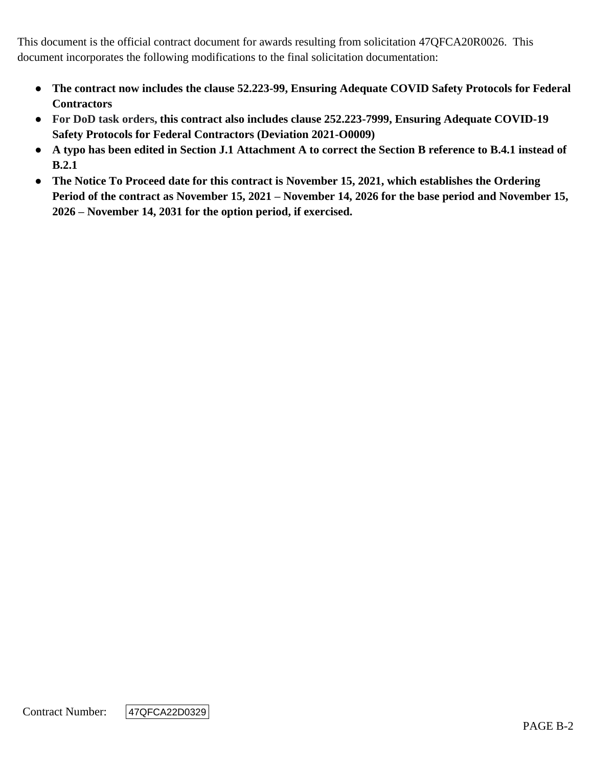This document is the official contract document for awards resulting from solicitation 47QFCA20R0026. This document incorporates the following modifications to the final solicitation documentation:

- **The contract now includes the clause 52.223-99, Ensuring Adequate COVID Safety Protocols for Federal Contractors**
- **For DoD task orders, this contract also includes clause 252.223-7999, Ensuring Adequate COVID-19 Safety Protocols for Federal Contractors (Deviation 2021-O0009)**
- **A typo has been edited in Section J.1 Attachment A to correct the Section B reference to B.4.1 instead of B.2.1**
- **The Notice To Proceed date for this contract is November 15, 2021, which establishes the Ordering Period of the contract as November 15, 2021 – November 14, 2026 for the base period and November 15, 2026 – November 14, 2031 for the option period, if exercised.**

Contract Number: 47QFCA22D0329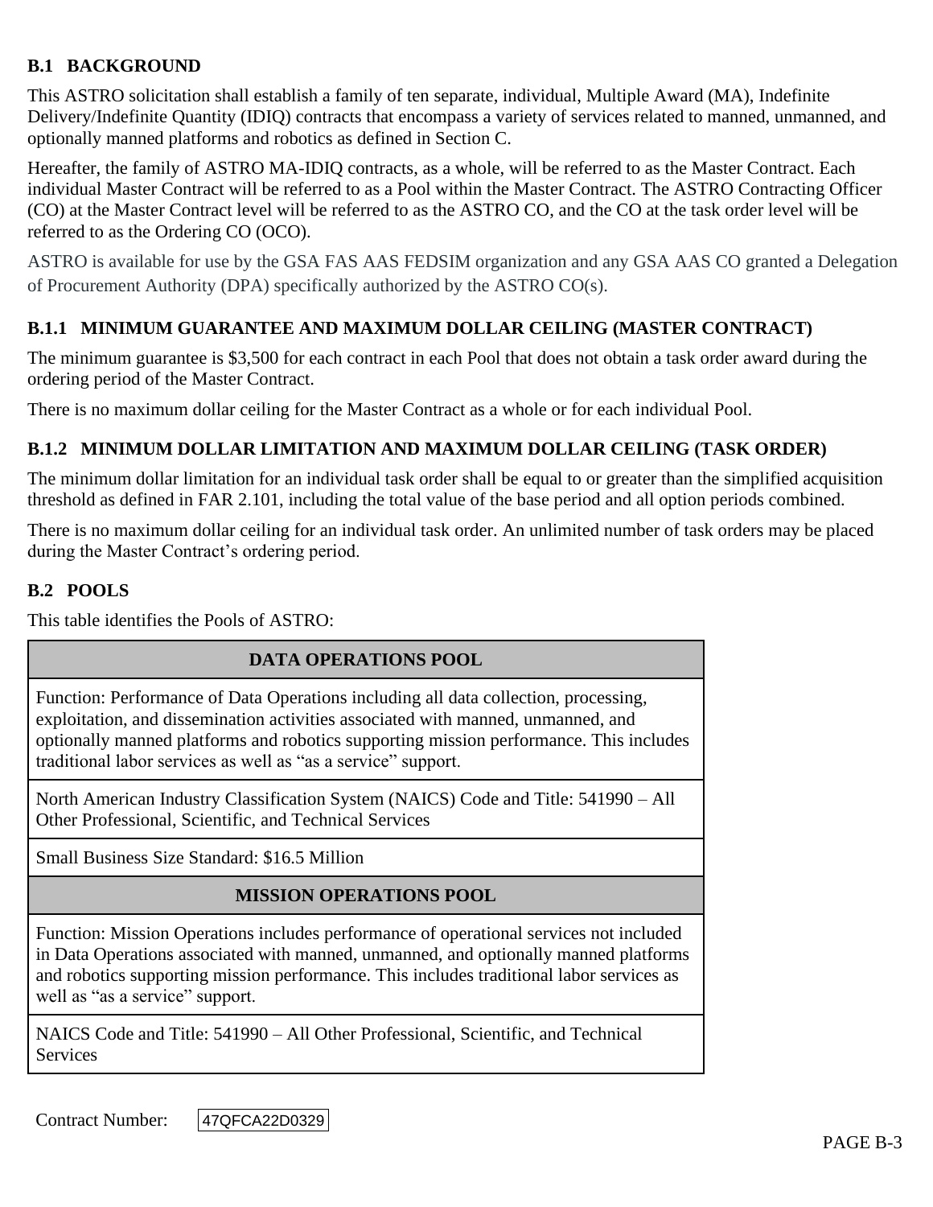### B.1 BACKGROUND

This ASTRO solicitation shall establish a family of ten separate, individual, Multiple Award (MA), Indefinite Delivery/Indefinite Quantity (IDIQ) contracts that encompass a variety of services related to manned, unmanned, and optionally manned platforms and robotics as defined in Section C.

Hereafter, the family of ASTRO MA-IDIQ contracts, as a whole, will be referred to as the Master Contract. Each individual Master Contract will be referred to as a Pool within the Master Contract. The ASTRO Contracting Officer (CO) at the Master Contract level will be referred to as the ASTRO CO, and the CO at the task order level will be referred to as the Ordering CO (OCO).

ASTRO is available for use by the GSA FAS AAS FEDSIM organization and any GSA AAS CO granted a Delegation of Procurement Authority (DPA) specifically authorized by the ASTRO CO(s).

### B.1.1 MINIMUM GUARANTEE AND MAXIMUM DOLLAR CEILING (MASTER CONTRACT)

The minimum guarantee is $3,500 for each contract in each Pool that does not obtain a task order award during the ordering period of the Master Contract.

There is no maximum dollar ceiling for the Master Contract as a whole or for each individual Pool.

### B.1.2 MINIMUM DOLLAR LIMITATION AND MAXIMUM DOLLAR CEILING (TASK ORDER)

The minimum dollar limitation for an individual task order shall be equal to or greater than the simplified acquisition threshold as defined in FAR 2.101, including the total value of the base period and all option periods combined.

There is no maximum dollar ceiling for an individual task order. An unlimited number of task orders may be placed during the Master Contract's ordering period.

### B.2 POOLS

This table identifies the Pools of ASTRO:

| **DATA OPERATIONS POOL** |
| --- |
| Function: Performance of Data Operations including all data collection, processing, exploitation, and dissemination activities associated with manned, unmanned, and optionally manned platforms and robotics supporting mission performance. This includes traditional labor services as well as "as a service" support. |
| North American Industry Classification System (NAICS) Code and Title: 541990 – All Other Professional, Scientific, and Technical Services |
| Small Business Size Standard: $16.5 Million |
| **MISSION OPERATIONS POOL** |
| Function: Mission Operations includes performance of operational services not included in Data Operations associated with manned, unmanned, and optionally manned platforms and robotics supporting mission performance. This includes traditional labor services as well as "as a service" support. |
| NAICS Code and Title: 541990 – All Other Professional, Scientific, and Technical Services |

Contract Number: 47QFCA22D0329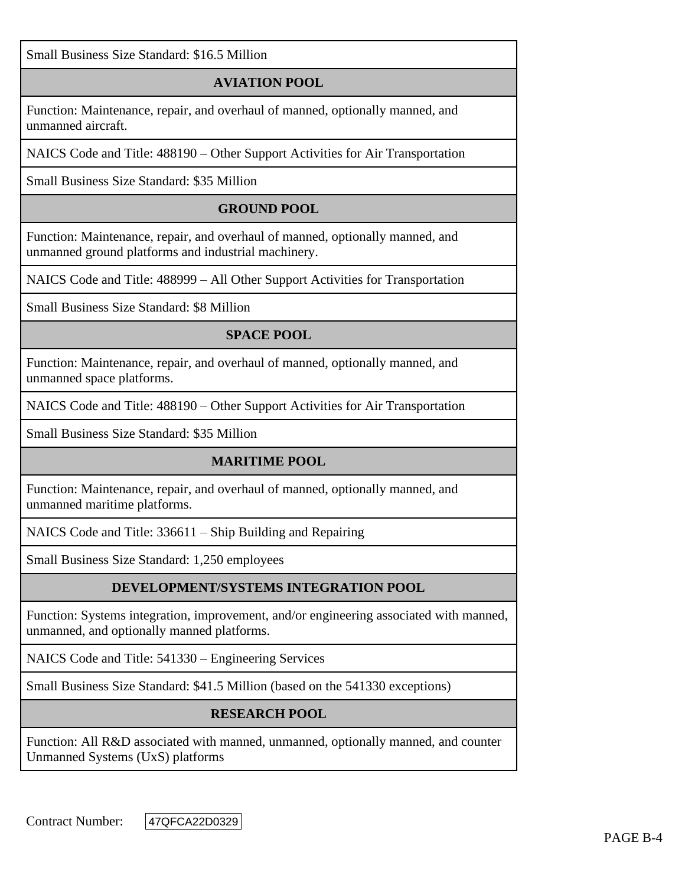| Small Business Size Standard: $16.5 Million |
| --- |
| **AVIATION POOL** |
| Function: Maintenance, repair, and overhaul of manned, optionally manned, and unmanned aircraft. |
| NAICS Code and Title: 488190 – Other Support Activities for Air Transportation |
| Small Business Size Standard: $35 Million |
| **GROUND POOL** |
| Function: Maintenance, repair, and overhaul of manned, optionally manned, and unmanned ground platforms and industrial machinery. |
| NAICS Code and Title: 488999 – All Other Support Activities for Transportation |
| Small Business Size Standard: $8 Million |
| **SPACE POOL** |
| Function: Maintenance, repair, and overhaul of manned, optionally manned, and unmanned space platforms. |
| NAICS Code and Title: 488190 – Other Support Activities for Air Transportation |
| Small Business Size Standard: $35 Million |
| **MARITIME POOL** |
| Function: Maintenance, repair, and overhaul of manned, optionally manned, and unmanned maritime platforms. |
| NAICS Code and Title: 336611 – Ship Building and Repairing |
| Small Business Size Standard: 1,250 employees |
| **DEVELOPMENT/SYSTEMS INTEGRATION POOL** |
| Function: Systems integration, improvement, and/or engineering associated with manned, unmanned, and optionally manned platforms. |
| NAICS Code and Title: 541330 – Engineering Services |
| Small Business Size Standard: $41.5 Million (based on the 541330 exceptions) |
| **RESEARCH POOL** |
| Function: All R&D associated with manned, unmanned, optionally manned, and counter Unmanned Systems (UxS) platforms |

Contract Number: 47QFCA22D0329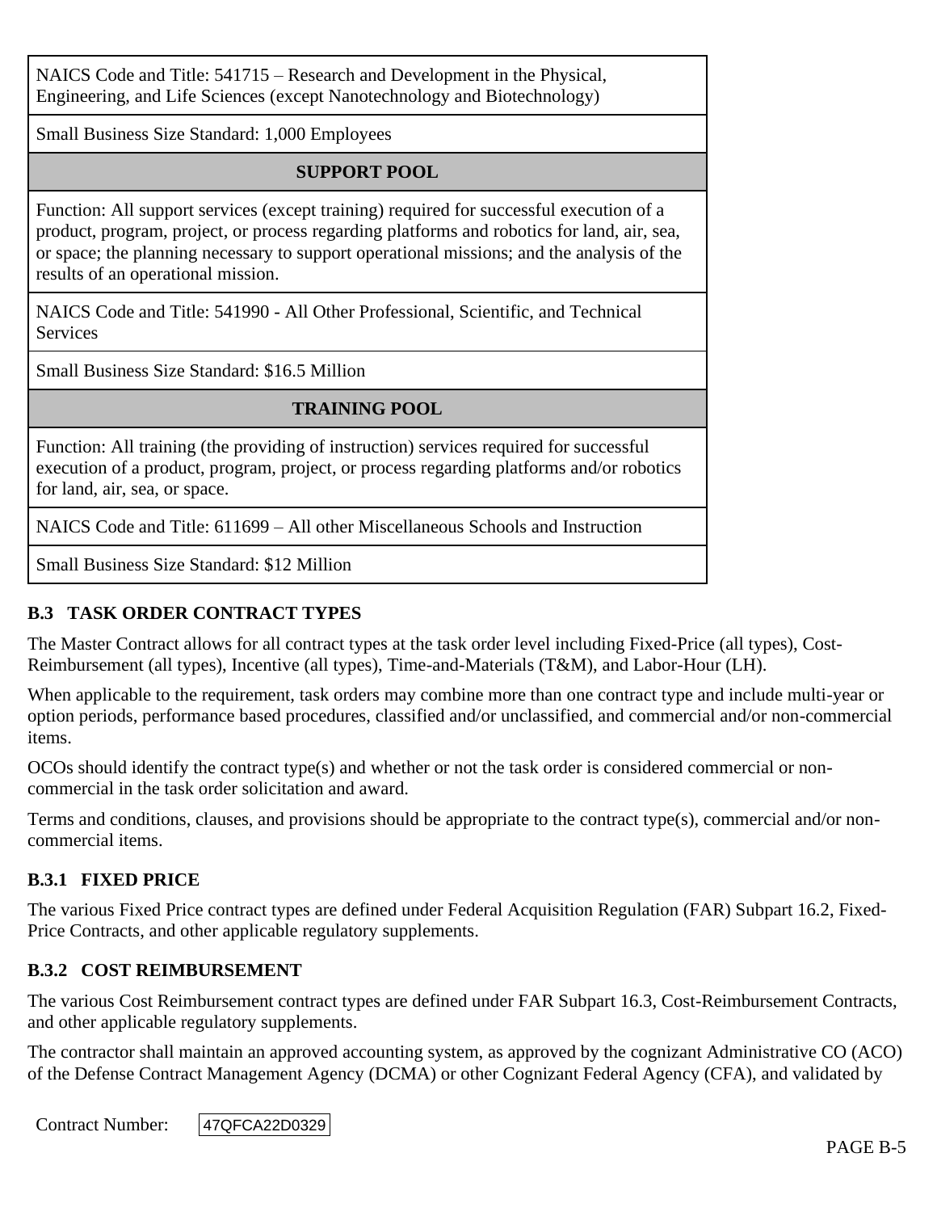| NAICS Code and Title: 541715 – Research and Development in the Physical, Engineering, and Life Sciences (except Nanotechnology and Biotechnology) |
| --- |
| Small Business Size Standard: 1,000 Employees |
| **SUPPORT POOL** |
| Function: All support services (except training) required for successful execution of a product, program, project, or process regarding platforms and robotics for land, air, sea, or space; the planning necessary to support operational missions; and the analysis of the results of an operational mission. |
| NAICS Code and Title: 541990 - All Other Professional, Scientific, and Technical Services |
| Small Business Size Standard: $16.5 Million |
| **TRAINING POOL** |
| Function: All training (the providing of instruction) services required for successful execution of a product, program, project, or process regarding platforms and/or robotics for land, air, sea, or space. |
| NAICS Code and Title: 611699 – All other Miscellaneous Schools and Instruction |
| Small Business Size Standard: $12 Million |

## B.3 TASK ORDER CONTRACT TYPES

The Master Contract allows for all contract types at the task order level including Fixed-Price (all types), Cost-Reimbursement (all types), Incentive (all types), Time-and-Materials (T&M), and Labor-Hour (LH).

When applicable to the requirement, task orders may combine more than one contract type and include multi-year or option periods, performance based procedures, classified and/or unclassified, and commercial and/or non-commercial items.

OCOs should identify the contract type(s) and whether or not the task order is considered commercial or non-commercial in the task order solicitation and award.

Terms and conditions, clauses, and provisions should be appropriate to the contract type(s), commercial and/or non-commercial items.

### B.3.1 FIXED PRICE

The various Fixed Price contract types are defined under Federal Acquisition Regulation (FAR) Subpart 16.2, Fixed-Price Contracts, and other applicable regulatory supplements.

### B.3.2 COST REIMBURSEMENT

The various Cost Reimbursement contract types are defined under FAR Subpart 16.3, Cost-Reimbursement Contracts, and other applicable regulatory supplements.

The contractor shall maintain an approved accounting system, as approved by the cognizant Administrative CO (ACO) of the Defense Contract Management Agency (DCMA) or other Cognizant Federal Agency (CFA), and validated by

Contract Number: 47QFCA22D0329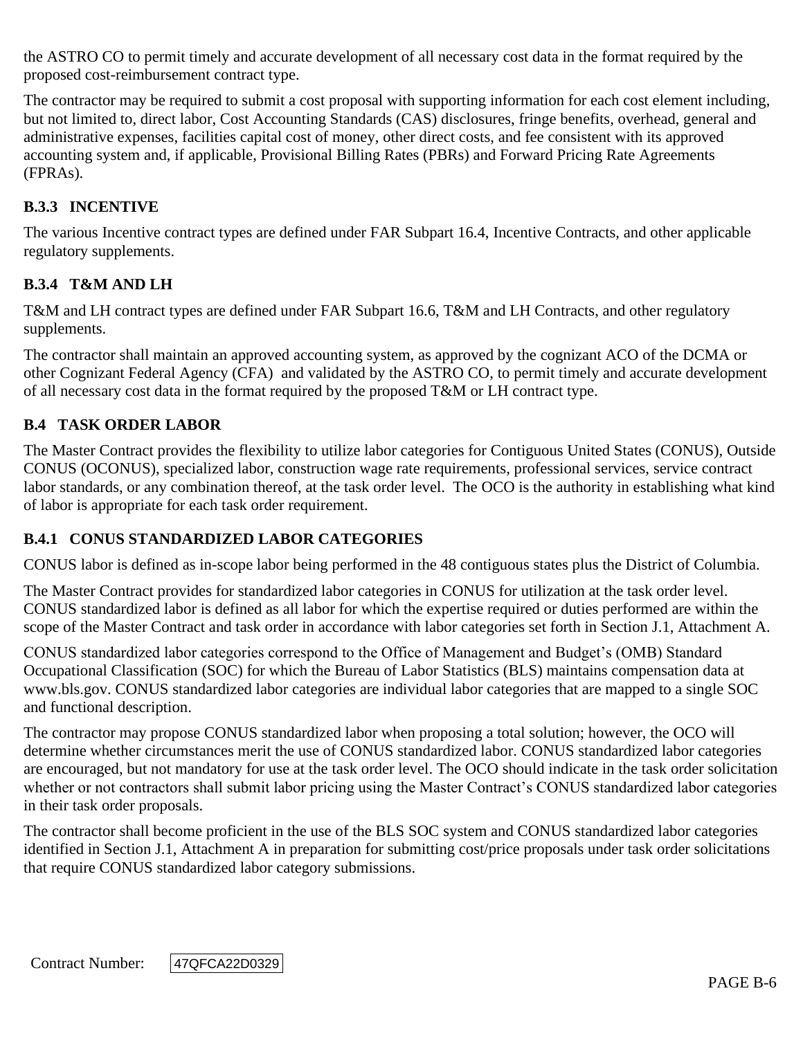the ASTRO CO to permit timely and accurate development of all necessary cost data in the format required by the proposed cost-reimbursement contract type.

The contractor may be required to submit a cost proposal with supporting information for each cost element including, but not limited to, direct labor, Cost Accounting Standards (CAS) disclosures, fringe benefits, overhead, general and administrative expenses, facilities capital cost of money, other direct costs, and fee consistent with its approved accounting system and, if applicable, Provisional Billing Rates (PBRs) and Forward Pricing Rate Agreements (FPRAs).

### B.3.3 INCENTIVE

The various Incentive contract types are defined under FAR Subpart 16.4, Incentive Contracts, and other applicable regulatory supplements.

### B.3.4 T&M AND LH

T&M and LH contract types are defined under FAR Subpart 16.6, T&M and LH Contracts, and other regulatory supplements.

The contractor shall maintain an approved accounting system, as approved by the cognizant ACO of the DCMA or other Cognizant Federal Agency (CFA) and validated by the ASTRO CO, to permit timely and accurate development of all necessary cost data in the format required by the proposed T&M or LH contract type.

## B.4 TASK ORDER LABOR

The Master Contract provides the flexibility to utilize labor categories for Contiguous United States (CONUS), Outside CONUS (OCONUS), specialized labor, construction wage rate requirements, professional services, service contract labor standards, or any combination thereof, at the task order level. The OCO is the authority in establishing what kind of labor is appropriate for each task order requirement.

### B.4.1 CONUS STANDARDIZED LABOR CATEGORIES

CONUS labor is defined as in-scope labor being performed in the 48 contiguous states plus the District of Columbia.

The Master Contract provides for standardized labor categories in CONUS for utilization at the task order level. CONUS standardized labor is defined as all labor for which the expertise required or duties performed are within the scope of the Master Contract and task order in accordance with labor categories set forth in Section J.1, Attachment A.

CONUS standardized labor categories correspond to the Office of Management and Budget's (OMB) Standard Occupational Classification (SOC) for which the Bureau of Labor Statistics (BLS) maintains compensation data at www.bls.gov. CONUS standardized labor categories are individual labor categories that are mapped to a single SOC and functional description.

The contractor may propose CONUS standardized labor when proposing a total solution; however, the OCO will determine whether circumstances merit the use of CONUS standardized labor. CONUS standardized labor categories are encouraged, but not mandatory for use at the task order level. The OCO should indicate in the task order solicitation whether or not contractors shall submit labor pricing using the Master Contract's CONUS standardized labor categories in their task order proposals.

The contractor shall become proficient in the use of the BLS SOC system and CONUS standardized labor categories identified in Section J.1, Attachment A in preparation for submitting cost/price proposals under task order solicitations that require CONUS standardized labor category submissions.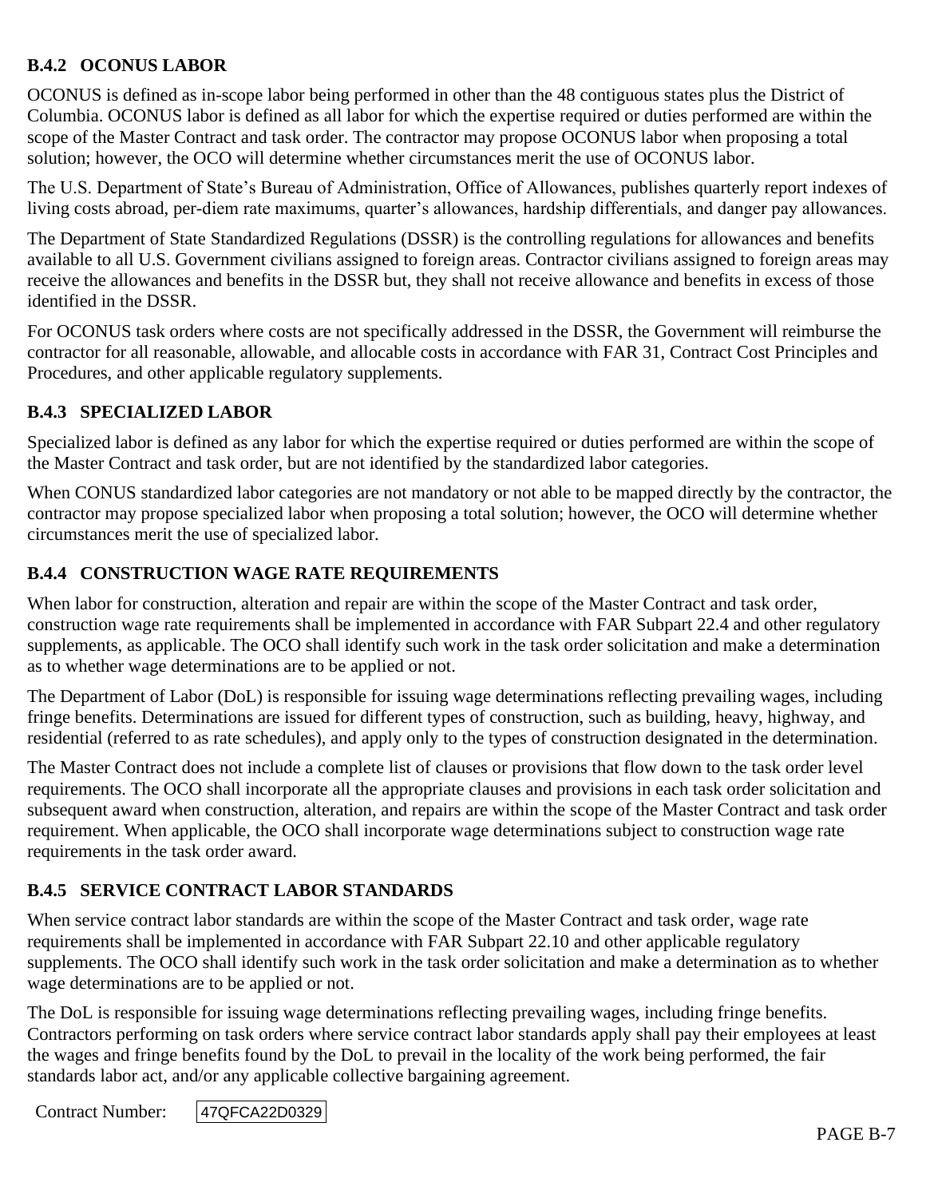### B.4.2 OCONUS LABOR

OCONUS is defined as in-scope labor being performed in other than the 48 contiguous states plus the District of Columbia. OCONUS labor is defined as all labor for which the expertise required or duties performed are within the scope of the Master Contract and task order. The contractor may propose OCONUS labor when proposing a total solution; however, the OCO will determine whether circumstances merit the use of OCONUS labor.

The U.S. Department of State's Bureau of Administration, Office of Allowances, publishes quarterly report indexes of living costs abroad, per-diem rate maximums, quarter's allowances, hardship differentials, and danger pay allowances.

The Department of State Standardized Regulations (DSSR) is the controlling regulations for allowances and benefits available to all U.S. Government civilians assigned to foreign areas. Contractor civilians assigned to foreign areas may receive the allowances and benefits in the DSSR but, they shall not receive allowance and benefits in excess of those identified in the DSSR.

For OCONUS task orders where costs are not specifically addressed in the DSSR, the Government will reimburse the contractor for all reasonable, allowable, and allocable costs in accordance with FAR 31, Contract Cost Principles and Procedures, and other applicable regulatory supplements.

### B.4.3 SPECIALIZED LABOR

Specialized labor is defined as any labor for which the expertise required or duties performed are within the scope of the Master Contract and task order, but are not identified by the standardized labor categories.

When CONUS standardized labor categories are not mandatory or not able to be mapped directly by the contractor, the contractor may propose specialized labor when proposing a total solution; however, the OCO will determine whether circumstances merit the use of specialized labor.

### B.4.4 CONSTRUCTION WAGE RATE REQUIREMENTS

When labor for construction, alteration and repair are within the scope of the Master Contract and task order, construction wage rate requirements shall be implemented in accordance with FAR Subpart 22.4 and other regulatory supplements, as applicable. The OCO shall identify such work in the task order solicitation and make a determination as to whether wage determinations are to be applied or not.

The Department of Labor (DoL) is responsible for issuing wage determinations reflecting prevailing wages, including fringe benefits. Determinations are issued for different types of construction, such as building, heavy, highway, and residential (referred to as rate schedules), and apply only to the types of construction designated in the determination.

The Master Contract does not include a complete list of clauses or provisions that flow down to the task order level requirements. The OCO shall incorporate all the appropriate clauses and provisions in each task order solicitation and subsequent award when construction, alteration, and repairs are within the scope of the Master Contract and task order requirement. When applicable, the OCO shall incorporate wage determinations subject to construction wage rate requirements in the task order award.

### B.4.5 SERVICE CONTRACT LABOR STANDARDS

When service contract labor standards are within the scope of the Master Contract and task order, wage rate requirements shall be implemented in accordance with FAR Subpart 22.10 and other applicable regulatory supplements. The OCO shall identify such work in the task order solicitation and make a determination as to whether wage determinations are to be applied or not.

The DoL is responsible for issuing wage determinations reflecting prevailing wages, including fringe benefits. Contractors performing on task orders where service contract labor standards apply shall pay their employees at least the wages and fringe benefits found by the DoL to prevail in the locality of the work being performed, the fair standards labor act, and/or any applicable collective bargaining agreement.

Contract Number: 47QFCA22D0329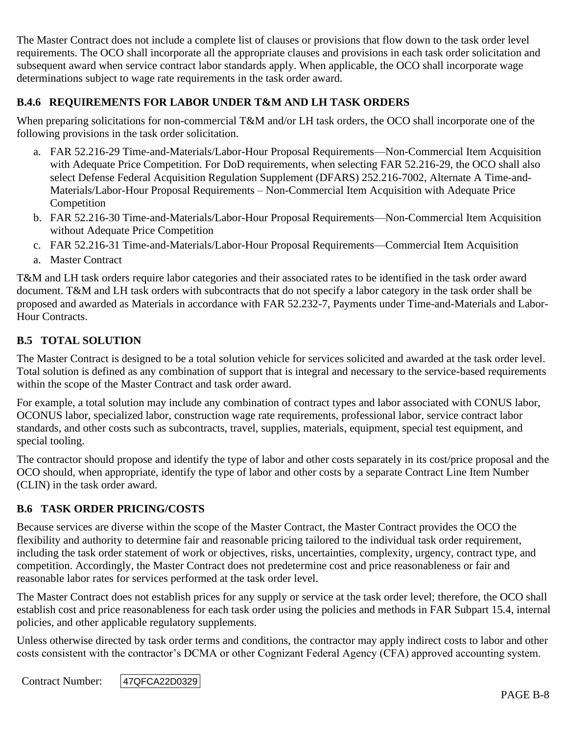The Master Contract does not include a complete list of clauses or provisions that flow down to the task order level requirements. The OCO shall incorporate all the appropriate clauses and provisions in each task order solicitation and subsequent award when service contract labor standards apply. When applicable, the OCO shall incorporate wage determinations subject to wage rate requirements in the task order award.

### B.4.6 REQUIREMENTS FOR LABOR UNDER T&M AND LH TASK ORDERS

When preparing solicitations for non-commercial T&M and/or LH task orders, the OCO shall incorporate one of the following provisions in the task order solicitation.

a. FAR 52.216-29 Time-and-Materials/Labor-Hour Proposal Requirements—Non-Commercial Item Acquisition with Adequate Price Competition. For DoD requirements, when selecting FAR 52.216-29, the OCO shall also select Defense Federal Acquisition Regulation Supplement (DFARS) 252.216-7002, Alternate A Time-and-Materials/Labor-Hour Proposal Requirements – Non-Commercial Item Acquisition with Adequate Price Competition
b. FAR 52.216-30 Time-and-Materials/Labor-Hour Proposal Requirements—Non-Commercial Item Acquisition without Adequate Price Competition
c. FAR 52.216-31 Time-and-Materials/Labor-Hour Proposal Requirements—Commercial Item Acquisition
a. Master Contract

T&M and LH task orders require labor categories and their associated rates to be identified in the task order award document. T&M and LH task orders with subcontracts that do not specify a labor category in the task order shall be proposed and awarded as Materials in accordance with FAR 52.232-7, Payments under Time-and-Materials and Labor-Hour Contracts.

## B.5 TOTAL SOLUTION

The Master Contract is designed to be a total solution vehicle for services solicited and awarded at the task order level. Total solution is defined as any combination of support that is integral and necessary to the service-based requirements within the scope of the Master Contract and task order award.

For example, a total solution may include any combination of contract types and labor associated with CONUS labor, OCONUS labor, specialized labor, construction wage rate requirements, professional labor, service contract labor standards, and other costs such as subcontracts, travel, supplies, materials, equipment, special test equipment, and special tooling.

The contractor should propose and identify the type of labor and other costs separately in its cost/price proposal and the OCO should, when appropriate, identify the type of labor and other costs by a separate Contract Line Item Number (CLIN) in the task order award.

## B.6 TASK ORDER PRICING/COSTS

Because services are diverse within the scope of the Master Contract, the Master Contract provides the OCO the flexibility and authority to determine fair and reasonable pricing tailored to the individual task order requirement, including the task order statement of work or objectives, risks, uncertainties, complexity, urgency, contract type, and competition. Accordingly, the Master Contract does not predetermine cost and price reasonableness or fair and reasonable labor rates for services performed at the task order level.

The Master Contract does not establish prices for any supply or service at the task order level; therefore, the OCO shall establish cost and price reasonableness for each task order using the policies and methods in FAR Subpart 15.4, internal policies, and other applicable regulatory supplements.

Unless otherwise directed by task order terms and conditions, the contractor may apply indirect costs to labor and other costs consistent with the contractor's DCMA or other Cognizant Federal Agency (CFA) approved accounting system.

Contract Number: 47QFCA22D0329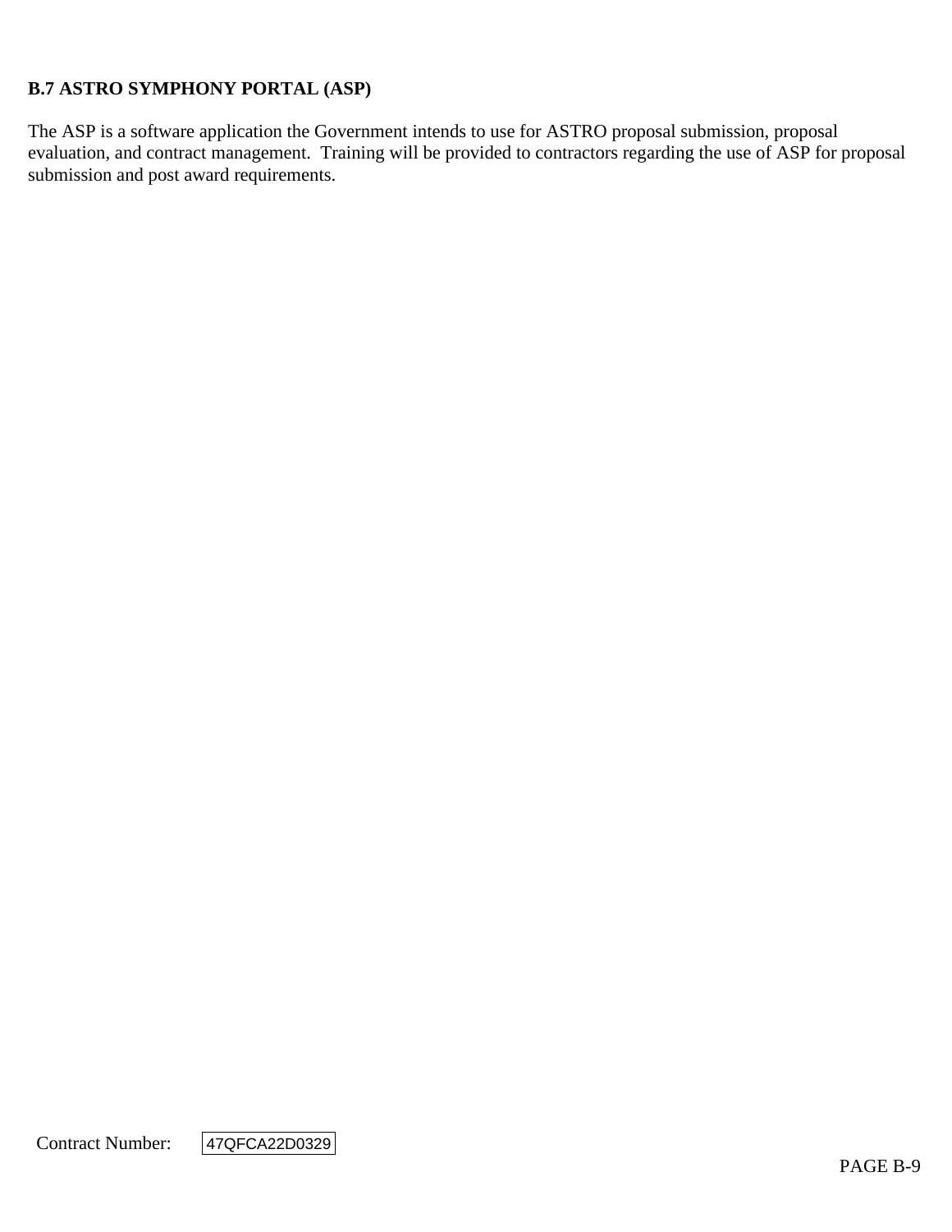## B.7 ASTRO SYMPHONY PORTAL (ASP)

The ASP is a software application the Government intends to use for ASTRO proposal submission, proposal evaluation, and contract management.  Training will be provided to contractors regarding the use of ASP for proposal submission and post award requirements.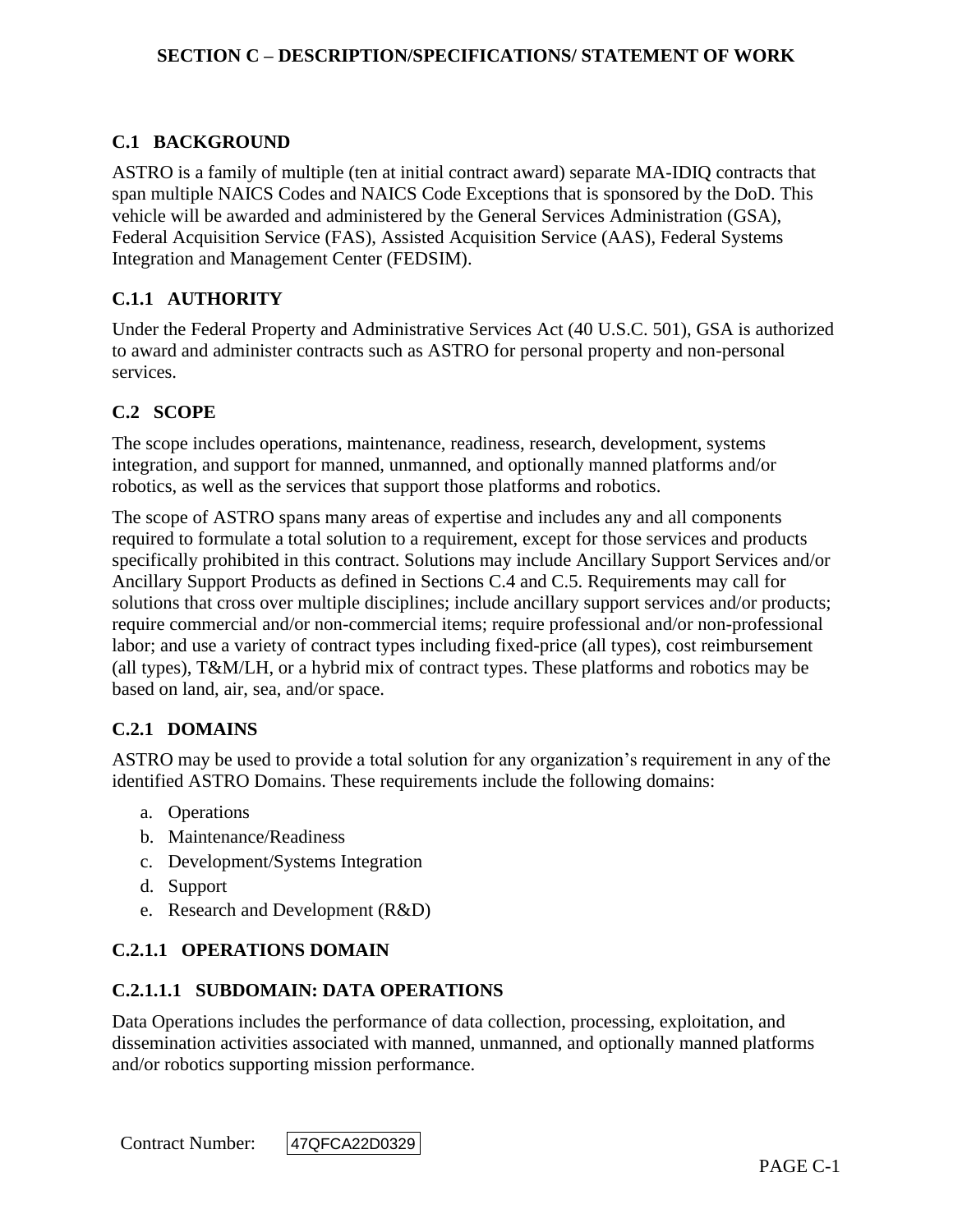# SECTION C – DESCRIPTION/SPECIFICATIONS/ STATEMENT OF WORK

## C.1 BACKGROUND

ASTRO is a family of multiple (ten at initial contract award) separate MA-IDIQ contracts that span multiple NAICS Codes and NAICS Code Exceptions that is sponsored by the DoD. This vehicle will be awarded and administered by the General Services Administration (GSA), Federal Acquisition Service (FAS), Assisted Acquisition Service (AAS), Federal Systems Integration and Management Center (FEDSIM).

### C.1.1 AUTHORITY

Under the Federal Property and Administrative Services Act (40 U.S.C. 501), GSA is authorized to award and administer contracts such as ASTRO for personal property and non-personal services.

## C.2 SCOPE

The scope includes operations, maintenance, readiness, research, development, systems integration, and support for manned, unmanned, and optionally manned platforms and/or robotics, as well as the services that support those platforms and robotics.

The scope of ASTRO spans many areas of expertise and includes any and all components required to formulate a total solution to a requirement, except for those services and products specifically prohibited in this contract. Solutions may include Ancillary Support Services and/or Ancillary Support Products as defined in Sections C.4 and C.5. Requirements may call for solutions that cross over multiple disciplines; include ancillary support services and/or products; require commercial and/or non-commercial items; require professional and/or non-professional labor; and use a variety of contract types including fixed-price (all types), cost reimbursement (all types), T&M/LH, or a hybrid mix of contract types. These platforms and robotics may be based on land, air, sea, and/or space.

### C.2.1 DOMAINS

ASTRO may be used to provide a total solution for any organization's requirement in any of the identified ASTRO Domains. These requirements include the following domains:

a. Operations
b. Maintenance/Readiness
c. Development/Systems Integration
d. Support
e. Research and Development (R&D)

#### C.2.1.1 OPERATIONS DOMAIN

##### C.2.1.1.1 SUBDOMAIN: DATA OPERATIONS

Data Operations includes the performance of data collection, processing, exploitation, and dissemination activities associated with manned, unmanned, and optionally manned platforms and/or robotics supporting mission performance.

Contract Number: 47QFCA22D0329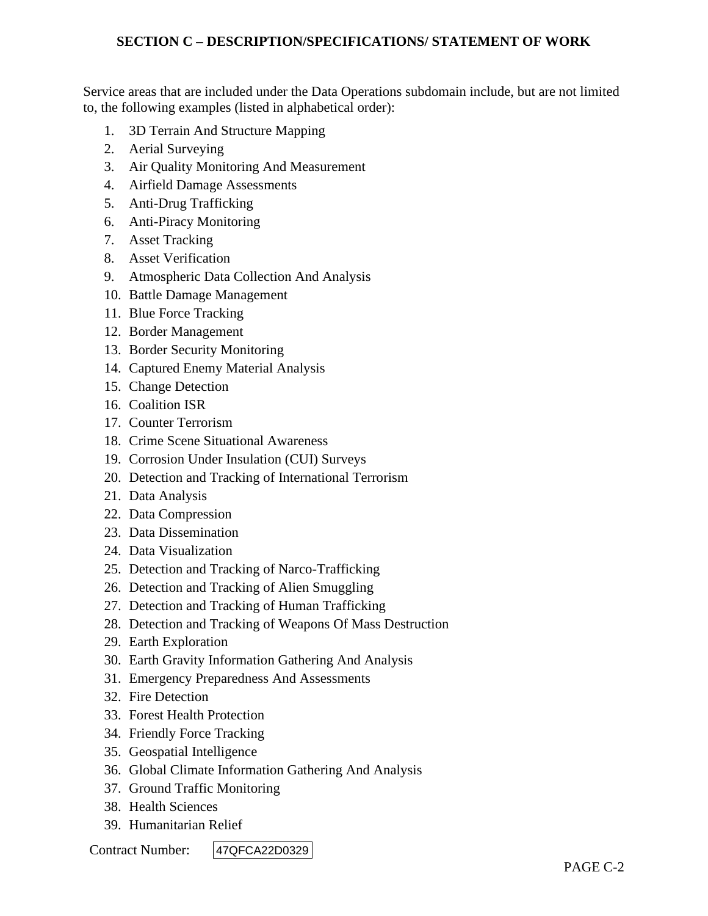## SECTION C – DESCRIPTION/SPECIFICATIONS/ STATEMENT OF WORK

Service areas that are included under the Data Operations subdomain include, but are not limited to, the following examples (listed in alphabetical order):

1. 3D Terrain And Structure Mapping
2. Aerial Surveying
3. Air Quality Monitoring And Measurement
4. Airfield Damage Assessments
5. Anti-Drug Trafficking
6. Anti-Piracy Monitoring
7. Asset Tracking
8. Asset Verification
9. Atmospheric Data Collection And Analysis
10. Battle Damage Management
11. Blue Force Tracking
12. Border Management
13. Border Security Monitoring
14. Captured Enemy Material Analysis
15. Change Detection
16. Coalition ISR
17. Counter Terrorism
18. Crime Scene Situational Awareness
19. Corrosion Under Insulation (CUI) Surveys
20. Detection and Tracking of International Terrorism
21. Data Analysis
22. Data Compression
23. Data Dissemination
24. Data Visualization
25. Detection and Tracking of Narco-Trafficking
26. Detection and Tracking of Alien Smuggling
27. Detection and Tracking of Human Trafficking
28. Detection and Tracking of Weapons Of Mass Destruction
29. Earth Exploration
30. Earth Gravity Information Gathering And Analysis
31. Emergency Preparedness And Assessments
32. Fire Detection
33. Forest Health Protection
34. Friendly Force Tracking
35. Geospatial Intelligence
36. Global Climate Information Gathering And Analysis
37. Ground Traffic Monitoring
38. Health Sciences
39. Humanitarian Relief

Contract Number: 47QFCA22D0329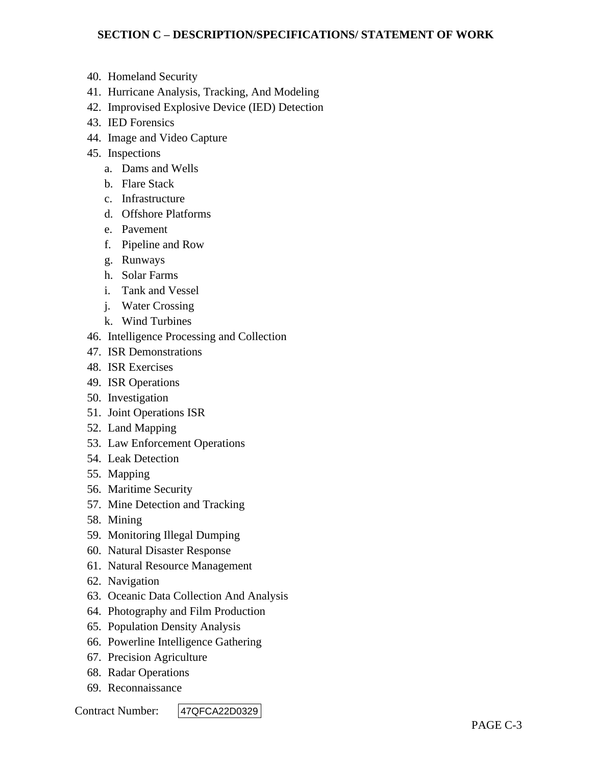40. Homeland Security
41. Hurricane Analysis, Tracking, And Modeling
42. Improvised Explosive Device (IED) Detection
43. IED Forensics
44. Image and Video Capture
45. Inspections
    a. Dams and Wells
    b. Flare Stack
    c. Infrastructure
    d. Offshore Platforms
    e. Pavement
    f. Pipeline and Row
    g. Runways
    h. Solar Farms
    i. Tank and Vessel
    j. Water Crossing
    k. Wind Turbines
46. Intelligence Processing and Collection
47. ISR Demonstrations
48. ISR Exercises
49. ISR Operations
50. Investigation
51. Joint Operations ISR
52. Land Mapping
53. Law Enforcement Operations
54. Leak Detection
55. Mapping
56. Maritime Security
57. Mine Detection and Tracking
58. Mining
59. Monitoring Illegal Dumping
60. Natural Disaster Response
61. Natural Resource Management
62. Navigation
63. Oceanic Data Collection And Analysis
64. Photography and Film Production
65. Population Density Analysis
66. Powerline Intelligence Gathering
67. Precision Agriculture
68. Radar Operations
69. Reconnaissance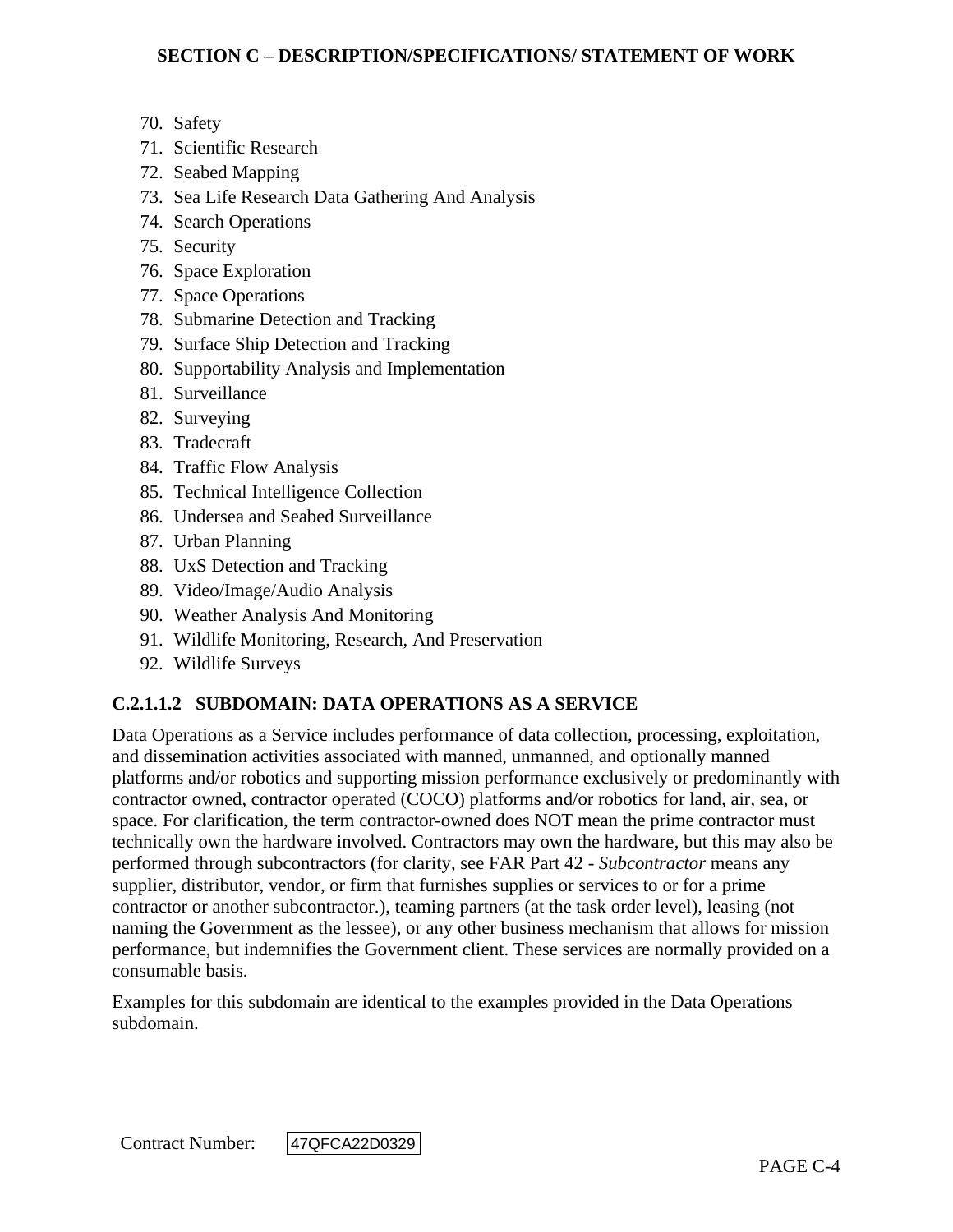70. Safety
71. Scientific Research
72. Seabed Mapping
73. Sea Life Research Data Gathering And Analysis
74. Search Operations
75. Security
76. Space Exploration
77. Space Operations
78. Submarine Detection and Tracking
79. Surface Ship Detection and Tracking
80. Supportability Analysis and Implementation
81. Surveillance
82. Surveying
83. Tradecraft
84. Traffic Flow Analysis
85. Technical Intelligence Collection
86. Undersea and Seabed Surveillance
87. Urban Planning
88. UxS Detection and Tracking
89. Video/Image/Audio Analysis
90. Weather Analysis And Monitoring
91. Wildlife Monitoring, Research, And Preservation
92. Wildlife Surveys

### C.2.1.1.2 SUBDOMAIN: DATA OPERATIONS AS A SERVICE

Data Operations as a Service includes performance of data collection, processing, exploitation, and dissemination activities associated with manned, unmanned, and optionally manned platforms and/or robotics and supporting mission performance exclusively or predominantly with contractor owned, contractor operated (COCO) platforms and/or robotics for land, air, sea, or space. For clarification, the term contractor-owned does NOT mean the prime contractor must technically own the hardware involved. Contractors may own the hardware, but this may also be performed through subcontractors (for clarity, see FAR Part 42 - *Subcontractor* means any supplier, distributor, vendor, or firm that furnishes supplies or services to or for a prime contractor or another subcontractor.), teaming partners (at the task order level), leasing (not naming the Government as the lessee), or any other business mechanism that allows for mission performance, but indemnifies the Government client. These services are normally provided on a consumable basis.

Examples for this subdomain are identical to the examples provided in the Data Operations subdomain.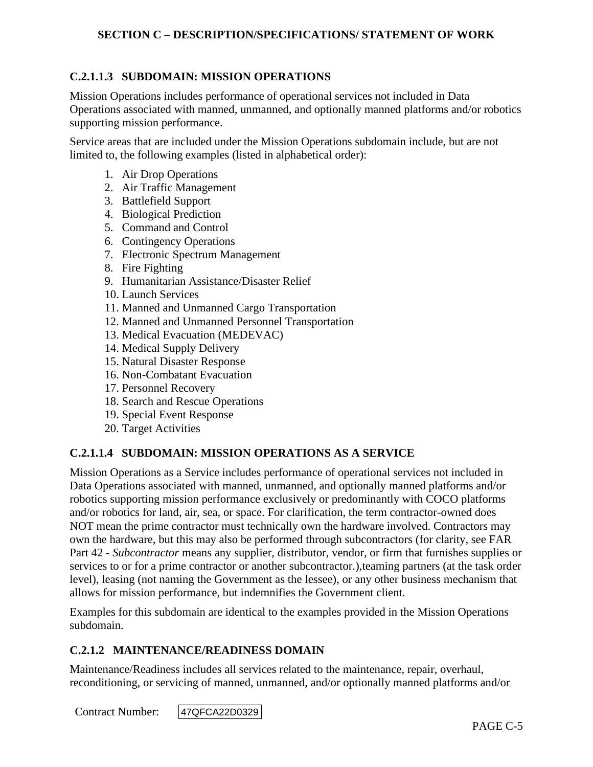#### C.2.1.1.3 SUBDOMAIN: MISSION OPERATIONS

Mission Operations includes performance of operational services not included in Data Operations associated with manned, unmanned, and optionally manned platforms and/or robotics supporting mission performance.

Service areas that are included under the Mission Operations subdomain include, but are not limited to, the following examples (listed in alphabetical order):

1. Air Drop Operations
2. Air Traffic Management
3. Battlefield Support
4. Biological Prediction
5. Command and Control
6. Contingency Operations
7. Electronic Spectrum Management
8. Fire Fighting
9. Humanitarian Assistance/Disaster Relief
10. Launch Services
11. Manned and Unmanned Cargo Transportation
12. Manned and Unmanned Personnel Transportation
13. Medical Evacuation (MEDEVAC)
14. Medical Supply Delivery
15. Natural Disaster Response
16. Non-Combatant Evacuation
17. Personnel Recovery
18. Search and Rescue Operations
19. Special Event Response
20. Target Activities

#### C.2.1.1.4 SUBDOMAIN: MISSION OPERATIONS AS A SERVICE

Mission Operations as a Service includes performance of operational services not included in Data Operations associated with manned, unmanned, and optionally manned platforms and/or robotics supporting mission performance exclusively or predominantly with COCO platforms and/or robotics for land, air, sea, or space. For clarification, the term contractor-owned does NOT mean the prime contractor must technically own the hardware involved. Contractors may own the hardware, but this may also be performed through subcontractors (for clarity, see FAR Part 42 - *Subcontractor* means any supplier, distributor, vendor, or firm that furnishes supplies or services to or for a prime contractor or another subcontractor.),teaming partners (at the task order level), leasing (not naming the Government as the lessee), or any other business mechanism that allows for mission performance, but indemnifies the Government client.

Examples for this subdomain are identical to the examples provided in the Mission Operations subdomain.

### C.2.1.2 MAINTENANCE/READINESS DOMAIN

Maintenance/Readiness includes all services related to the maintenance, repair, overhaul, reconditioning, or servicing of manned, unmanned, and/or optionally manned platforms and/or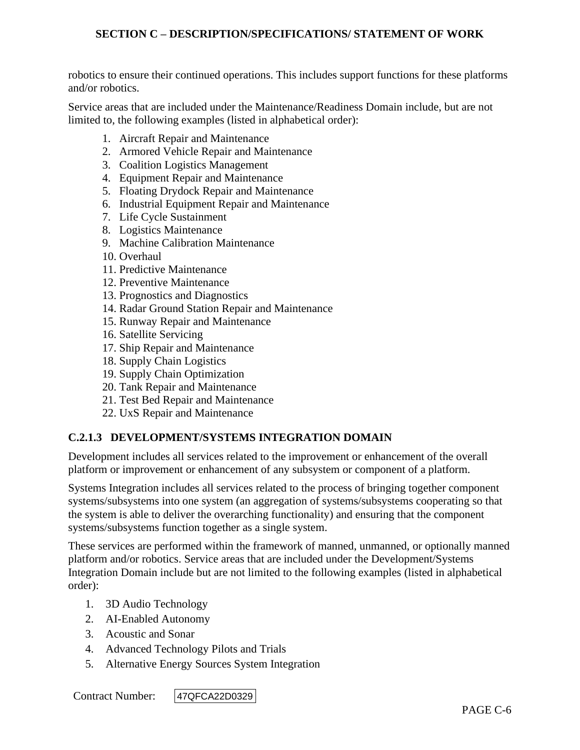robotics to ensure their continued operations. This includes support functions for these platforms and/or robotics.

Service areas that are included under the Maintenance/Readiness Domain include, but are not limited to, the following examples (listed in alphabetical order):

1. Aircraft Repair and Maintenance
2. Armored Vehicle Repair and Maintenance
3. Coalition Logistics Management
4. Equipment Repair and Maintenance
5. Floating Drydock Repair and Maintenance
6. Industrial Equipment Repair and Maintenance
7. Life Cycle Sustainment
8. Logistics Maintenance
9. Machine Calibration Maintenance
10. Overhaul
11. Predictive Maintenance
12. Preventive Maintenance
13. Prognostics and Diagnostics
14. Radar Ground Station Repair and Maintenance
15. Runway Repair and Maintenance
16. Satellite Servicing
17. Ship Repair and Maintenance
18. Supply Chain Logistics
19. Supply Chain Optimization
20. Tank Repair and Maintenance
21. Test Bed Repair and Maintenance
22. UxS Repair and Maintenance

### C.2.1.3 DEVELOPMENT/SYSTEMS INTEGRATION DOMAIN

Development includes all services related to the improvement or enhancement of the overall platform or improvement or enhancement of any subsystem or component of a platform.

Systems Integration includes all services related to the process of bringing together component systems/subsystems into one system (an aggregation of systems/subsystems cooperating so that the system is able to deliver the overarching functionality) and ensuring that the component systems/subsystems function together as a single system.

These services are performed within the framework of manned, unmanned, or optionally manned platform and/or robotics. Service areas that are included under the Development/Systems Integration Domain include but are not limited to the following examples (listed in alphabetical order):

1. 3D Audio Technology
2. AI-Enabled Autonomy
3. Acoustic and Sonar
4. Advanced Technology Pilots and Trials
5. Alternative Energy Sources System Integration

Contract Number: 47QFCA22D0329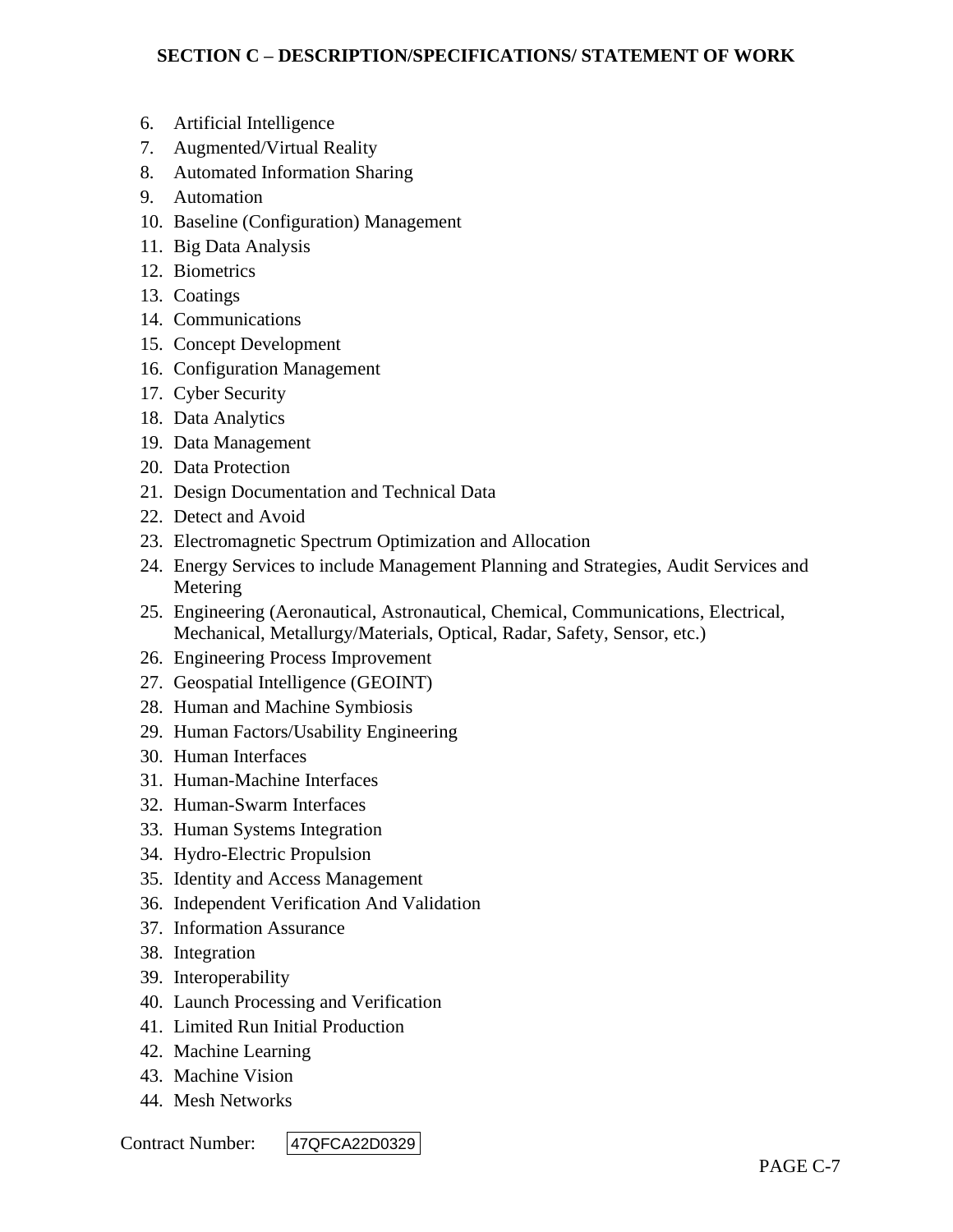6. Artificial Intelligence
7. Augmented/Virtual Reality
8. Automated Information Sharing
9. Automation
10. Baseline (Configuration) Management
11. Big Data Analysis
12. Biometrics
13. Coatings
14. Communications
15. Concept Development
16. Configuration Management
17. Cyber Security
18. Data Analytics
19. Data Management
20. Data Protection
21. Design Documentation and Technical Data
22. Detect and Avoid
23. Electromagnetic Spectrum Optimization and Allocation
24. Energy Services to include Management Planning and Strategies, Audit Services and Metering
25. Engineering (Aeronautical, Astronautical, Chemical, Communications, Electrical, Mechanical, Metallurgy/Materials, Optical, Radar, Safety, Sensor, etc.)
26. Engineering Process Improvement
27. Geospatial Intelligence (GEOINT)
28. Human and Machine Symbiosis
29. Human Factors/Usability Engineering
30. Human Interfaces
31. Human-Machine Interfaces
32. Human-Swarm Interfaces
33. Human Systems Integration
34. Hydro-Electric Propulsion
35. Identity and Access Management
36. Independent Verification And Validation
37. Information Assurance
38. Integration
39. Interoperability
40. Launch Processing and Verification
41. Limited Run Initial Production
42. Machine Learning
43. Machine Vision
44. Mesh Networks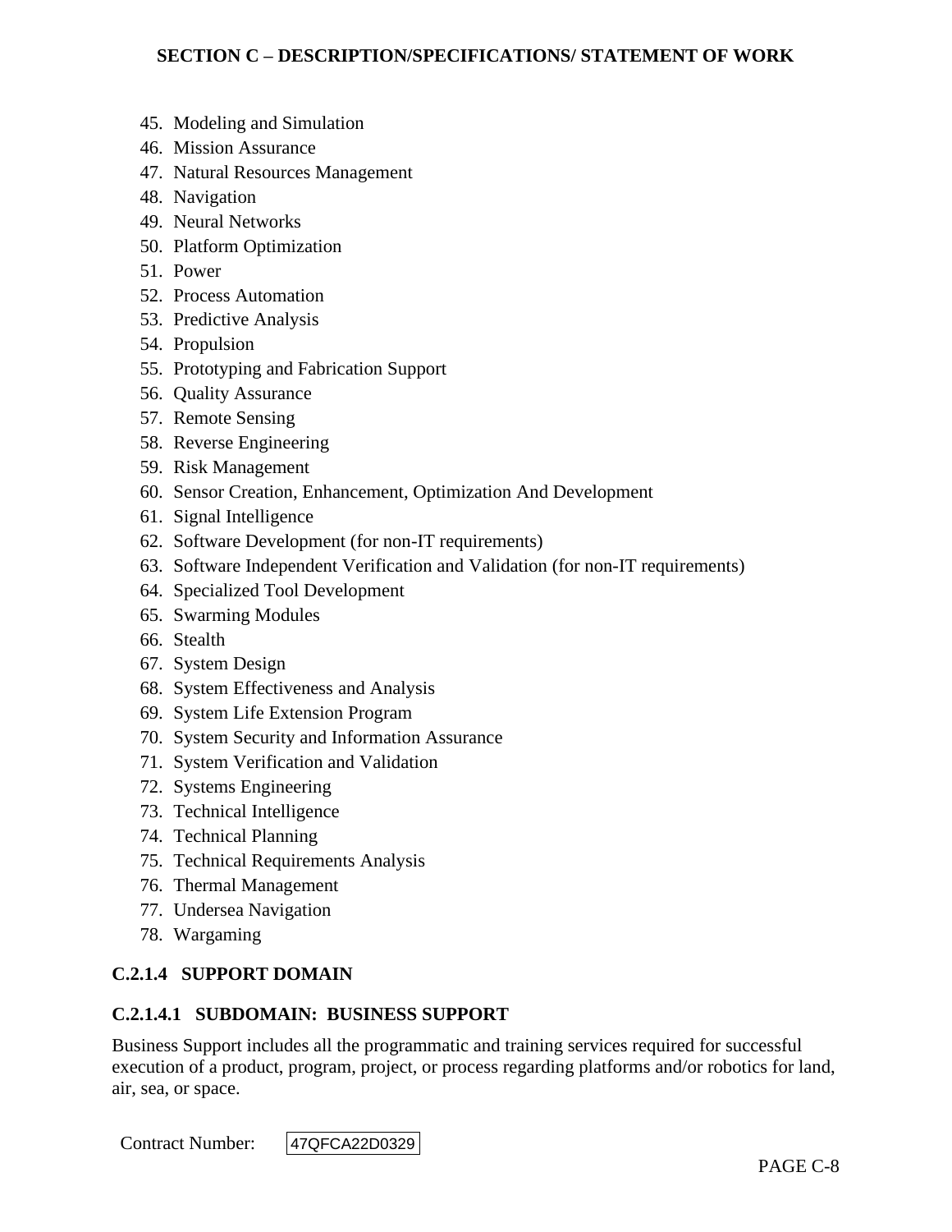45. Modeling and Simulation
46. Mission Assurance
47. Natural Resources Management
48. Navigation
49. Neural Networks
50. Platform Optimization
51. Power
52. Process Automation
53. Predictive Analysis
54. Propulsion
55. Prototyping and Fabrication Support
56. Quality Assurance
57. Remote Sensing
58. Reverse Engineering
59. Risk Management
60. Sensor Creation, Enhancement, Optimization And Development
61. Signal Intelligence
62. Software Development (for non-IT requirements)
63. Software Independent Verification and Validation (for non-IT requirements)
64. Specialized Tool Development
65. Swarming Modules
66. Stealth
67. System Design
68. System Effectiveness and Analysis
69. System Life Extension Program
70. System Security and Information Assurance
71. System Verification and Validation
72. Systems Engineering
73. Technical Intelligence
74. Technical Planning
75. Technical Requirements Analysis
76. Thermal Management
77. Undersea Navigation
78. Wargaming

### C.2.1.4 SUPPORT DOMAIN

#### C.2.1.4.1 SUBDOMAIN: BUSINESS SUPPORT

Business Support includes all the programmatic and training services required for successful execution of a product, program, project, or process regarding platforms and/or robotics for land, air, sea, or space.

Contract Number: 47QFCA22D0329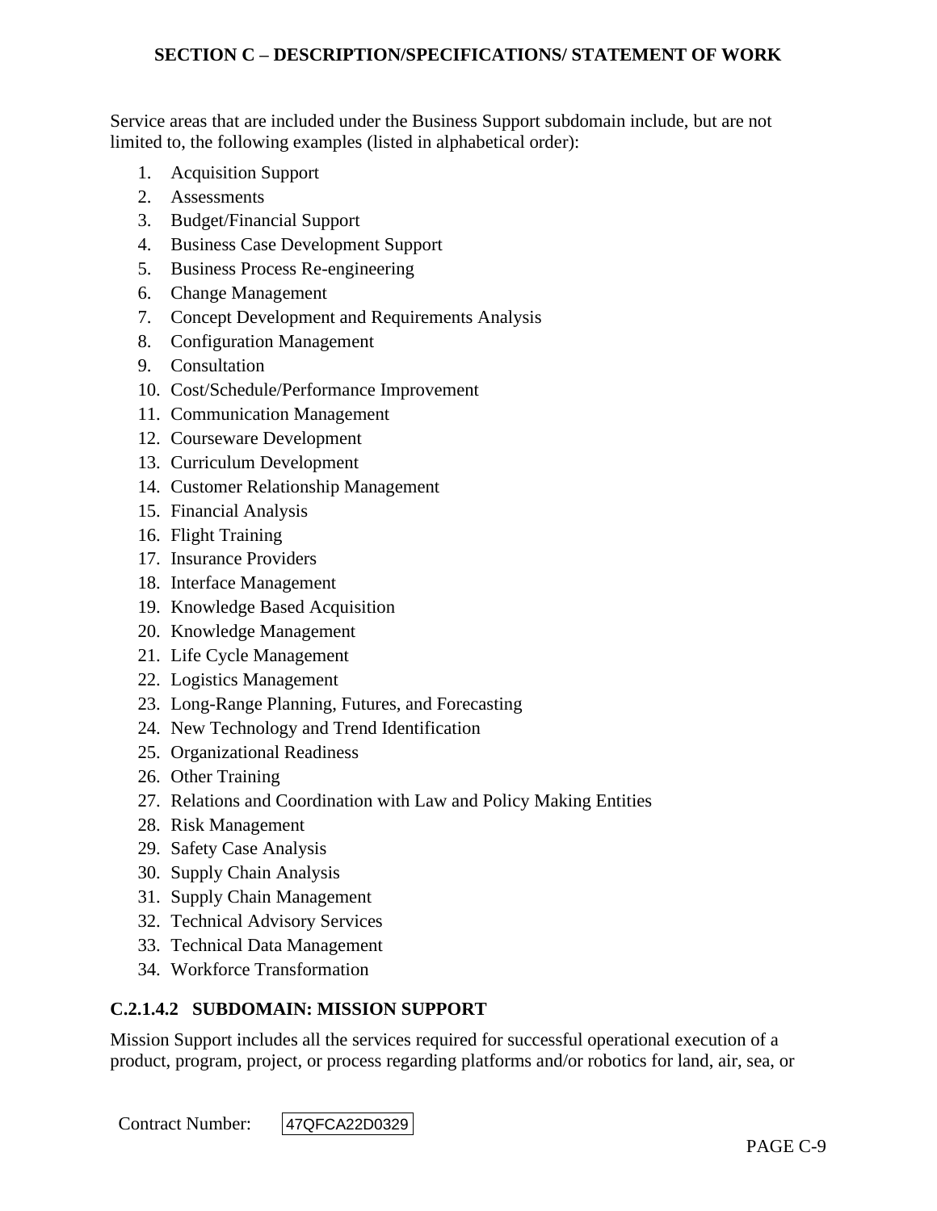Service areas that are included under the Business Support subdomain include, but are not limited to, the following examples (listed in alphabetical order):

1. Acquisition Support
2. Assessments
3. Budget/Financial Support
4. Business Case Development Support
5. Business Process Re-engineering
6. Change Management
7. Concept Development and Requirements Analysis
8. Configuration Management
9. Consultation
10. Cost/Schedule/Performance Improvement
11. Communication Management
12. Courseware Development
13. Curriculum Development
14. Customer Relationship Management
15. Financial Analysis
16. Flight Training
17. Insurance Providers
18. Interface Management
19. Knowledge Based Acquisition
20. Knowledge Management
21. Life Cycle Management
22. Logistics Management
23. Long-Range Planning, Futures, and Forecasting
24. New Technology and Trend Identification
25. Organizational Readiness
26. Other Training
27. Relations and Coordination with Law and Policy Making Entities
28. Risk Management
29. Safety Case Analysis
30. Supply Chain Analysis
31. Supply Chain Management
32. Technical Advisory Services
33. Technical Data Management
34. Workforce Transformation

### C.2.1.4.2 SUBDOMAIN: MISSION SUPPORT

Mission Support includes all the services required for successful operational execution of a product, program, project, or process regarding platforms and/or robotics for land, air, sea, or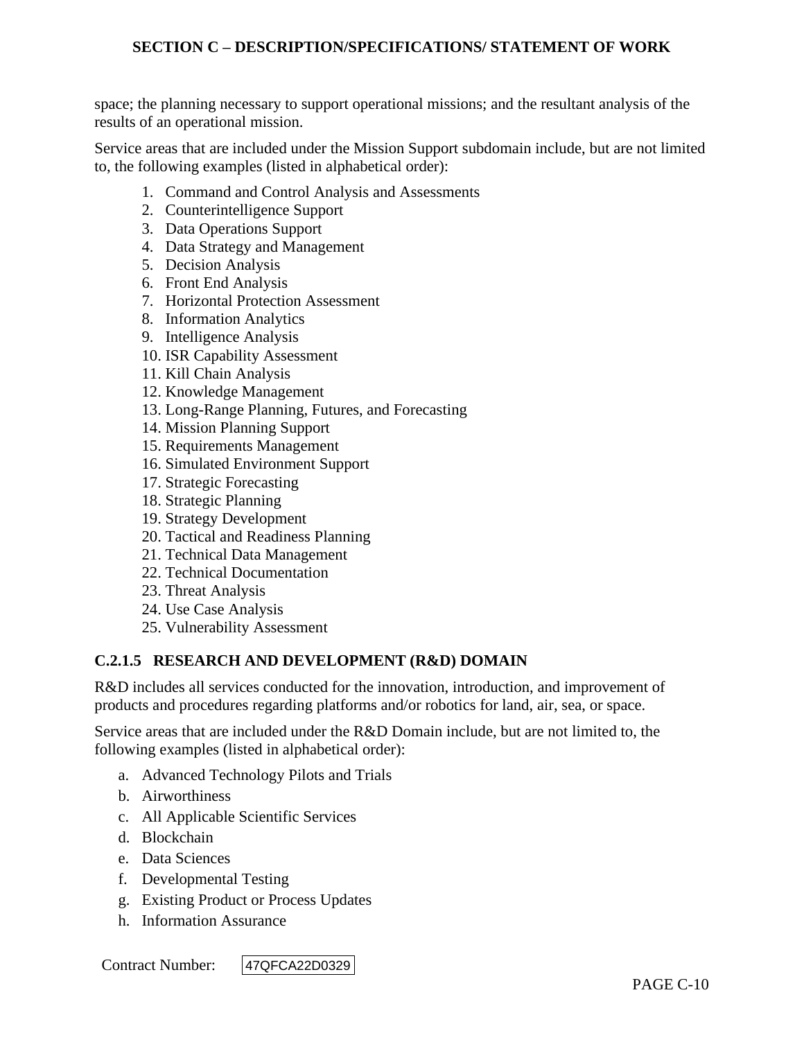space; the planning necessary to support operational missions; and the resultant analysis of the results of an operational mission.

Service areas that are included under the Mission Support subdomain include, but are not limited to, the following examples (listed in alphabetical order):

1. Command and Control Analysis and Assessments
2. Counterintelligence Support
3. Data Operations Support
4. Data Strategy and Management
5. Decision Analysis
6. Front End Analysis
7. Horizontal Protection Assessment
8. Information Analytics
9. Intelligence Analysis
10. ISR Capability Assessment
11. Kill Chain Analysis
12. Knowledge Management
13. Long-Range Planning, Futures, and Forecasting
14. Mission Planning Support
15. Requirements Management
16. Simulated Environment Support
17. Strategic Forecasting
18. Strategic Planning
19. Strategy Development
20. Tactical and Readiness Planning
21. Technical Data Management
22. Technical Documentation
23. Threat Analysis
24. Use Case Analysis
25. Vulnerability Assessment

### C.2.1.5 RESEARCH AND DEVELOPMENT (R&D) DOMAIN

R&D includes all services conducted for the innovation, introduction, and improvement of products and procedures regarding platforms and/or robotics for land, air, sea, or space.

Service areas that are included under the R&D Domain include, but are not limited to, the following examples (listed in alphabetical order):

a. Advanced Technology Pilots and Trials
b. Airworthiness
c. All Applicable Scientific Services
d. Blockchain
e. Data Sciences
f. Developmental Testing
g. Existing Product or Process Updates
h. Information Assurance

Contract Number: 47QFCA22D0329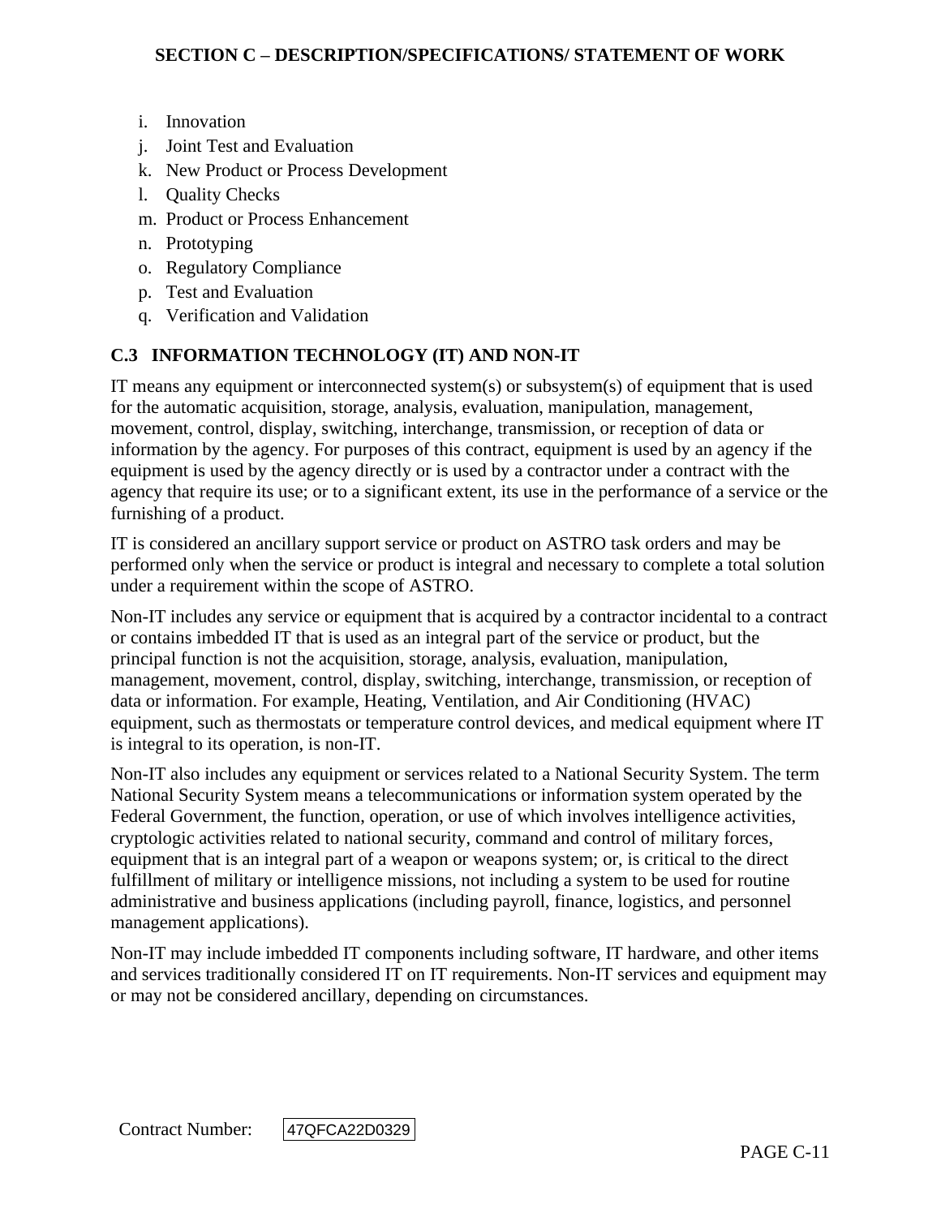i. Innovation
j. Joint Test and Evaluation
k. New Product or Process Development
l. Quality Checks
m. Product or Process Enhancement
n. Prototyping
o. Regulatory Compliance
p. Test and Evaluation
q. Verification and Validation

## C.3 INFORMATION TECHNOLOGY (IT) AND NON-IT

IT means any equipment or interconnected system(s) or subsystem(s) of equipment that is used for the automatic acquisition, storage, analysis, evaluation, manipulation, management, movement, control, display, switching, interchange, transmission, or reception of data or information by the agency. For purposes of this contract, equipment is used by an agency if the equipment is used by the agency directly or is used by a contractor under a contract with the agency that require its use; or to a significant extent, its use in the performance of a service or the furnishing of a product.

IT is considered an ancillary support service or product on ASTRO task orders and may be performed only when the service or product is integral and necessary to complete a total solution under a requirement within the scope of ASTRO.

Non-IT includes any service or equipment that is acquired by a contractor incidental to a contract or contains imbedded IT that is used as an integral part of the service or product, but the principal function is not the acquisition, storage, analysis, evaluation, manipulation, management, movement, control, display, switching, interchange, transmission, or reception of data or information. For example, Heating, Ventilation, and Air Conditioning (HVAC) equipment, such as thermostats or temperature control devices, and medical equipment where IT is integral to its operation, is non-IT.

Non-IT also includes any equipment or services related to a National Security System. The term National Security System means a telecommunications or information system operated by the Federal Government, the function, operation, or use of which involves intelligence activities, cryptologic activities related to national security, command and control of military forces, equipment that is an integral part of a weapon or weapons system; or, is critical to the direct fulfillment of military or intelligence missions, not including a system to be used for routine administrative and business applications (including payroll, finance, logistics, and personnel management applications).

Non-IT may include imbedded IT components including software, IT hardware, and other items and services traditionally considered IT on IT requirements. Non-IT services and equipment may or may not be considered ancillary, depending on circumstances.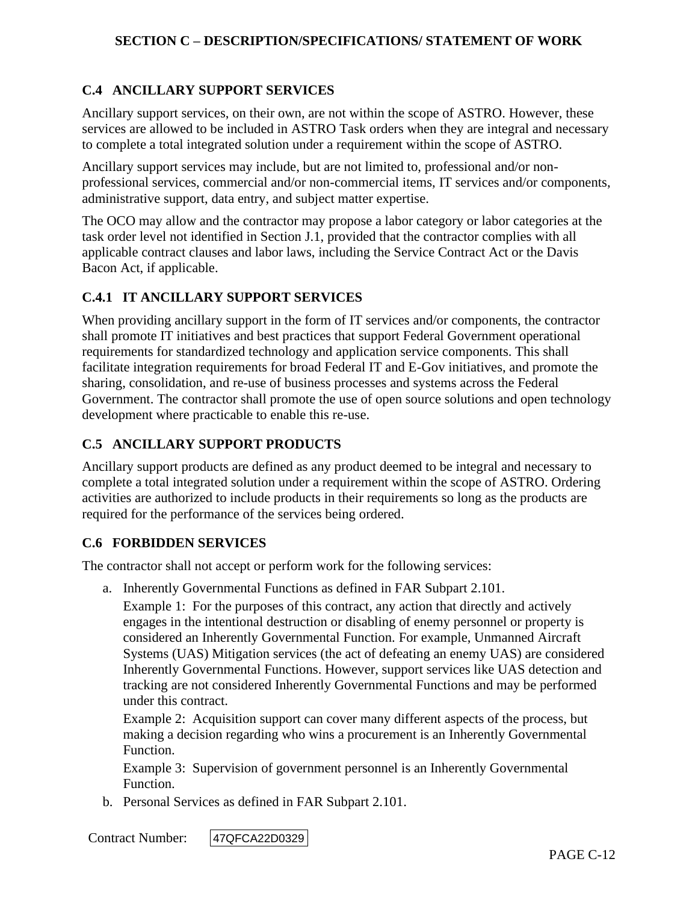### C.4 ANCILLARY SUPPORT SERVICES

Ancillary support services, on their own, are not within the scope of ASTRO. However, these services are allowed to be included in ASTRO Task orders when they are integral and necessary to complete a total integrated solution under a requirement within the scope of ASTRO.

Ancillary support services may include, but are not limited to, professional and/or non-professional services, commercial and/or non-commercial items, IT services and/or components, administrative support, data entry, and subject matter expertise.

The OCO may allow and the contractor may propose a labor category or labor categories at the task order level not identified in Section J.1, provided that the contractor complies with all applicable contract clauses and labor laws, including the Service Contract Act or the Davis Bacon Act, if applicable.

### C.4.1 IT ANCILLARY SUPPORT SERVICES

When providing ancillary support in the form of IT services and/or components, the contractor shall promote IT initiatives and best practices that support Federal Government operational requirements for standardized technology and application service components. This shall facilitate integration requirements for broad Federal IT and E-Gov initiatives, and promote the sharing, consolidation, and re-use of business processes and systems across the Federal Government. The contractor shall promote the use of open source solutions and open technology development where practicable to enable this re-use.

### C.5 ANCILLARY SUPPORT PRODUCTS

Ancillary support products are defined as any product deemed to be integral and necessary to complete a total integrated solution under a requirement within the scope of ASTRO. Ordering activities are authorized to include products in their requirements so long as the products are required for the performance of the services being ordered.

### C.6 FORBIDDEN SERVICES

The contractor shall not accept or perform work for the following services:

a. Inherently Governmental Functions as defined in FAR Subpart 2.101.

   Example 1: For the purposes of this contract, any action that directly and actively engages in the intentional destruction or disabling of enemy personnel or property is considered an Inherently Governmental Function. For example, Unmanned Aircraft Systems (UAS) Mitigation services (the act of defeating an enemy UAS) are considered Inherently Governmental Functions. However, support services like UAS detection and tracking are not considered Inherently Governmental Functions and may be performed under this contract.

   Example 2: Acquisition support can cover many different aspects of the process, but making a decision regarding who wins a procurement is an Inherently Governmental Function.

   Example 3: Supervision of government personnel is an Inherently Governmental Function.

b. Personal Services as defined in FAR Subpart 2.101.

Contract Number: 47QFCA22D0329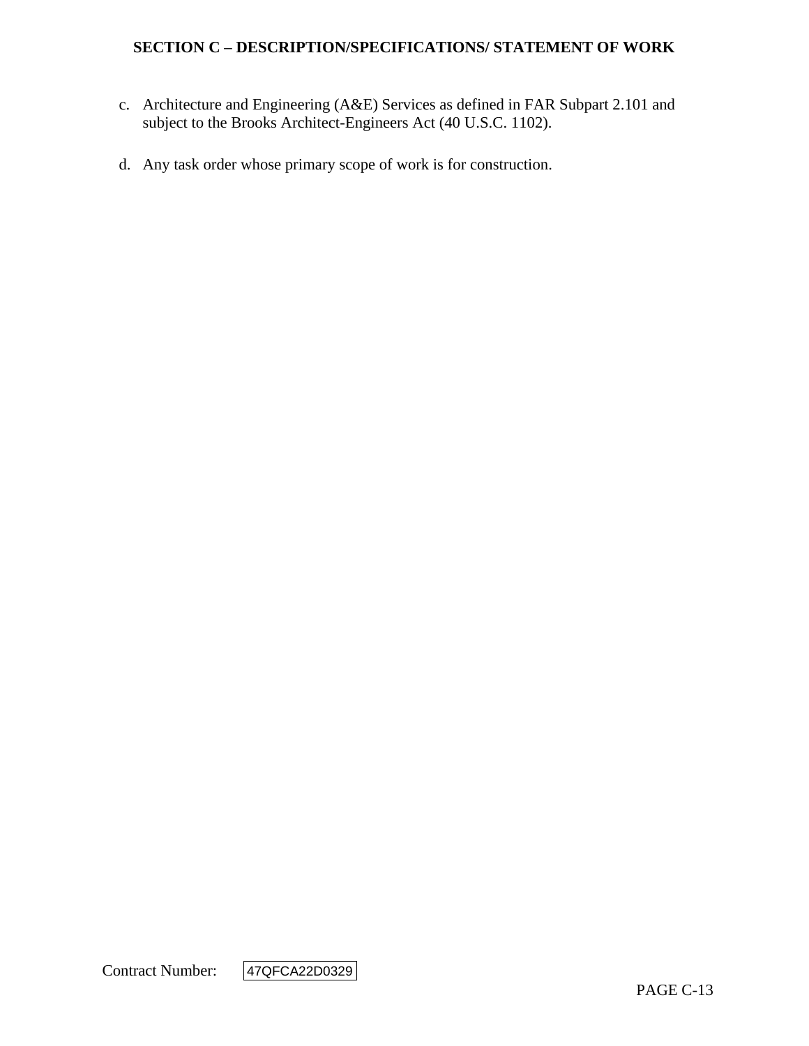c. Architecture and Engineering (A&E) Services as defined in FAR Subpart 2.101 and subject to the Brooks Architect-Engineers Act (40 U.S.C. 1102).

d. Any task order whose primary scope of work is for construction.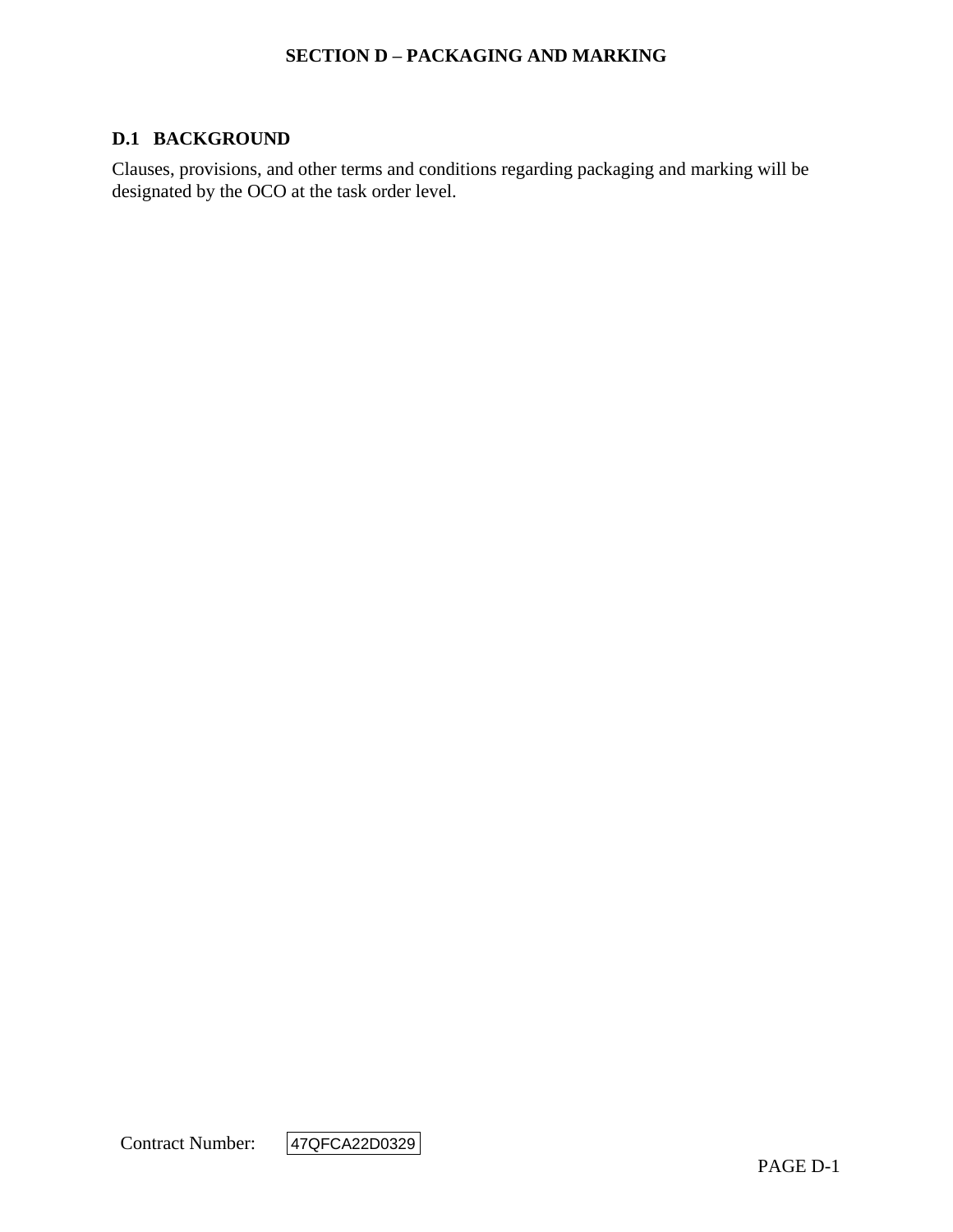# SECTION D – PACKAGING AND MARKING

## D.1 BACKGROUND

Clauses, provisions, and other terms and conditions regarding packaging and marking will be designated by the OCO at the task order level.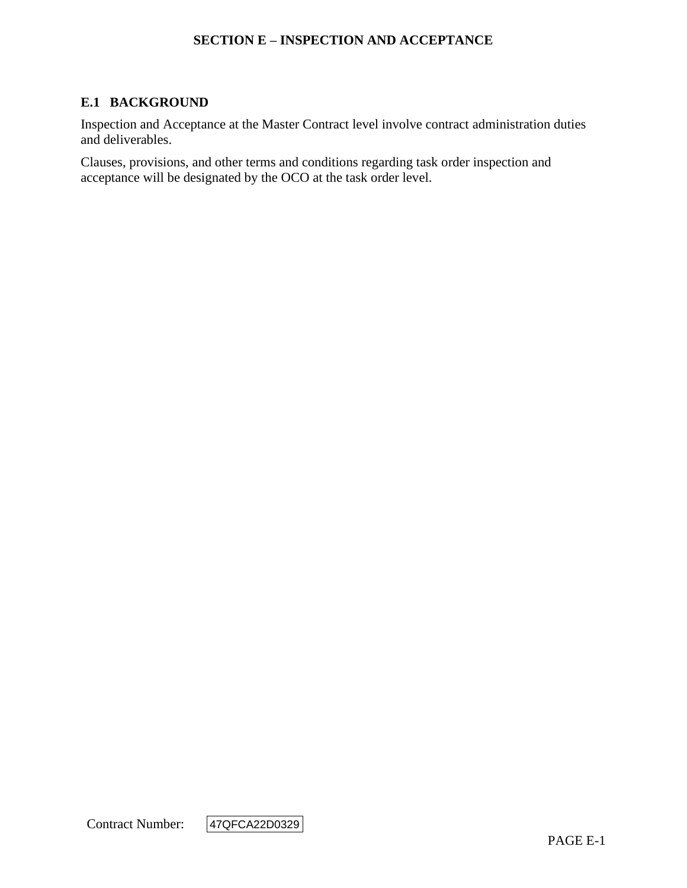# SECTION E – INSPECTION AND ACCEPTANCE

## E.1 BACKGROUND

Inspection and Acceptance at the Master Contract level involve contract administration duties and deliverables.

Clauses, provisions, and other terms and conditions regarding task order inspection and acceptance will be designated by the OCO at the task order level.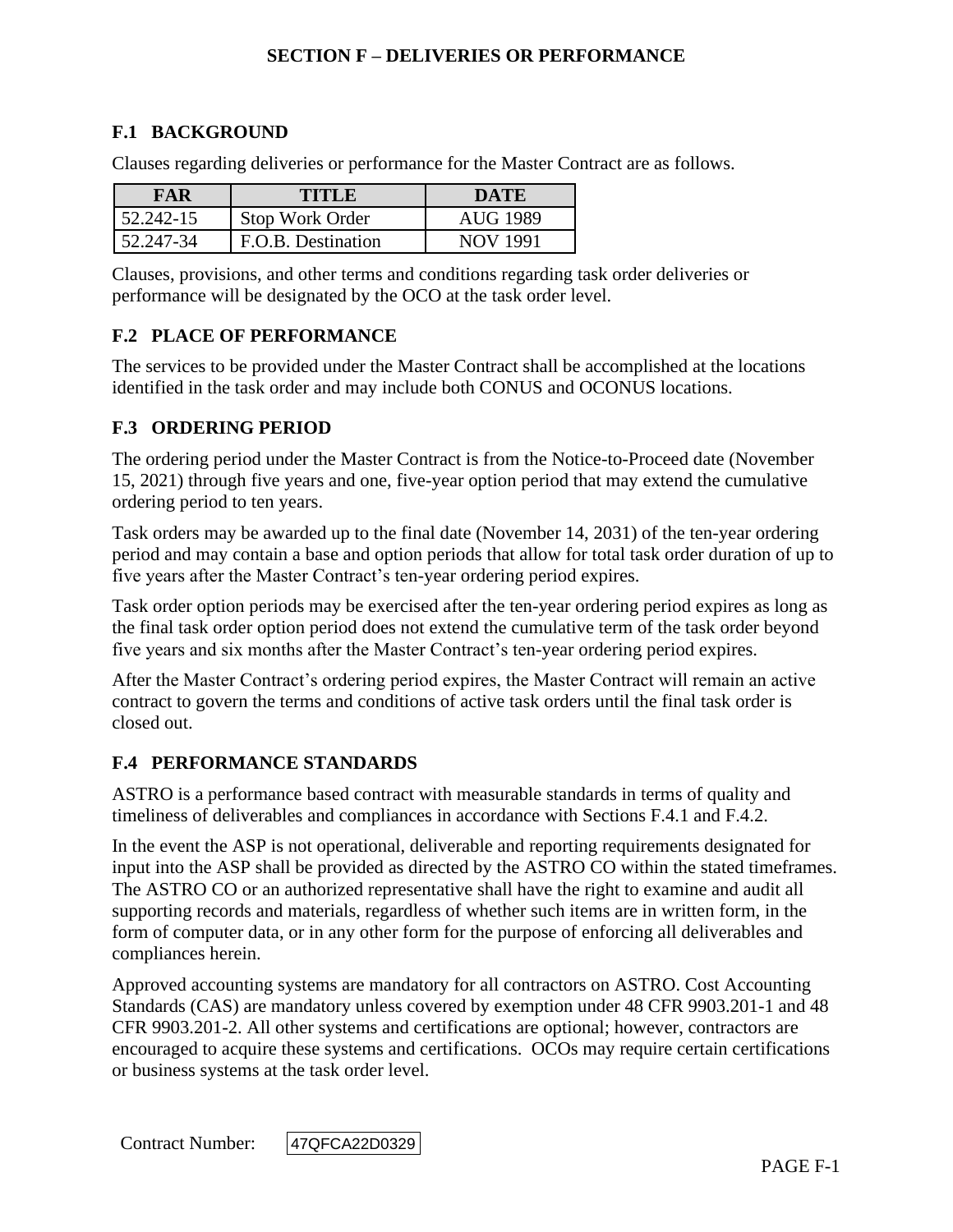# SECTION F – DELIVERIES OR PERFORMANCE

## F.1 BACKGROUND

Clauses regarding deliveries or performance for the Master Contract are as follows.

| FAR | TITLE | DATE |
|---|---|---|
| 52.242-15 | Stop Work Order | AUG 1989 |
| 52.247-34 | F.O.B. Destination | NOV 1991 |

Clauses, provisions, and other terms and conditions regarding task order deliveries or performance will be designated by the OCO at the task order level.

## F.2 PLACE OF PERFORMANCE

The services to be provided under the Master Contract shall be accomplished at the locations identified in the task order and may include both CONUS and OCONUS locations.

## F.3 ORDERING PERIOD

The ordering period under the Master Contract is from the Notice-to-Proceed date (November 15, 2021) through five years and one, five-year option period that may extend the cumulative ordering period to ten years.

Task orders may be awarded up to the final date (November 14, 2031) of the ten-year ordering period and may contain a base and option periods that allow for total task order duration of up to five years after the Master Contract's ten-year ordering period expires.

Task order option periods may be exercised after the ten-year ordering period expires as long as the final task order option period does not extend the cumulative term of the task order beyond five years and six months after the Master Contract's ten-year ordering period expires.

After the Master Contract's ordering period expires, the Master Contract will remain an active contract to govern the terms and conditions of active task orders until the final task order is closed out.

## F.4 PERFORMANCE STANDARDS

ASTRO is a performance based contract with measurable standards in terms of quality and timeliness of deliverables and compliances in accordance with Sections F.4.1 and F.4.2.

In the event the ASP is not operational, deliverable and reporting requirements designated for input into the ASP shall be provided as directed by the ASTRO CO within the stated timeframes. The ASTRO CO or an authorized representative shall have the right to examine and audit all supporting records and materials, regardless of whether such items are in written form, in the form of computer data, or in any other form for the purpose of enforcing all deliverables and compliances herein.

Approved accounting systems are mandatory for all contractors on ASTRO. Cost Accounting Standards (CAS) are mandatory unless covered by exemption under 48 CFR 9903.201-1 and 48 CFR 9903.201-2. All other systems and certifications are optional; however, contractors are encouraged to acquire these systems and certifications. OCOs may require certain certifications or business systems at the task order level.

Contract Number: 47QFCA22D0329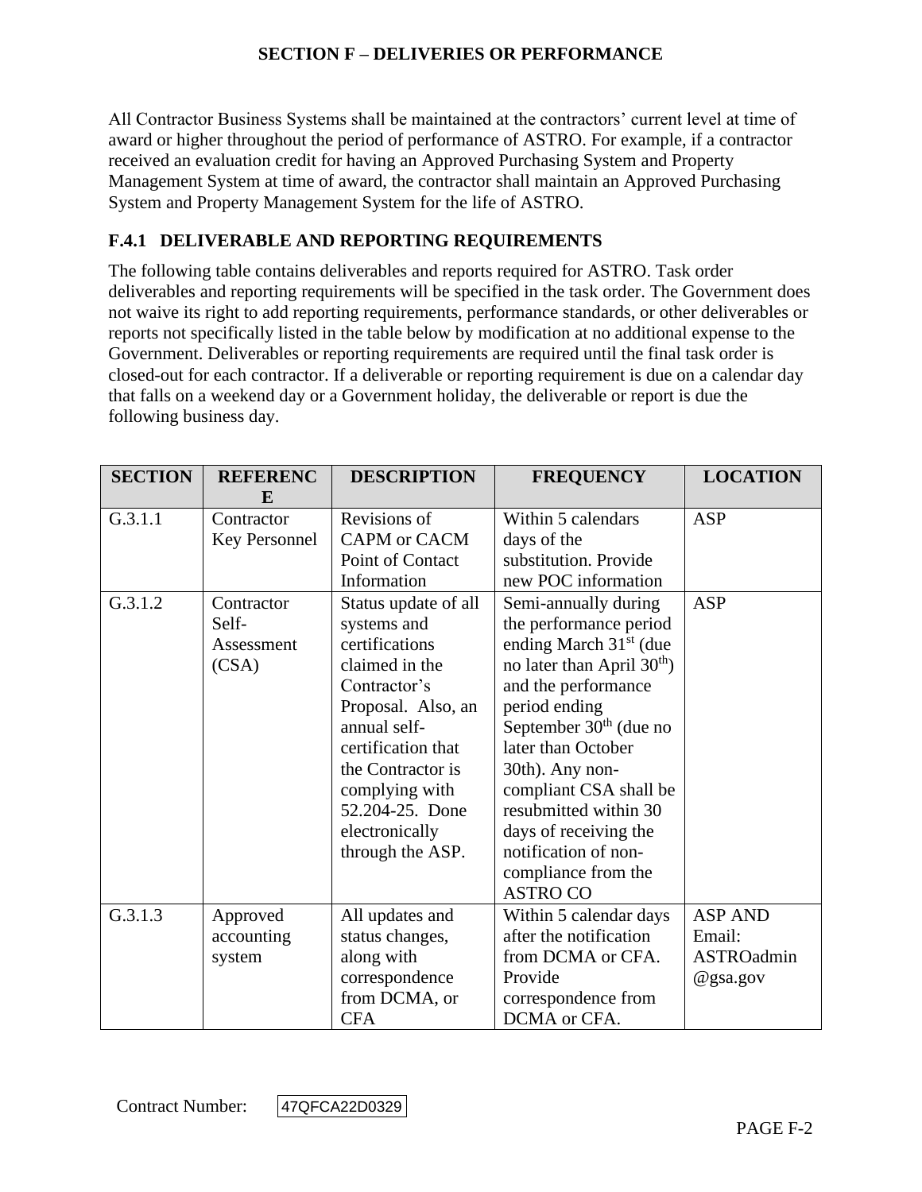## SECTION F – DELIVERIES OR PERFORMANCE

All Contractor Business Systems shall be maintained at the contractors' current level at time of award or higher throughout the period of performance of ASTRO. For example, if a contractor received an evaluation credit for having an Approved Purchasing System and Property Management System at time of award, the contractor shall maintain an Approved Purchasing System and Property Management System for the life of ASTRO.

### F.4.1 DELIVERABLE AND REPORTING REQUIREMENTS

The following table contains deliverables and reports required for ASTRO. Task order deliverables and reporting requirements will be specified in the task order. The Government does not waive its right to add reporting requirements, performance standards, or other deliverables or reports not specifically listed in the table below by modification at no additional expense to the Government. Deliverables or reporting requirements are required until the final task order is closed-out for each contractor. If a deliverable or reporting requirement is due on a calendar day that falls on a weekend day or a Government holiday, the deliverable or report is due the following business day.

| SECTION | REFERENCE | DESCRIPTION | FREQUENCY | LOCATION |
|---|---|---|---|---|
| G.3.1.1 | Contractor Key Personnel | Revisions of CAPM or CACM Point of Contact Information | Within 5 calendars days of the substitution. Provide new POC information | ASP |
| G.3.1.2 | Contractor Self-Assessment (CSA) | Status update of all systems and certifications claimed in the Contractor's Proposal. Also, an annual self-certification that the Contractor is complying with 52.204-25. Done electronically through the ASP. | Semi-annually during the performance period ending March 31st (due no later than April 30th) and the performance period ending September 30th (due no later than October 30th). Any non-compliant CSA shall be resubmitted within 30 days of receiving the notification of non-compliance from the ASTRO CO | ASP |
| G.3.1.3 | Approved accounting system | All updates and status changes, along with correspondence from DCMA, or CFA | Within 5 calendar days after the notification from DCMA or CFA. Provide correspondence from DCMA or CFA. | ASP AND Email: ASTROadmin@gsa.gov |

Contract Number: 47QFCA22D0329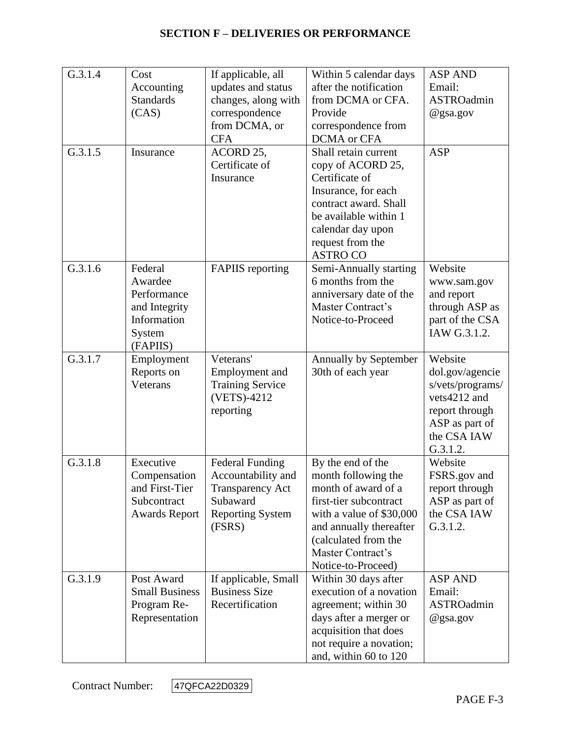## SECTION F – DELIVERIES OR PERFORMANCE

| | | | | |
|---|---|---|---|---|
| G.3.1.4 | Cost Accounting Standards (CAS) | If applicable, all updates and status changes, along with correspondence from DCMA, or CFA | Within 5 calendar days after the notification from DCMA or CFA. Provide correspondence from DCMA or CFA | ASP AND Email: ASTROadmin @gsa.gov |
| G.3.1.5 | Insurance | ACORD 25, Certificate of Insurance | Shall retain current copy of ACORD 25, Certificate of Insurance, for each contract award. Shall be available within 1 calendar day upon request from the ASTRO CO | ASP |
| G.3.1.6 | Federal Awardee Performance and Integrity Information System (FAPIIS) | FAPIIS reporting | Semi-Annually starting 6 months from the anniversary date of the Master Contract's Notice-to-Proceed | Website www.sam.gov and report through ASP as part of the CSA IAW G.3.1.2. |
| G.3.1.7 | Employment Reports on Veterans | Veterans' Employment and Training Service (VETS)-4212 reporting | Annually by September 30th of each year | Website dol.gov/agencies/vets/programs/vets4212 and report through ASP as part of the CSA IAW G.3.1.2. |
| G.3.1.8 | Executive Compensation and First-Tier Subcontract Awards Report | Federal Funding Accountability and Transparency Act Subaward Reporting System (FSRS) | By the end of the month following the month of award of a first-tier subcontract with a value of $30,000 and annually thereafter (calculated from the Master Contract's Notice-to-Proceed) | Website FSRS.gov and report through ASP as part of the CSA IAW G.3.1.2. |
| G.3.1.9 | Post Award Small Business Program Re-Representation | If applicable, Small Business Size Recertification | Within 30 days after execution of a novation agreement; within 30 days after a merger or acquisition that does not require a novation; and, within 60 to 120 | ASP AND Email: ASTROadmin @gsa.gov |

Contract Number: 47QFCA22D0329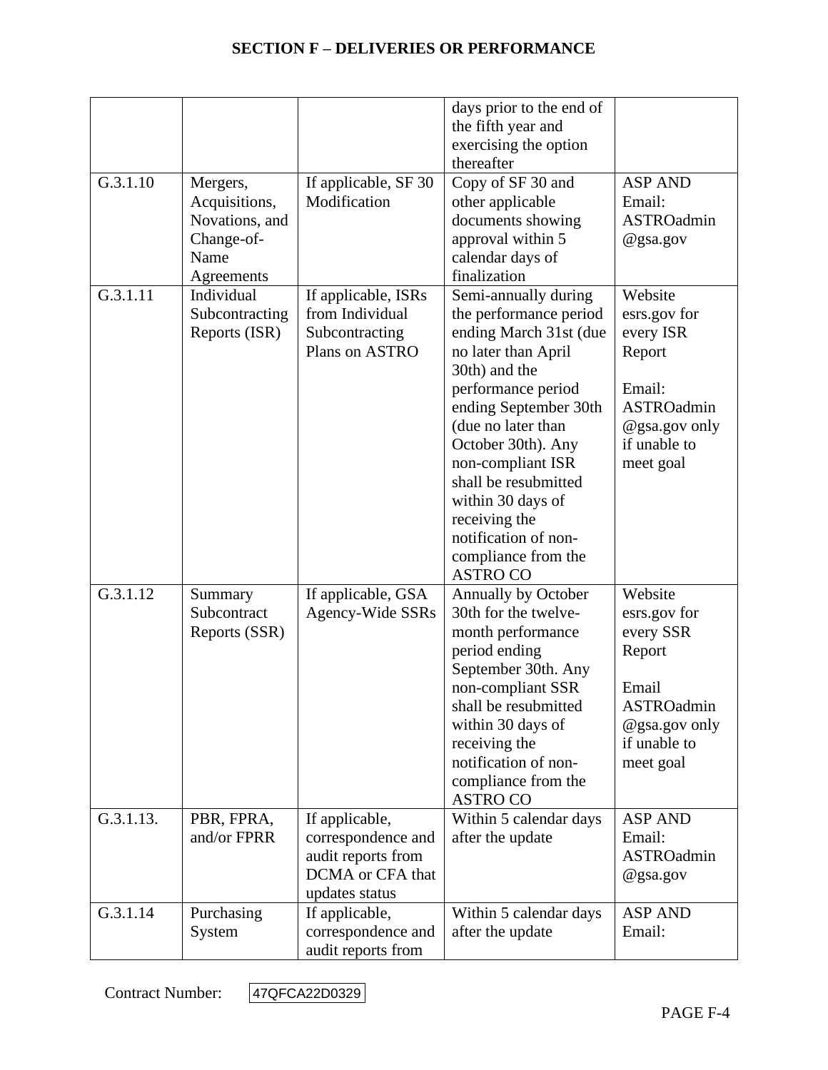## SECTION F – DELIVERIES OR PERFORMANCE

| | | | | |
|---|---|---|---|---|
| | | | days prior to the end of the fifth year and exercising the option thereafter | |
| G.3.1.10 | Mergers, Acquisitions, Novations, and Change-of-Name Agreements | If applicable, SF 30 Modification | Copy of SF 30 and other applicable documents showing approval within 5 calendar days of finalization | ASP AND Email: ASTROadmin @gsa.gov |
| G.3.1.11 | Individual Subcontracting Reports (ISR) | If applicable, ISRs from Individual Subcontracting Plans on ASTRO | Semi-annually during the performance period ending March 31st (due no later than April 30th) and the performance period ending September 30th (due no later than October 30th). Any non-compliant ISR shall be resubmitted within 30 days of receiving the notification of non-compliance from the ASTRO CO | Website esrs.gov for every ISR Report<br><br>Email: ASTROadmin @gsa.gov only if unable to meet goal |
| G.3.1.12 | Summary Subcontract Reports (SSR) | If applicable, GSA Agency-Wide SSRs | Annually by October 30th for the twelve-month performance period ending September 30th. Any non-compliant SSR shall be resubmitted within 30 days of receiving the notification of non-compliance from the ASTRO CO | Website esrs.gov for every SSR Report<br><br>Email ASTROadmin @gsa.gov only if unable to meet goal |
| G.3.1.13. | PBR, FPRA, and/or FPRR | If applicable, correspondence and audit reports from DCMA or CFA that updates status | Within 5 calendar days after the update | ASP AND Email: ASTROadmin @gsa.gov |
| G.3.1.14 | Purchasing System | If applicable, correspondence and audit reports from | Within 5 calendar days after the update | ASP AND Email: |

Contract Number: 47QFCA22D0329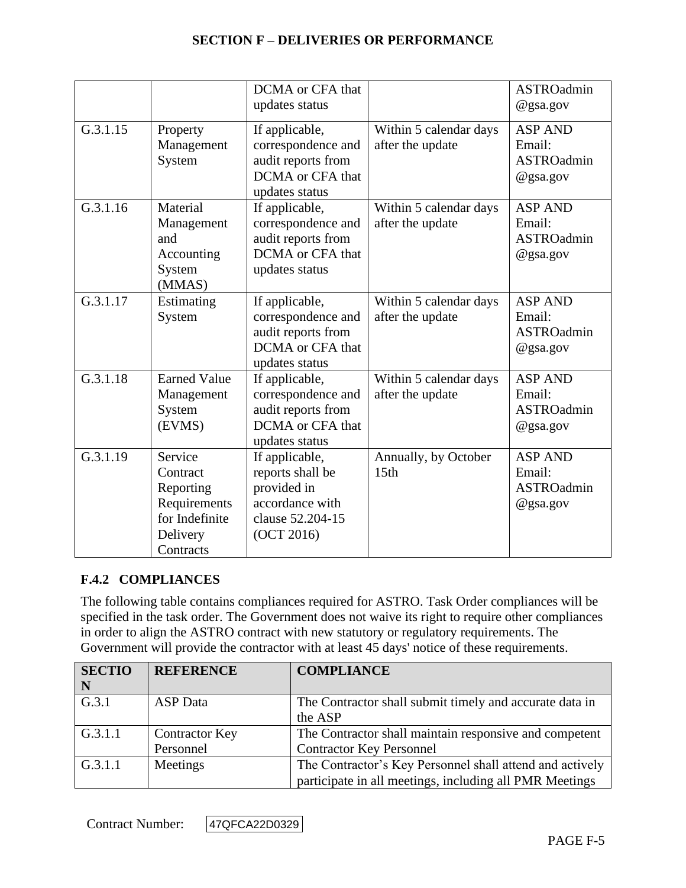| | | DCMA or CFA that updates status | | ASTROadmin @gsa.gov |
|---|---|---|---|---|
| G.3.1.15 | Property Management System | If applicable, correspondence and audit reports from DCMA or CFA that updates status | Within 5 calendar days after the update | ASP AND Email: ASTROadmin @gsa.gov |
| G.3.1.16 | Material Management and Accounting System (MMAS) | If applicable, correspondence and audit reports from DCMA or CFA that updates status | Within 5 calendar days after the update | ASP AND Email: ASTROadmin @gsa.gov |
| G.3.1.17 | Estimating System | If applicable, correspondence and audit reports from DCMA or CFA that updates status | Within 5 calendar days after the update | ASP AND Email: ASTROadmin @gsa.gov |
| G.3.1.18 | Earned Value Management System (EVMS) | If applicable, correspondence and audit reports from DCMA or CFA that updates status | Within 5 calendar days after the update | ASP AND Email: ASTROadmin @gsa.gov |
| G.3.1.19 | Service Contract Reporting Requirements for Indefinite Delivery Contracts | If applicable, reports shall be provided in accordance with clause 52.204-15 (OCT 2016) | Annually, by October 15th | ASP AND Email: ASTROadmin @gsa.gov |

### F.4.2 COMPLIANCES

The following table contains compliances required for ASTRO. Task Order compliances will be specified in the task order. The Government does not waive its right to require other compliances in order to align the ASTRO contract with new statutory or regulatory requirements. The Government will provide the contractor with at least 45 days' notice of these requirements.

| SECTION | REFERENCE | COMPLIANCE |
|---|---|---|
| G.3.1 | ASP Data | The Contractor shall submit timely and accurate data in the ASP |
| G.3.1.1 | Contractor Key Personnel | The Contractor shall maintain responsive and competent Contractor Key Personnel |
| G.3.1.1 | Meetings | The Contractor's Key Personnel shall attend and actively participate in all meetings, including all PMR Meetings |

Contract Number: 47QFCA22D0329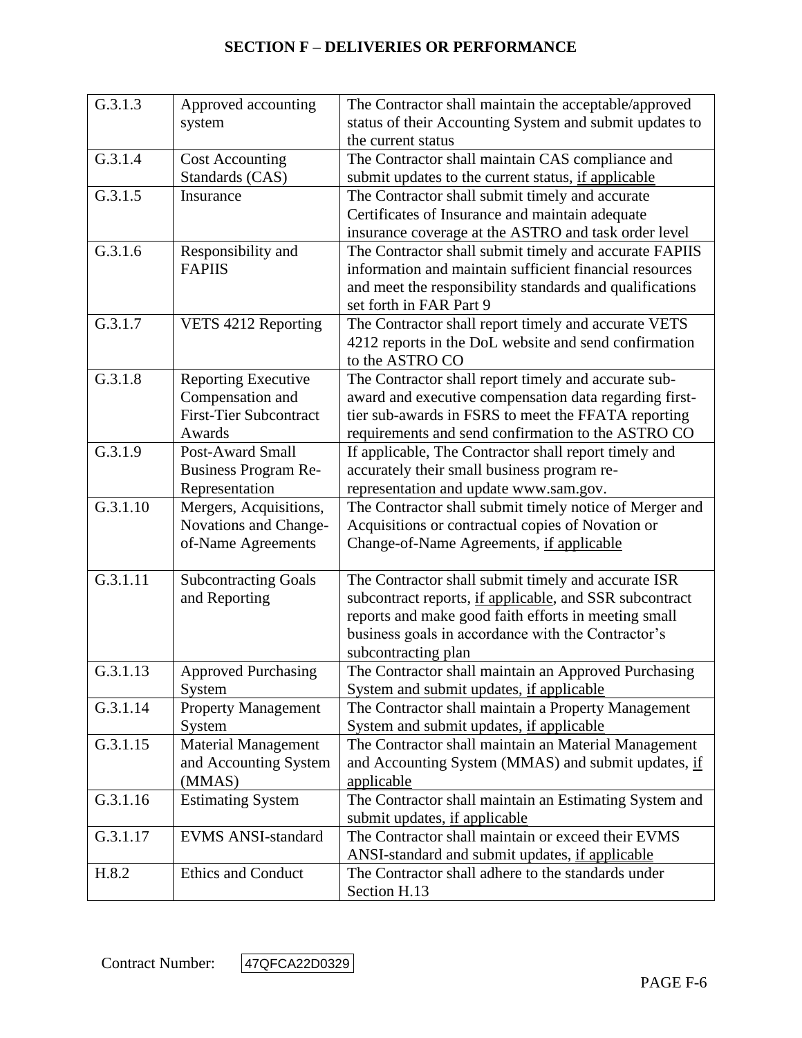# SECTION F – DELIVERIES OR PERFORMANCE

| | | |
|---|---|---|
| G.3.1.3 | Approved accounting system | The Contractor shall maintain the acceptable/approved status of their Accounting System and submit updates to the current status |
| G.3.1.4 | Cost Accounting Standards (CAS) | The Contractor shall maintain CAS compliance and submit updates to the current status, if applicable |
| G.3.1.5 | Insurance | The Contractor shall submit timely and accurate Certificates of Insurance and maintain adequate insurance coverage at the ASTRO and task order level |
| G.3.1.6 | Responsibility and FAPIIS | The Contractor shall submit timely and accurate FAPIIS information and maintain sufficient financial resources and meet the responsibility standards and qualifications set forth in FAR Part 9 |
| G.3.1.7 | VETS 4212 Reporting | The Contractor shall report timely and accurate VETS 4212 reports in the DoL website and send confirmation to the ASTRO CO |
| G.3.1.8 | Reporting Executive Compensation and First-Tier Subcontract Awards | The Contractor shall report timely and accurate sub-award and executive compensation data regarding first-tier sub-awards in FSRS to meet the FFATA reporting requirements and send confirmation to the ASTRO CO |
| G.3.1.9 | Post-Award Small Business Program Re-Representation | If applicable, The Contractor shall report timely and accurately their small business program re-representation and update www.sam.gov. |
| G.3.1.10 | Mergers, Acquisitions, Novations and Change-of-Name Agreements | The Contractor shall submit timely notice of Merger and Acquisitions or contractual copies of Novation or Change-of-Name Agreements, if applicable |
| G.3.1.11 | Subcontracting Goals and Reporting | The Contractor shall submit timely and accurate ISR subcontract reports, if applicable, and SSR subcontract reports and make good faith efforts in meeting small business goals in accordance with the Contractor's subcontracting plan |
| G.3.1.13 | Approved Purchasing System | The Contractor shall maintain an Approved Purchasing System and submit updates, if applicable |
| G.3.1.14 | Property Management System | The Contractor shall maintain a Property Management System and submit updates, if applicable |
| G.3.1.15 | Material Management and Accounting System (MMAS) | The Contractor shall maintain an Material Management and Accounting System (MMAS) and submit updates, if applicable |
| G.3.1.16 | Estimating System | The Contractor shall maintain an Estimating System and submit updates, if applicable |
| G.3.1.17 | EVMS ANSI-standard | The Contractor shall maintain or exceed their EVMS ANSI-standard and submit updates, if applicable |
| H.8.2 | Ethics and Conduct | The Contractor shall adhere to the standards under Section H.13 |

Contract Number: 47QFCA22D0329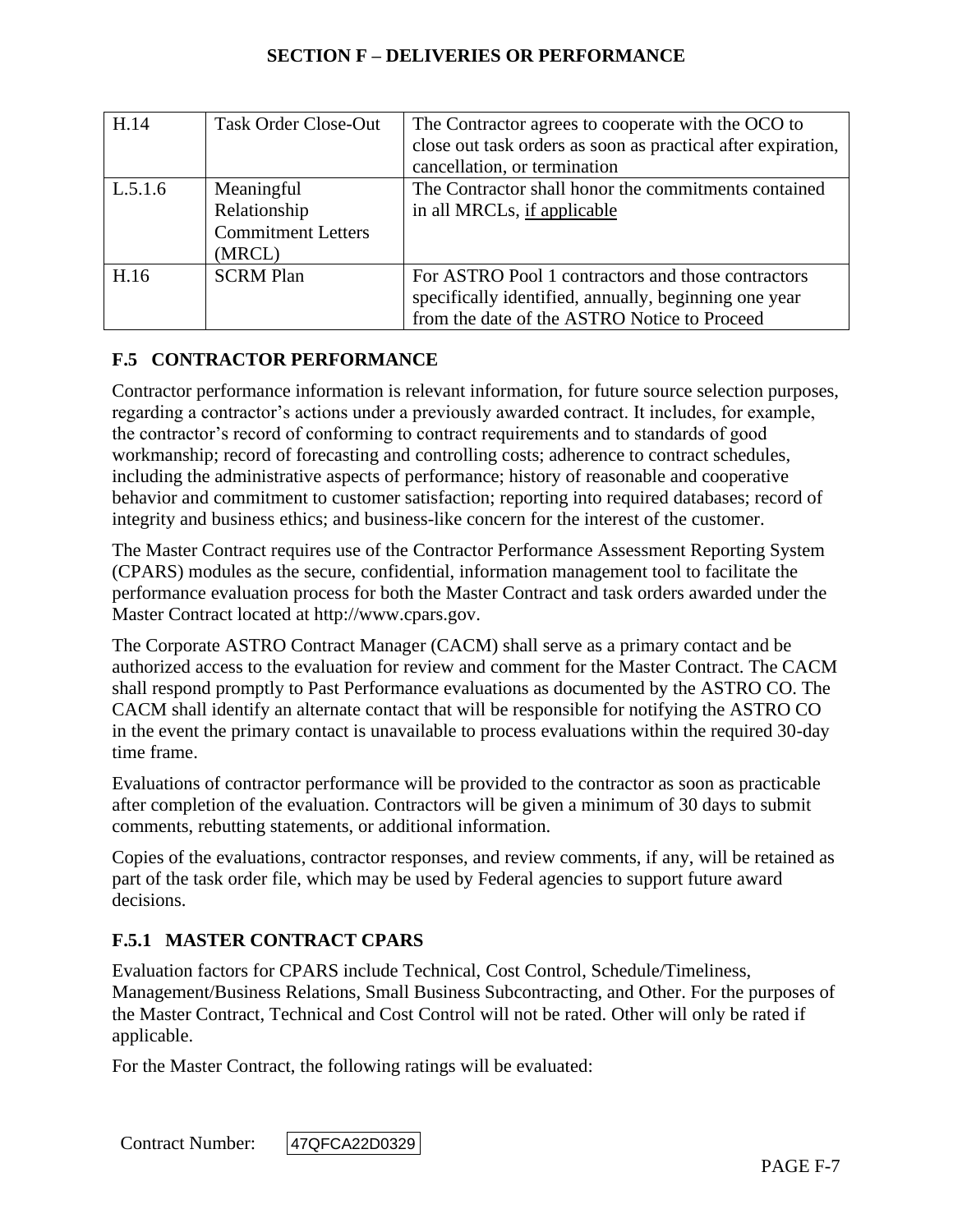| H.14 | Task Order Close-Out | The Contractor agrees to cooperate with the OCO to close out task orders as soon as practical after expiration, cancellation, or termination |
|---|---|---|
| L.5.1.6 | Meaningful Relationship Commitment Letters (MRCL) | The Contractor shall honor the commitments contained in all MRCLs, if applicable |
| H.16 | SCRM Plan | For ASTRO Pool 1 contractors and those contractors specifically identified, annually, beginning one year from the date of the ASTRO Notice to Proceed |

## F.5 CONTRACTOR PERFORMANCE

Contractor performance information is relevant information, for future source selection purposes, regarding a contractor's actions under a previously awarded contract. It includes, for example, the contractor's record of conforming to contract requirements and to standards of good workmanship; record of forecasting and controlling costs; adherence to contract schedules, including the administrative aspects of performance; history of reasonable and cooperative behavior and commitment to customer satisfaction; reporting into required databases; record of integrity and business ethics; and business-like concern for the interest of the customer.

The Master Contract requires use of the Contractor Performance Assessment Reporting System (CPARS) modules as the secure, confidential, information management tool to facilitate the performance evaluation process for both the Master Contract and task orders awarded under the Master Contract located at http://www.cpars.gov.

The Corporate ASTRO Contract Manager (CACM) shall serve as a primary contact and be authorized access to the evaluation for review and comment for the Master Contract. The CACM shall respond promptly to Past Performance evaluations as documented by the ASTRO CO. The CACM shall identify an alternate contact that will be responsible for notifying the ASTRO CO in the event the primary contact is unavailable to process evaluations within the required 30-day time frame.

Evaluations of contractor performance will be provided to the contractor as soon as practicable after completion of the evaluation. Contractors will be given a minimum of 30 days to submit comments, rebutting statements, or additional information.

Copies of the evaluations, contractor responses, and review comments, if any, will be retained as part of the task order file, which may be used by Federal agencies to support future award decisions.

### F.5.1 MASTER CONTRACT CPARS

Evaluation factors for CPARS include Technical, Cost Control, Schedule/Timeliness, Management/Business Relations, Small Business Subcontracting, and Other. For the purposes of the Master Contract, Technical and Cost Control will not be rated. Other will only be rated if applicable.

For the Master Contract, the following ratings will be evaluated: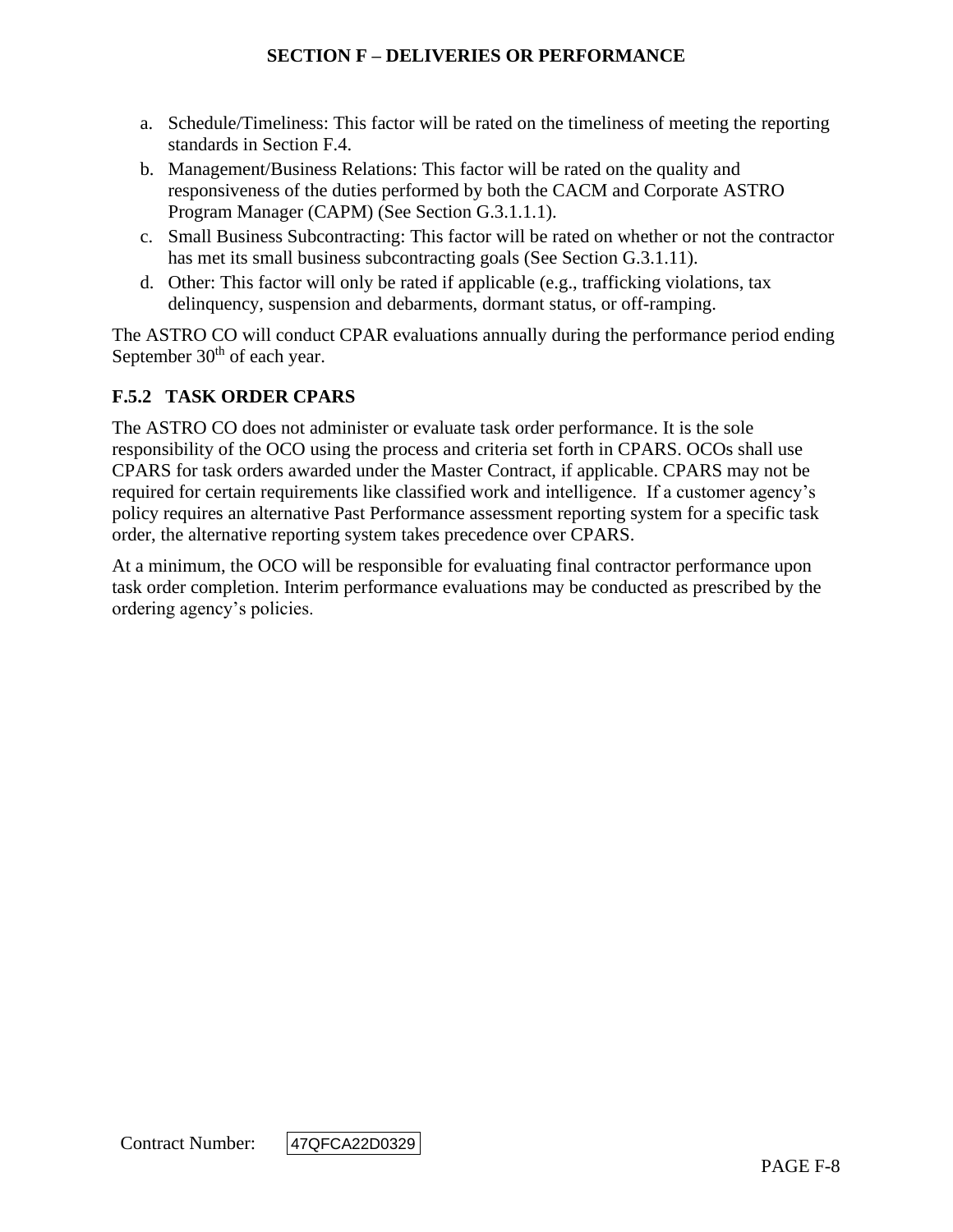a. Schedule/Timeliness: This factor will be rated on the timeliness of meeting the reporting standards in Section F.4.
b. Management/Business Relations: This factor will be rated on the quality and responsiveness of the duties performed by both the CACM and Corporate ASTRO Program Manager (CAPM) (See Section G.3.1.1.1).
c. Small Business Subcontracting: This factor will be rated on whether or not the contractor has met its small business subcontracting goals (See Section G.3.1.11).
d. Other: This factor will only be rated if applicable (e.g., trafficking violations, tax delinquency, suspension and debarments, dormant status, or off-ramping.

The ASTRO CO will conduct CPAR evaluations annually during the performance period ending September 30th of each year.

### F.5.2 TASK ORDER CPARS

The ASTRO CO does not administer or evaluate task order performance. It is the sole responsibility of the OCO using the process and criteria set forth in CPARS. OCOs shall use CPARS for task orders awarded under the Master Contract, if applicable. CPARS may not be required for certain requirements like classified work and intelligence. If a customer agency's policy requires an alternative Past Performance assessment reporting system for a specific task order, the alternative reporting system takes precedence over CPARS.

At a minimum, the OCO will be responsible for evaluating final contractor performance upon task order completion. Interim performance evaluations may be conducted as prescribed by the ordering agency's policies.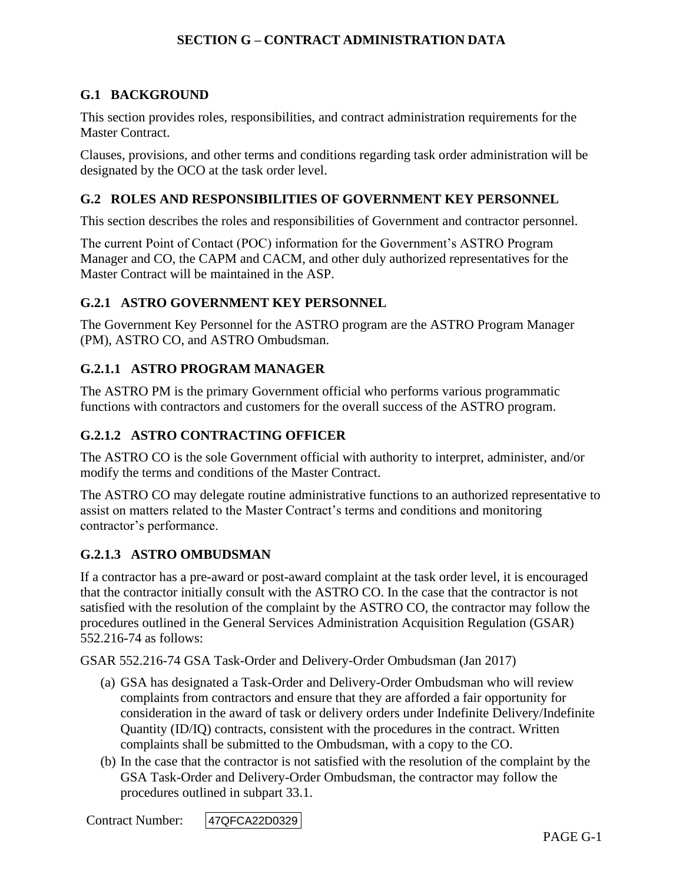# SECTION G – CONTRACT ADMINISTRATION DATA

## G.1 BACKGROUND

This section provides roles, responsibilities, and contract administration requirements for the Master Contract.

Clauses, provisions, and other terms and conditions regarding task order administration will be designated by the OCO at the task order level.

## G.2 ROLES AND RESPONSIBILITIES OF GOVERNMENT KEY PERSONNEL

This section describes the roles and responsibilities of Government and contractor personnel.

The current Point of Contact (POC) information for the Government's ASTRO Program Manager and CO, the CAPM and CACM, and other duly authorized representatives for the Master Contract will be maintained in the ASP.

### G.2.1 ASTRO GOVERNMENT KEY PERSONNEL

The Government Key Personnel for the ASTRO program are the ASTRO Program Manager (PM), ASTRO CO, and ASTRO Ombudsman.

#### G.2.1.1 ASTRO PROGRAM MANAGER

The ASTRO PM is the primary Government official who performs various programmatic functions with contractors and customers for the overall success of the ASTRO program.

#### G.2.1.2 ASTRO CONTRACTING OFFICER

The ASTRO CO is the sole Government official with authority to interpret, administer, and/or modify the terms and conditions of the Master Contract.

The ASTRO CO may delegate routine administrative functions to an authorized representative to assist on matters related to the Master Contract's terms and conditions and monitoring contractor's performance.

#### G.2.1.3 ASTRO OMBUDSMAN

If a contractor has a pre-award or post-award complaint at the task order level, it is encouraged that the contractor initially consult with the ASTRO CO. In the case that the contractor is not satisfied with the resolution of the complaint by the ASTRO CO, the contractor may follow the procedures outlined in the General Services Administration Acquisition Regulation (GSAR) 552.216-74 as follows:

GSAR 552.216-74 GSA Task-Order and Delivery-Order Ombudsman (Jan 2017)

(a) GSA has designated a Task-Order and Delivery-Order Ombudsman who will review complaints from contractors and ensure that they are afforded a fair opportunity for consideration in the award of task or delivery orders under Indefinite Delivery/Indefinite Quantity (ID/IQ) contracts, consistent with the procedures in the contract. Written complaints shall be submitted to the Ombudsman, with a copy to the CO.

(b) In the case that the contractor is not satisfied with the resolution of the complaint by the GSA Task-Order and Delivery-Order Ombudsman, the contractor may follow the procedures outlined in subpart 33.1.

Contract Number: 47QFCA22D0329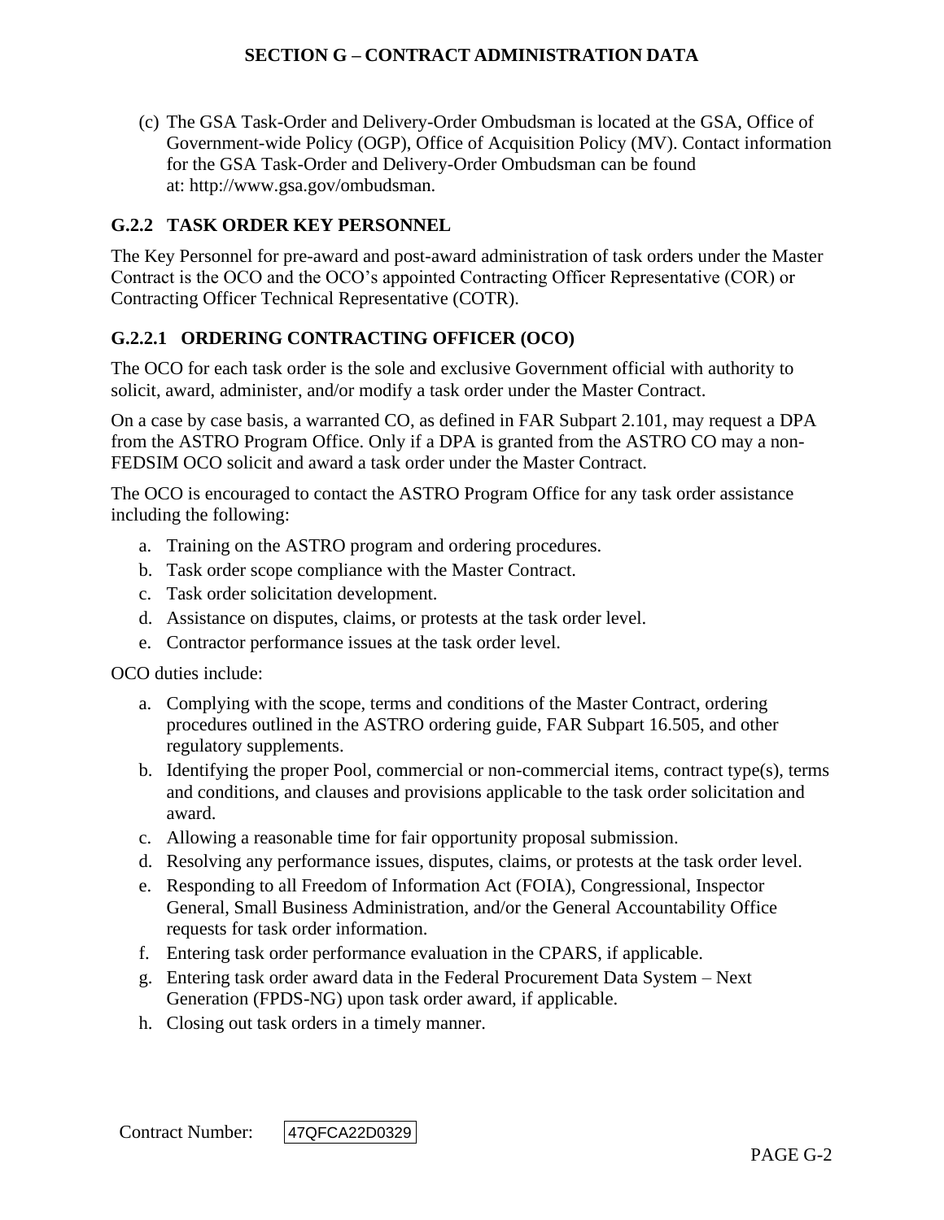(c) The GSA Task-Order and Delivery-Order Ombudsman is located at the GSA, Office of Government-wide Policy (OGP), Office of Acquisition Policy (MV). Contact information for the GSA Task-Order and Delivery-Order Ombudsman can be found at: http://www.gsa.gov/ombudsman.

### G.2.2 TASK ORDER KEY PERSONNEL

The Key Personnel for pre-award and post-award administration of task orders under the Master Contract is the OCO and the OCO's appointed Contracting Officer Representative (COR) or Contracting Officer Technical Representative (COTR).

#### G.2.2.1 ORDERING CONTRACTING OFFICER (OCO)

The OCO for each task order is the sole and exclusive Government official with authority to solicit, award, administer, and/or modify a task order under the Master Contract.

On a case by case basis, a warranted CO, as defined in FAR Subpart 2.101, may request a DPA from the ASTRO Program Office. Only if a DPA is granted from the ASTRO CO may a non-FEDSIM OCO solicit and award a task order under the Master Contract.

The OCO is encouraged to contact the ASTRO Program Office for any task order assistance including the following:

a. Training on the ASTRO program and ordering procedures.
b. Task order scope compliance with the Master Contract.
c. Task order solicitation development.
d. Assistance on disputes, claims, or protests at the task order level.
e. Contractor performance issues at the task order level.

OCO duties include:

a. Complying with the scope, terms and conditions of the Master Contract, ordering procedures outlined in the ASTRO ordering guide, FAR Subpart 16.505, and other regulatory supplements.
b. Identifying the proper Pool, commercial or non-commercial items, contract type(s), terms and conditions, and clauses and provisions applicable to the task order solicitation and award.
c. Allowing a reasonable time for fair opportunity proposal submission.
d. Resolving any performance issues, disputes, claims, or protests at the task order level.
e. Responding to all Freedom of Information Act (FOIA), Congressional, Inspector General, Small Business Administration, and/or the General Accountability Office requests for task order information.
f. Entering task order performance evaluation in the CPARS, if applicable.
g. Entering task order award data in the Federal Procurement Data System – Next Generation (FPDS-NG) upon task order award, if applicable.
h. Closing out task orders in a timely manner.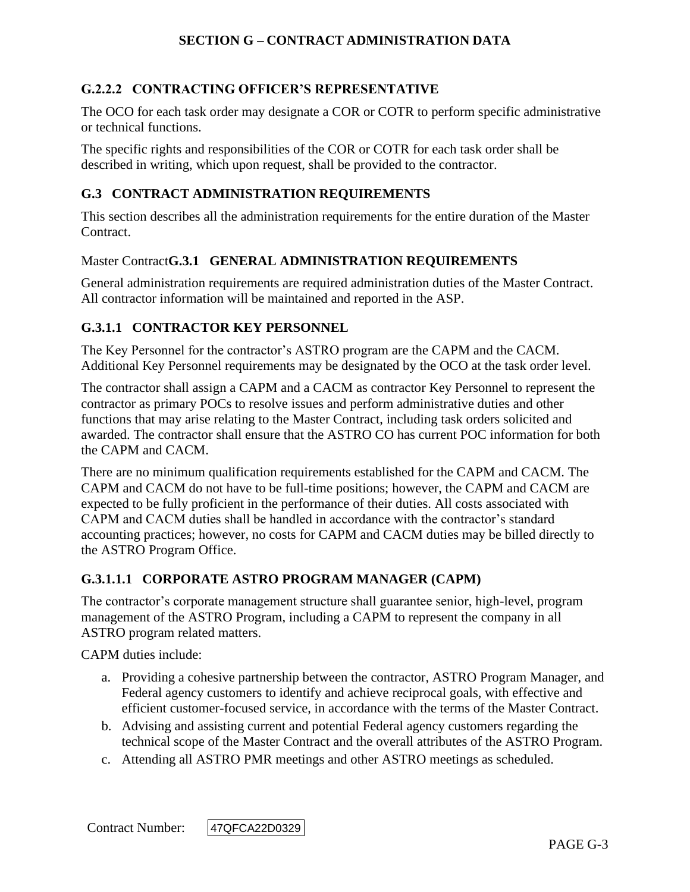#### G.2.2.2 CONTRACTING OFFICER'S REPRESENTATIVE

The OCO for each task order may designate a COR or COTR to perform specific administrative or technical functions.

The specific rights and responsibilities of the COR or COTR for each task order shall be described in writing, which upon request, shall be provided to the contractor.

## G.3 CONTRACT ADMINISTRATION REQUIREMENTS

This section describes all the administration requirements for the entire duration of the Master Contract.

### Master Contract**G.3.1 GENERAL ADMINISTRATION REQUIREMENTS**

General administration requirements are required administration duties of the Master Contract. All contractor information will be maintained and reported in the ASP.

#### G.3.1.1 CONTRACTOR KEY PERSONNEL

The Key Personnel for the contractor's ASTRO program are the CAPM and the CACM. Additional Key Personnel requirements may be designated by the OCO at the task order level.

The contractor shall assign a CAPM and a CACM as contractor Key Personnel to represent the contractor as primary POCs to resolve issues and perform administrative duties and other functions that may arise relating to the Master Contract, including task orders solicited and awarded. The contractor shall ensure that the ASTRO CO has current POC information for both the CAPM and CACM.

There are no minimum qualification requirements established for the CAPM and CACM. The CAPM and CACM do not have to be full-time positions; however, the CAPM and CACM are expected to be fully proficient in the performance of their duties. All costs associated with CAPM and CACM duties shall be handled in accordance with the contractor's standard accounting practices; however, no costs for CAPM and CACM duties may be billed directly to the ASTRO Program Office.

##### G.3.1.1.1 CORPORATE ASTRO PROGRAM MANAGER (CAPM)

The contractor's corporate management structure shall guarantee senior, high-level, program management of the ASTRO Program, including a CAPM to represent the company in all ASTRO program related matters.

CAPM duties include:

a. Providing a cohesive partnership between the contractor, ASTRO Program Manager, and Federal agency customers to identify and achieve reciprocal goals, with effective and efficient customer-focused service, in accordance with the terms of the Master Contract.
b. Advising and assisting current and potential Federal agency customers regarding the technical scope of the Master Contract and the overall attributes of the ASTRO Program.
c. Attending all ASTRO PMR meetings and other ASTRO meetings as scheduled.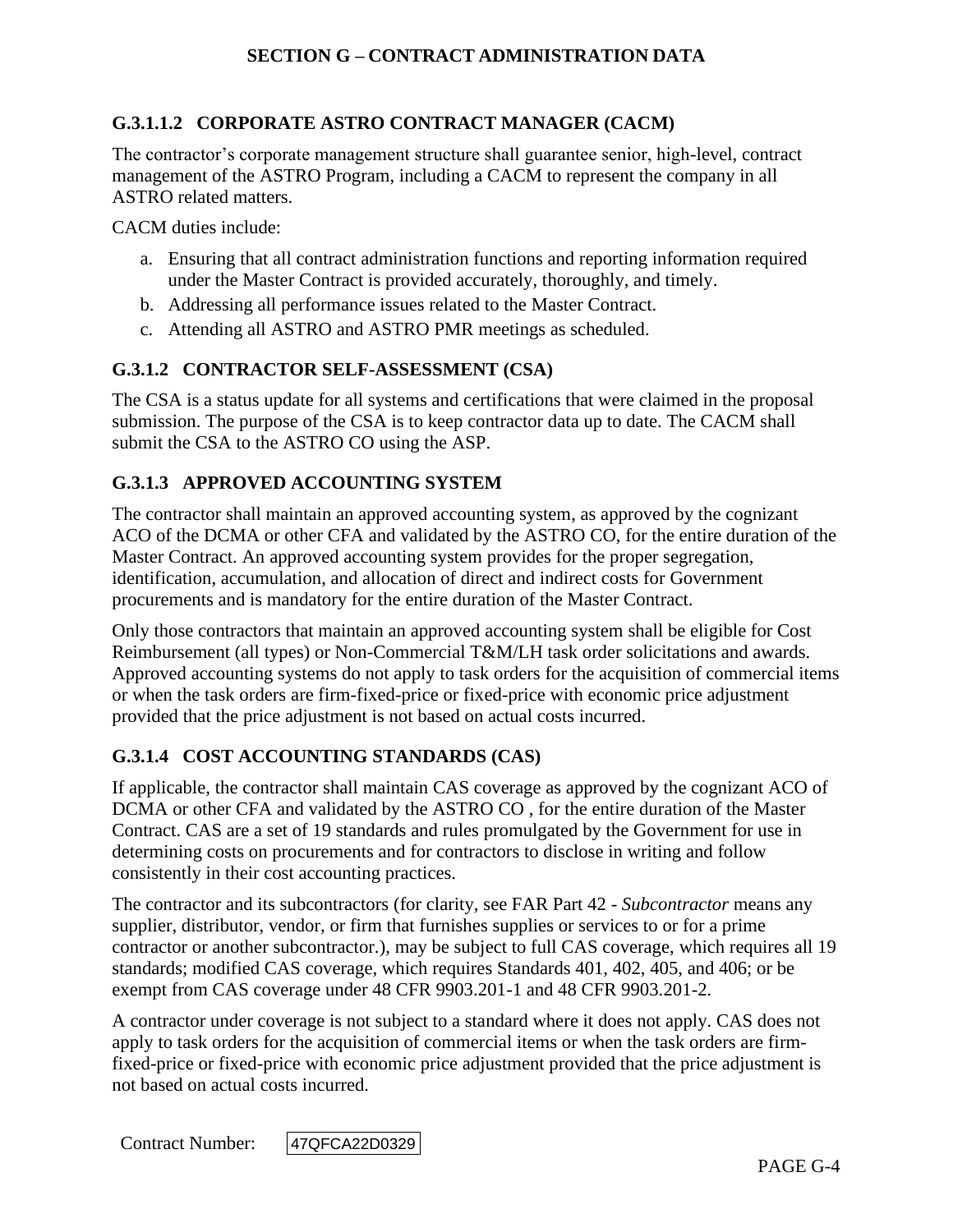### G.3.1.1.2 CORPORATE ASTRO CONTRACT MANAGER (CACM)

The contractor's corporate management structure shall guarantee senior, high-level, contract management of the ASTRO Program, including a CACM to represent the company in all ASTRO related matters.

CACM duties include:

a. Ensuring that all contract administration functions and reporting information required under the Master Contract is provided accurately, thoroughly, and timely.
b. Addressing all performance issues related to the Master Contract.
c. Attending all ASTRO and ASTRO PMR meetings as scheduled.

### G.3.1.2 CONTRACTOR SELF-ASSESSMENT (CSA)

The CSA is a status update for all systems and certifications that were claimed in the proposal submission. The purpose of the CSA is to keep contractor data up to date. The CACM shall submit the CSA to the ASTRO CO using the ASP.

### G.3.1.3 APPROVED ACCOUNTING SYSTEM

The contractor shall maintain an approved accounting system, as approved by the cognizant ACO of the DCMA or other CFA and validated by the ASTRO CO, for the entire duration of the Master Contract. An approved accounting system provides for the proper segregation, identification, accumulation, and allocation of direct and indirect costs for Government procurements and is mandatory for the entire duration of the Master Contract.

Only those contractors that maintain an approved accounting system shall be eligible for Cost Reimbursement (all types) or Non-Commercial T&M/LH task order solicitations and awards. Approved accounting systems do not apply to task orders for the acquisition of commercial items or when the task orders are firm-fixed-price or fixed-price with economic price adjustment provided that the price adjustment is not based on actual costs incurred.

### G.3.1.4 COST ACCOUNTING STANDARDS (CAS)

If applicable, the contractor shall maintain CAS coverage as approved by the cognizant ACO of DCMA or other CFA and validated by the ASTRO CO , for the entire duration of the Master Contract. CAS are a set of 19 standards and rules promulgated by the Government for use in determining costs on procurements and for contractors to disclose in writing and follow consistently in their cost accounting practices.

The contractor and its subcontractors (for clarity, see FAR Part 42 - *Subcontractor* means any supplier, distributor, vendor, or firm that furnishes supplies or services to or for a prime contractor or another subcontractor.), may be subject to full CAS coverage, which requires all 19 standards; modified CAS coverage, which requires Standards 401, 402, 405, and 406; or be exempt from CAS coverage under 48 CFR 9903.201-1 and 48 CFR 9903.201-2.

A contractor under coverage is not subject to a standard where it does not apply. CAS does not apply to task orders for the acquisition of commercial items or when the task orders are firm-fixed-price or fixed-price with economic price adjustment provided that the price adjustment is not based on actual costs incurred.

Contract Number: 47QFCA22D0329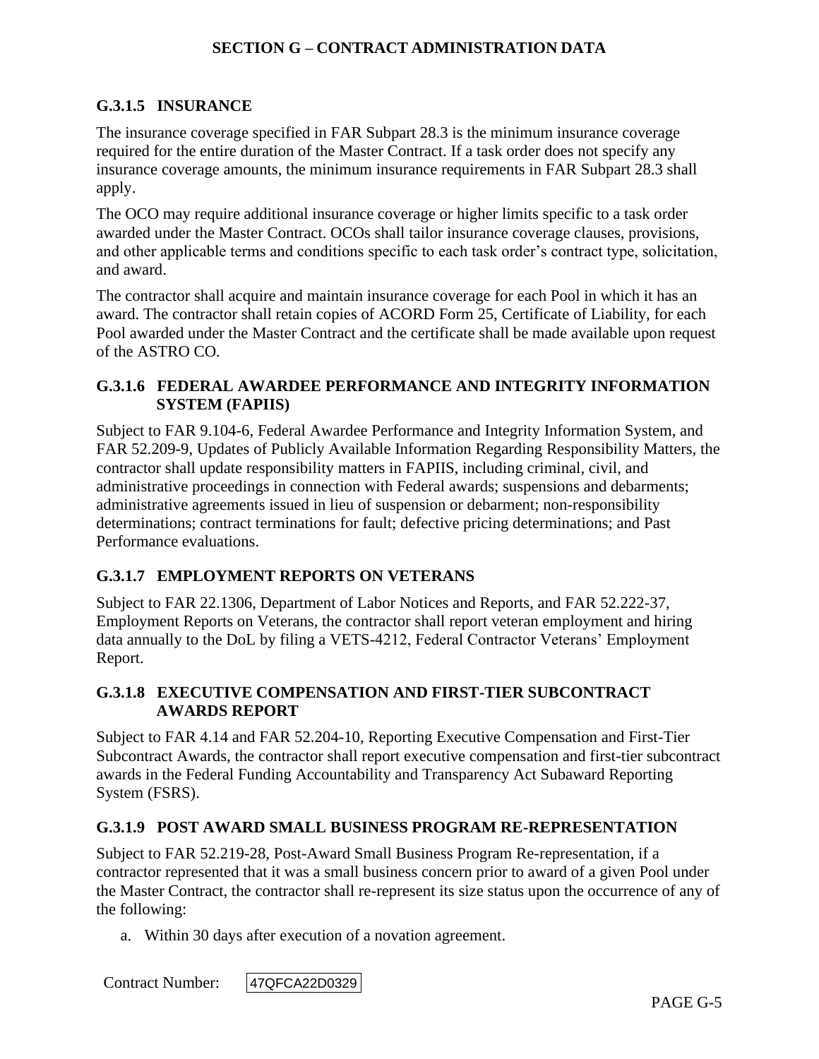### G.3.1.5 INSURANCE

The insurance coverage specified in FAR Subpart 28.3 is the minimum insurance coverage required for the entire duration of the Master Contract. If a task order does not specify any insurance coverage amounts, the minimum insurance requirements in FAR Subpart 28.3 shall apply.

The OCO may require additional insurance coverage or higher limits specific to a task order awarded under the Master Contract. OCOs shall tailor insurance coverage clauses, provisions, and other applicable terms and conditions specific to each task order's contract type, solicitation, and award.

The contractor shall acquire and maintain insurance coverage for each Pool in which it has an award. The contractor shall retain copies of ACORD Form 25, Certificate of Liability, for each Pool awarded under the Master Contract and the certificate shall be made available upon request of the ASTRO CO.

### G.3.1.6 FEDERAL AWARDEE PERFORMANCE AND INTEGRITY INFORMATION SYSTEM (FAPIIS)

Subject to FAR 9.104-6, Federal Awardee Performance and Integrity Information System, and FAR 52.209-9, Updates of Publicly Available Information Regarding Responsibility Matters, the contractor shall update responsibility matters in FAPIIS, including criminal, civil, and administrative proceedings in connection with Federal awards; suspensions and debarments; administrative agreements issued in lieu of suspension or debarment; non-responsibility determinations; contract terminations for fault; defective pricing determinations; and Past Performance evaluations.

### G.3.1.7 EMPLOYMENT REPORTS ON VETERANS

Subject to FAR 22.1306, Department of Labor Notices and Reports, and FAR 52.222-37, Employment Reports on Veterans, the contractor shall report veteran employment and hiring data annually to the DoL by filing a VETS-4212, Federal Contractor Veterans' Employment Report.

### G.3.1.8 EXECUTIVE COMPENSATION AND FIRST-TIER SUBCONTRACT AWARDS REPORT

Subject to FAR 4.14 and FAR 52.204-10, Reporting Executive Compensation and First-Tier Subcontract Awards, the contractor shall report executive compensation and first-tier subcontract awards in the Federal Funding Accountability and Transparency Act Subaward Reporting System (FSRS).

### G.3.1.9 POST AWARD SMALL BUSINESS PROGRAM RE-REPRESENTATION

Subject to FAR 52.219-28, Post-Award Small Business Program Re-representation, if a contractor represented that it was a small business concern prior to award of a given Pool under the Master Contract, the contractor shall re-represent its size status upon the occurrence of any of the following:

a. Within 30 days after execution of a novation agreement.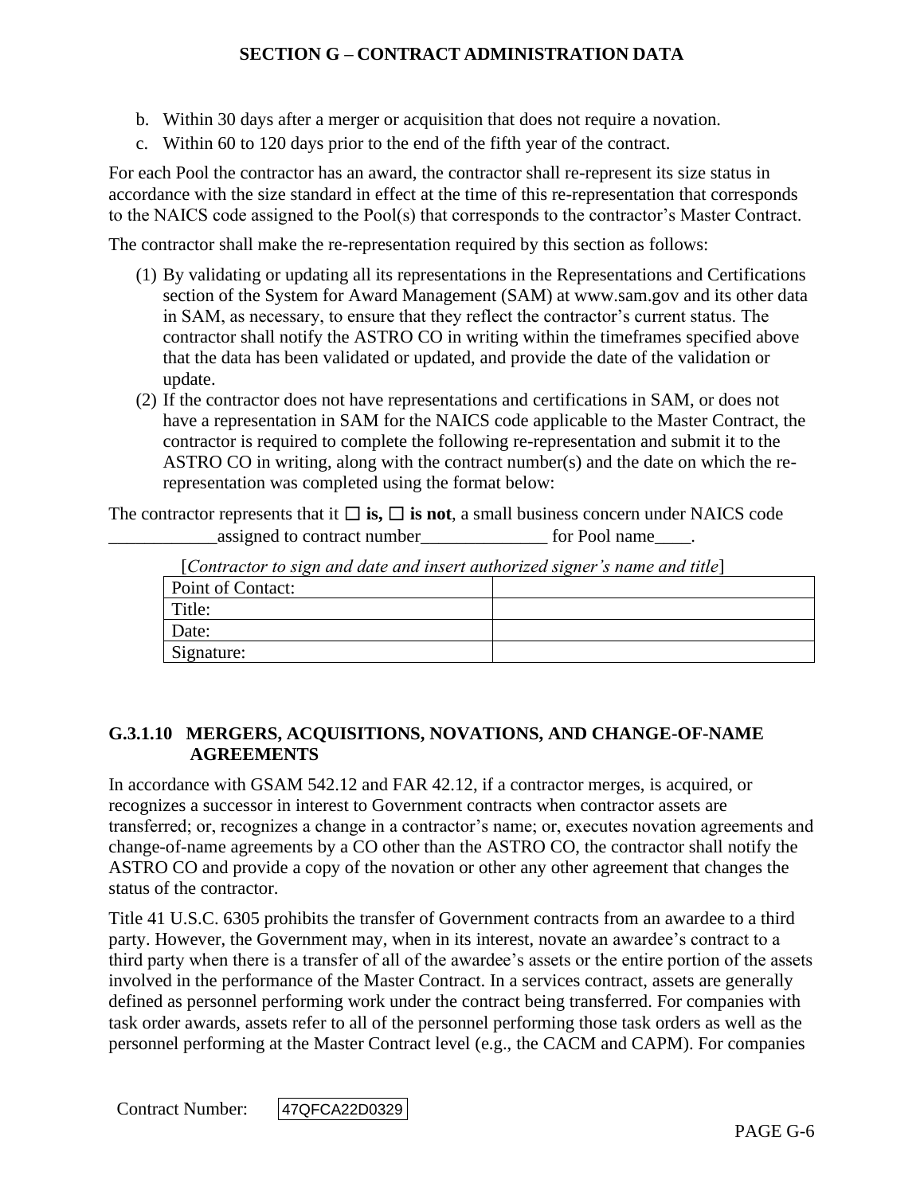b. Within 30 days after a merger or acquisition that does not require a novation.
c. Within 60 to 120 days prior to the end of the fifth year of the contract.

For each Pool the contractor has an award, the contractor shall re-represent its size status in accordance with the size standard in effect at the time of this re-representation that corresponds to the NAICS code assigned to the Pool(s) that corresponds to the contractor's Master Contract.

The contractor shall make the re-representation required by this section as follows:

(1) By validating or updating all its representations in the Representations and Certifications section of the System for Award Management (SAM) at www.sam.gov and its other data in SAM, as necessary, to ensure that they reflect the contractor's current status. The contractor shall notify the ASTRO CO in writing within the timeframes specified above that the data has been validated or updated, and provide the date of the validation or update.
(2) If the contractor does not have representations and certifications in SAM, or does not have a representation in SAM for the NAICS code applicable to the Master Contract, the contractor is required to complete the following re-representation and submit it to the ASTRO CO in writing, along with the contract number(s) and the date on which the re-representation was completed using the format below:

The contractor represents that it ☐ **is,** ☐ **is not**, a small business concern under NAICS code ____________assigned to contract number______________ for Pool name____.

[*Contractor to sign and date and insert authorized signer's name and title*]

| Point of Contact: | |
|---|---|
| Title: | |
| Date: | |
| Signature: | |

### G.3.1.10 MERGERS, ACQUISITIONS, NOVATIONS, AND CHANGE-OF-NAME AGREEMENTS

In accordance with GSAM 542.12 and FAR 42.12, if a contractor merges, is acquired, or recognizes a successor in interest to Government contracts when contractor assets are transferred; or, recognizes a change in a contractor's name; or, executes novation agreements and change-of-name agreements by a CO other than the ASTRO CO, the contractor shall notify the ASTRO CO and provide a copy of the novation or other any other agreement that changes the status of the contractor.

Title 41 U.S.C. 6305 prohibits the transfer of Government contracts from an awardee to a third party. However, the Government may, when in its interest, novate an awardee's contract to a third party when there is a transfer of all of the awardee's assets or the entire portion of the assets involved in the performance of the Master Contract. In a services contract, assets are generally defined as personnel performing work under the contract being transferred. For companies with task order awards, assets refer to all of the personnel performing those task orders as well as the personnel performing at the Master Contract level (e.g., the CACM and CAPM). For companies

Contract Number: 47QFCA22D0329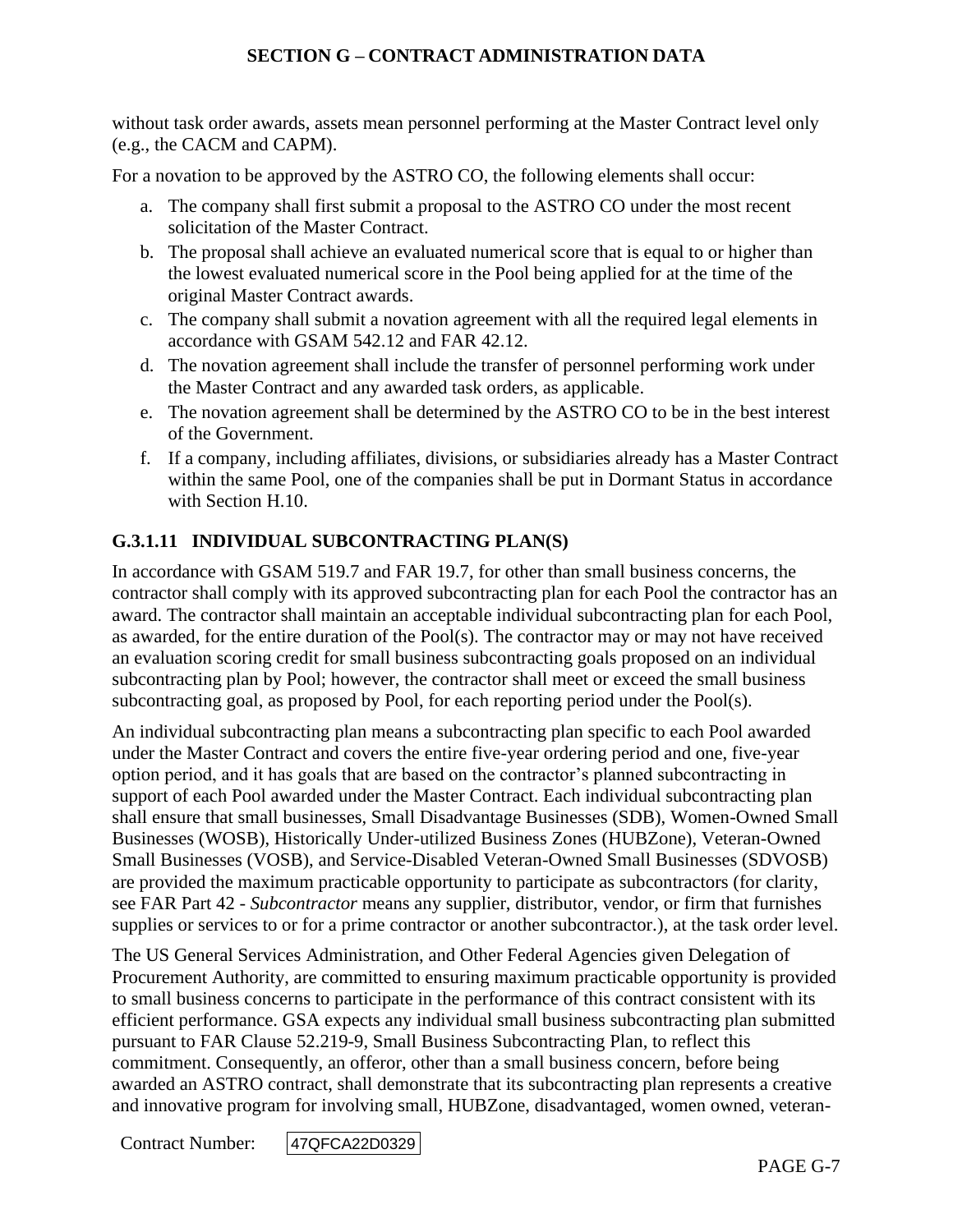without task order awards, assets mean personnel performing at the Master Contract level only (e.g., the CACM and CAPM).

For a novation to be approved by the ASTRO CO, the following elements shall occur:

a. The company shall first submit a proposal to the ASTRO CO under the most recent solicitation of the Master Contract.
b. The proposal shall achieve an evaluated numerical score that is equal to or higher than the lowest evaluated numerical score in the Pool being applied for at the time of the original Master Contract awards.
c. The company shall submit a novation agreement with all the required legal elements in accordance with GSAM 542.12 and FAR 42.12.
d. The novation agreement shall include the transfer of personnel performing work under the Master Contract and any awarded task orders, as applicable.
e. The novation agreement shall be determined by the ASTRO CO to be in the best interest of the Government.
f. If a company, including affiliates, divisions, or subsidiaries already has a Master Contract within the same Pool, one of the companies shall be put in Dormant Status in accordance with Section H.10.

### G.3.1.11 INDIVIDUAL SUBCONTRACTING PLAN(S)

In accordance with GSAM 519.7 and FAR 19.7, for other than small business concerns, the contractor shall comply with its approved subcontracting plan for each Pool the contractor has an award. The contractor shall maintain an acceptable individual subcontracting plan for each Pool, as awarded, for the entire duration of the Pool(s). The contractor may or may not have received an evaluation scoring credit for small business subcontracting goals proposed on an individual subcontracting plan by Pool; however, the contractor shall meet or exceed the small business subcontracting goal, as proposed by Pool, for each reporting period under the Pool(s).

An individual subcontracting plan means a subcontracting plan specific to each Pool awarded under the Master Contract and covers the entire five-year ordering period and one, five-year option period, and it has goals that are based on the contractor's planned subcontracting in support of each Pool awarded under the Master Contract. Each individual subcontracting plan shall ensure that small businesses, Small Disadvantage Businesses (SDB), Women-Owned Small Businesses (WOSB), Historically Under-utilized Business Zones (HUBZone), Veteran-Owned Small Businesses (VOSB), and Service-Disabled Veteran-Owned Small Businesses (SDVOSB) are provided the maximum practicable opportunity to participate as subcontractors (for clarity, see FAR Part 42 - *Subcontractor* means any supplier, distributor, vendor, or firm that furnishes supplies or services to or for a prime contractor or another subcontractor.), at the task order level.

The US General Services Administration, and Other Federal Agencies given Delegation of Procurement Authority, are committed to ensuring maximum practicable opportunity is provided to small business concerns to participate in the performance of this contract consistent with its efficient performance. GSA expects any individual small business subcontracting plan submitted pursuant to FAR Clause 52.219-9, Small Business Subcontracting Plan, to reflect this commitment. Consequently, an offeror, other than a small business concern, before being awarded an ASTRO contract, shall demonstrate that its subcontracting plan represents a creative and innovative program for involving small, HUBZone, disadvantaged, women owned, veteran-

Contract Number: 47QFCA22D0329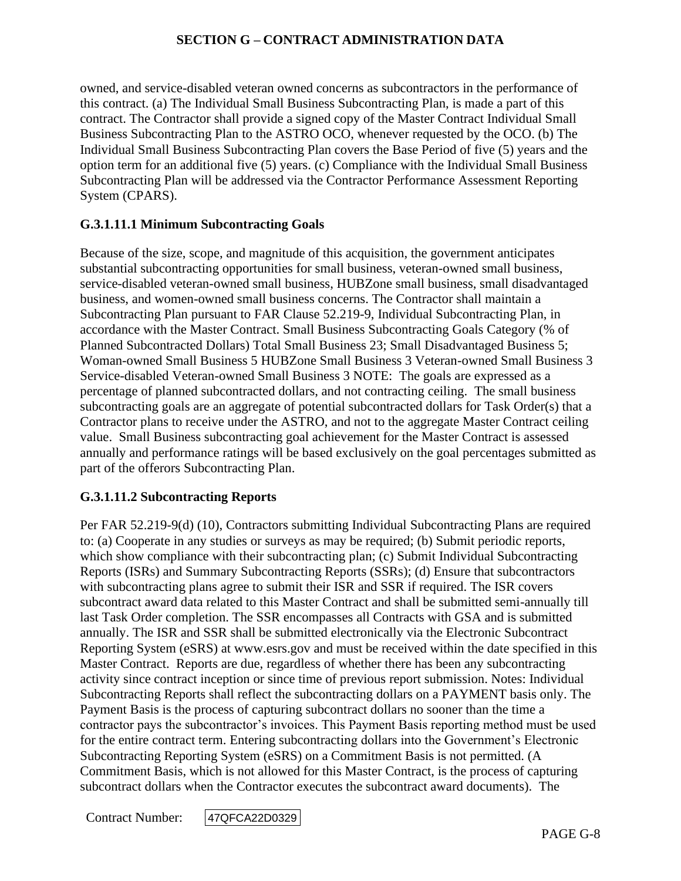owned, and service-disabled veteran owned concerns as subcontractors in the performance of this contract. (a) The Individual Small Business Subcontracting Plan, is made a part of this contract. The Contractor shall provide a signed copy of the Master Contract Individual Small Business Subcontracting Plan to the ASTRO OCO, whenever requested by the OCO. (b) The Individual Small Business Subcontracting Plan covers the Base Period of five (5) years and the option term for an additional five (5) years. (c) Compliance with the Individual Small Business Subcontracting Plan will be addressed via the Contractor Performance Assessment Reporting System (CPARS).

### G.3.1.11.1 Minimum Subcontracting Goals

Because of the size, scope, and magnitude of this acquisition, the government anticipates substantial subcontracting opportunities for small business, veteran-owned small business, service-disabled veteran-owned small business, HUBZone small business, small disadvantaged business, and women-owned small business concerns. The Contractor shall maintain a Subcontracting Plan pursuant to FAR Clause 52.219-9, Individual Subcontracting Plan, in accordance with the Master Contract. Small Business Subcontracting Goals Category (% of Planned Subcontracted Dollars) Total Small Business 23; Small Disadvantaged Business 5; Woman-owned Small Business 5 HUBZone Small Business 3 Veteran-owned Small Business 3 Service-disabled Veteran-owned Small Business 3 NOTE: The goals are expressed as a percentage of planned subcontracted dollars, and not contracting ceiling. The small business subcontracting goals are an aggregate of potential subcontracted dollars for Task Order(s) that a Contractor plans to receive under the ASTRO, and not to the aggregate Master Contract ceiling value. Small Business subcontracting goal achievement for the Master Contract is assessed annually and performance ratings will be based exclusively on the goal percentages submitted as part of the offerors Subcontracting Plan.

### G.3.1.11.2 Subcontracting Reports

Per FAR 52.219-9(d) (10), Contractors submitting Individual Subcontracting Plans are required to: (a) Cooperate in any studies or surveys as may be required; (b) Submit periodic reports, which show compliance with their subcontracting plan; (c) Submit Individual Subcontracting Reports (ISRs) and Summary Subcontracting Reports (SSRs); (d) Ensure that subcontractors with subcontracting plans agree to submit their ISR and SSR if required. The ISR covers subcontract award data related to this Master Contract and shall be submitted semi-annually till last Task Order completion. The SSR encompasses all Contracts with GSA and is submitted annually. The ISR and SSR shall be submitted electronically via the Electronic Subcontract Reporting System (eSRS) at www.esrs.gov and must be received within the date specified in this Master Contract. Reports are due, regardless of whether there has been any subcontracting activity since contract inception or since time of previous report submission. Notes: Individual Subcontracting Reports shall reflect the subcontracting dollars on a PAYMENT basis only. The Payment Basis is the process of capturing subcontract dollars no sooner than the time a contractor pays the subcontractor's invoices. This Payment Basis reporting method must be used for the entire contract term. Entering subcontracting dollars into the Government's Electronic Subcontracting Reporting System (eSRS) on a Commitment Basis is not permitted. (A Commitment Basis, which is not allowed for this Master Contract, is the process of capturing subcontract dollars when the Contractor executes the subcontract award documents). The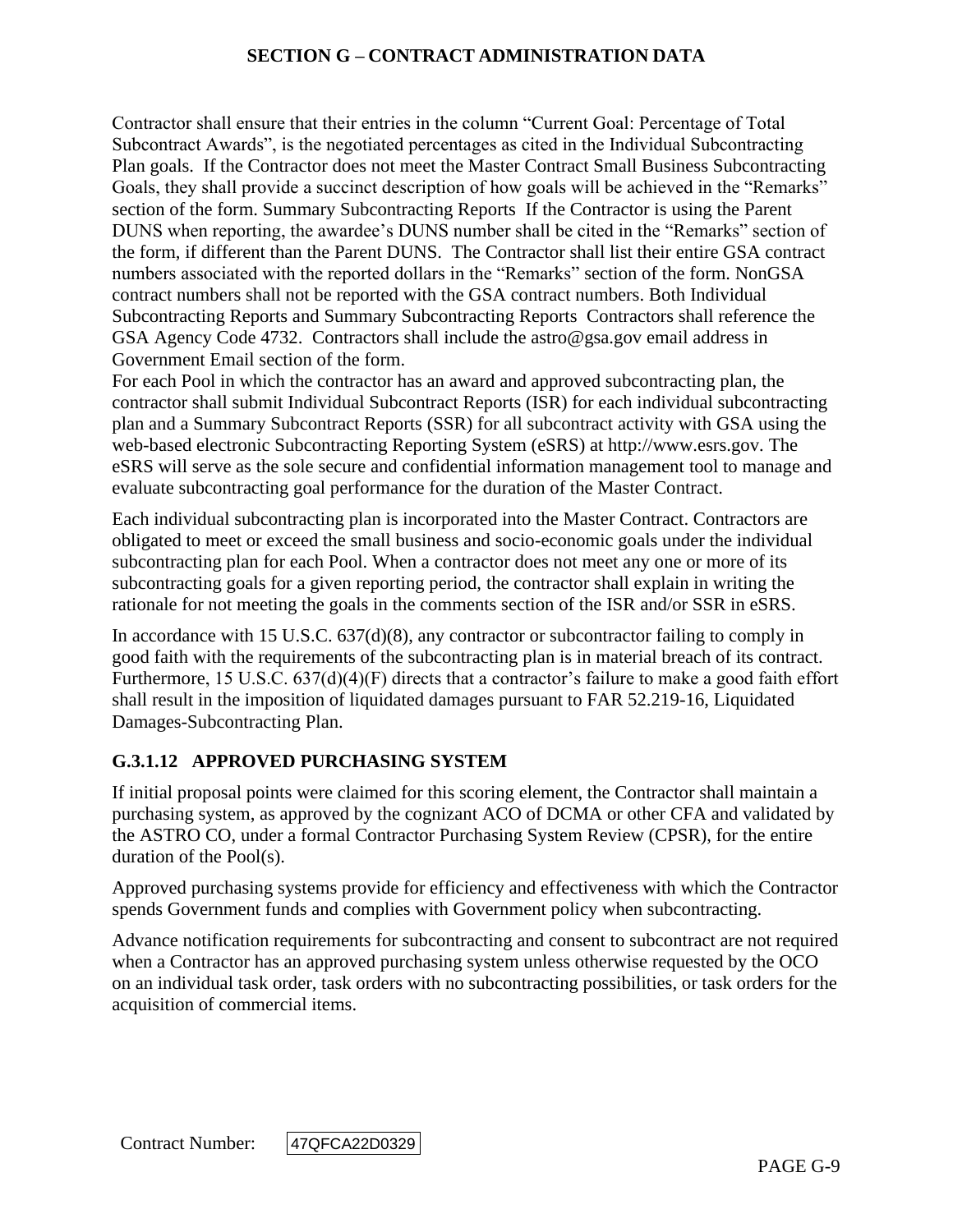Contractor shall ensure that their entries in the column "Current Goal: Percentage of Total Subcontract Awards", is the negotiated percentages as cited in the Individual Subcontracting Plan goals. If the Contractor does not meet the Master Contract Small Business Subcontracting Goals, they shall provide a succinct description of how goals will be achieved in the "Remarks" section of the form. Summary Subcontracting Reports If the Contractor is using the Parent DUNS when reporting, the awardee's DUNS number shall be cited in the "Remarks" section of the form, if different than the Parent DUNS. The Contractor shall list their entire GSA contract numbers associated with the reported dollars in the "Remarks" section of the form. NonGSA contract numbers shall not be reported with the GSA contract numbers. Both Individual Subcontracting Reports and Summary Subcontracting Reports Contractors shall reference the GSA Agency Code 4732. Contractors shall include the astro@gsa.gov email address in Government Email section of the form.
For each Pool in which the contractor has an award and approved subcontracting plan, the contractor shall submit Individual Subcontract Reports (ISR) for each individual subcontracting plan and a Summary Subcontract Reports (SSR) for all subcontract activity with GSA using the web-based electronic Subcontracting Reporting System (eSRS) at http://www.esrs.gov. The eSRS will serve as the sole secure and confidential information management tool to manage and evaluate subcontracting goal performance for the duration of the Master Contract.

Each individual subcontracting plan is incorporated into the Master Contract. Contractors are obligated to meet or exceed the small business and socio-economic goals under the individual subcontracting plan for each Pool. When a contractor does not meet any one or more of its subcontracting goals for a given reporting period, the contractor shall explain in writing the rationale for not meeting the goals in the comments section of the ISR and/or SSR in eSRS.

In accordance with 15 U.S.C. 637(d)(8), any contractor or subcontractor failing to comply in good faith with the requirements of the subcontracting plan is in material breach of its contract. Furthermore, 15 U.S.C. 637(d)(4)(F) directs that a contractor's failure to make a good faith effort shall result in the imposition of liquidated damages pursuant to FAR 52.219-16, Liquidated Damages-Subcontracting Plan.

### G.3.1.12 APPROVED PURCHASING SYSTEM

If initial proposal points were claimed for this scoring element, the Contractor shall maintain a purchasing system, as approved by the cognizant ACO of DCMA or other CFA and validated by the ASTRO CO, under a formal Contractor Purchasing System Review (CPSR), for the entire duration of the Pool(s).

Approved purchasing systems provide for efficiency and effectiveness with which the Contractor spends Government funds and complies with Government policy when subcontracting.

Advance notification requirements for subcontracting and consent to subcontract are not required when a Contractor has an approved purchasing system unless otherwise requested by the OCO on an individual task order, task orders with no subcontracting possibilities, or task orders for the acquisition of commercial items.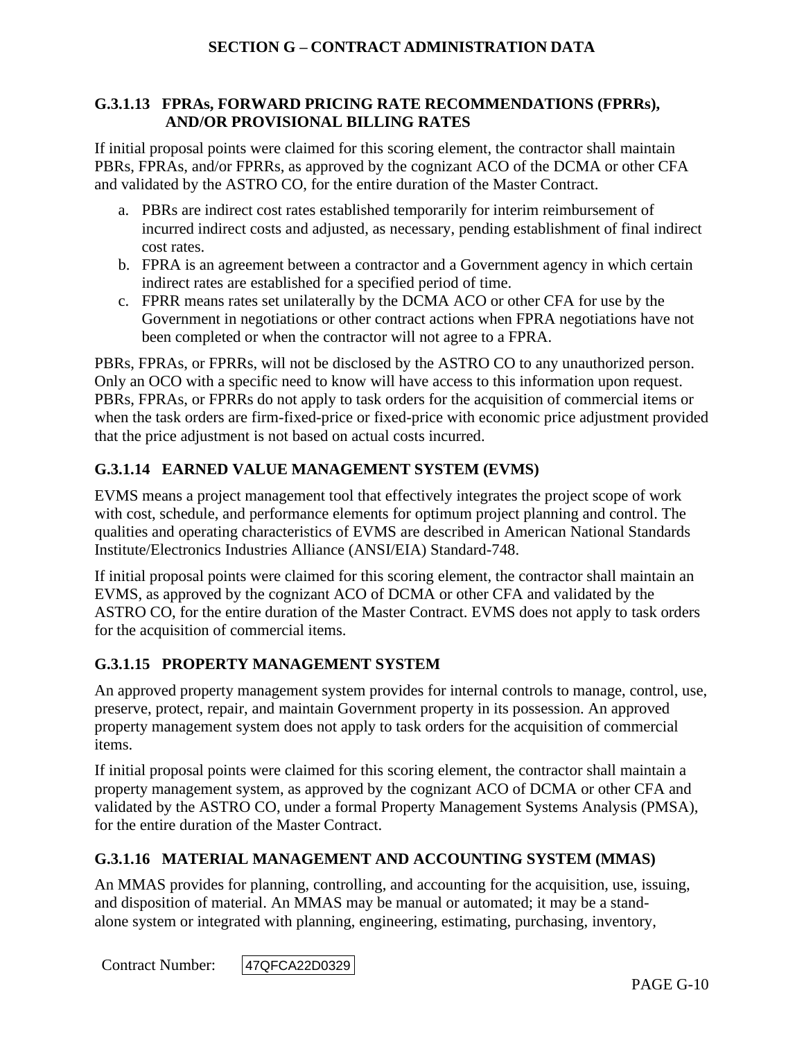### G.3.1.13 FPRAs, FORWARD PRICING RATE RECOMMENDATIONS (FPRRs), AND/OR PROVISIONAL BILLING RATES

If initial proposal points were claimed for this scoring element, the contractor shall maintain PBRs, FPRAs, and/or FPRRs, as approved by the cognizant ACO of the DCMA or other CFA and validated by the ASTRO CO, for the entire duration of the Master Contract.

a. PBRs are indirect cost rates established temporarily for interim reimbursement of incurred indirect costs and adjusted, as necessary, pending establishment of final indirect cost rates.
b. FPRA is an agreement between a contractor and a Government agency in which certain indirect rates are established for a specified period of time.
c. FPRR means rates set unilaterally by the DCMA ACO or other CFA for use by the Government in negotiations or other contract actions when FPRA negotiations have not been completed or when the contractor will not agree to a FPRA.

PBRs, FPRAs, or FPRRs, will not be disclosed by the ASTRO CO to any unauthorized person. Only an OCO with a specific need to know will have access to this information upon request. PBRs, FPRAs, or FPRRs do not apply to task orders for the acquisition of commercial items or when the task orders are firm-fixed-price or fixed-price with economic price adjustment provided that the price adjustment is not based on actual costs incurred.

### G.3.1.14 EARNED VALUE MANAGEMENT SYSTEM (EVMS)

EVMS means a project management tool that effectively integrates the project scope of work with cost, schedule, and performance elements for optimum project planning and control. The qualities and operating characteristics of EVMS are described in American National Standards Institute/Electronics Industries Alliance (ANSI/EIA) Standard-748.

If initial proposal points were claimed for this scoring element, the contractor shall maintain an EVMS, as approved by the cognizant ACO of DCMA or other CFA and validated by the ASTRO CO, for the entire duration of the Master Contract. EVMS does not apply to task orders for the acquisition of commercial items.

### G.3.1.15 PROPERTY MANAGEMENT SYSTEM

An approved property management system provides for internal controls to manage, control, use, preserve, protect, repair, and maintain Government property in its possession. An approved property management system does not apply to task orders for the acquisition of commercial items.

If initial proposal points were claimed for this scoring element, the contractor shall maintain a property management system, as approved by the cognizant ACO of DCMA or other CFA and validated by the ASTRO CO, under a formal Property Management Systems Analysis (PMSA), for the entire duration of the Master Contract.

### G.3.1.16 MATERIAL MANAGEMENT AND ACCOUNTING SYSTEM (MMAS)

An MMAS provides for planning, controlling, and accounting for the acquisition, use, issuing, and disposition of material. An MMAS may be manual or automated; it may be a stand-alone system or integrated with planning, engineering, estimating, purchasing, inventory,

Contract Number: 47QFCA22D0329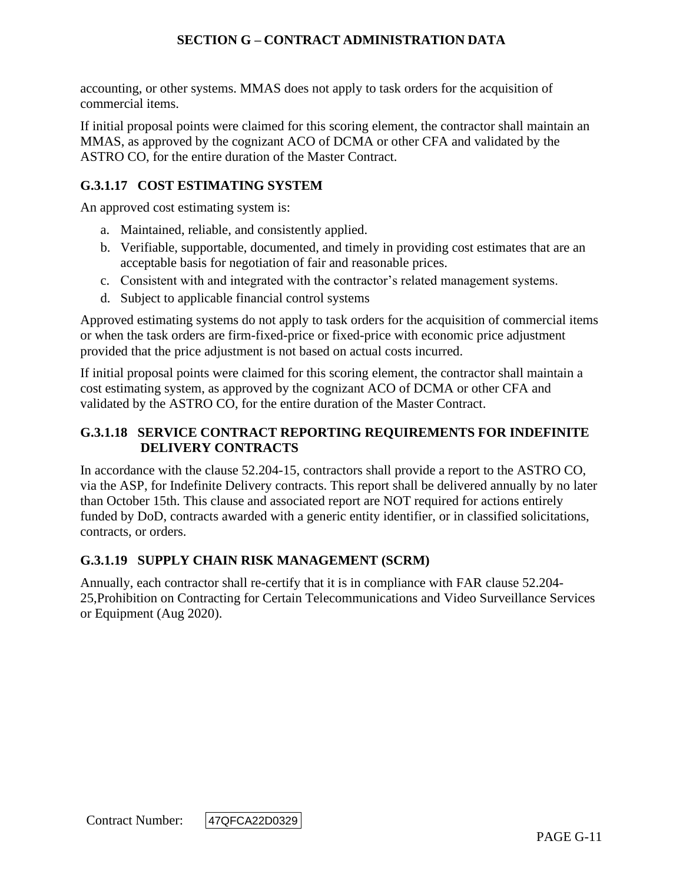accounting, or other systems. MMAS does not apply to task orders for the acquisition of commercial items.

If initial proposal points were claimed for this scoring element, the contractor shall maintain an MMAS, as approved by the cognizant ACO of DCMA or other CFA and validated by the ASTRO CO, for the entire duration of the Master Contract.

### G.3.1.17 COST ESTIMATING SYSTEM

An approved cost estimating system is:

a. Maintained, reliable, and consistently applied.
b. Verifiable, supportable, documented, and timely in providing cost estimates that are an acceptable basis for negotiation of fair and reasonable prices.
c. Consistent with and integrated with the contractor's related management systems.
d. Subject to applicable financial control systems

Approved estimating systems do not apply to task orders for the acquisition of commercial items or when the task orders are firm-fixed-price or fixed-price with economic price adjustment provided that the price adjustment is not based on actual costs incurred.

If initial proposal points were claimed for this scoring element, the contractor shall maintain a cost estimating system, as approved by the cognizant ACO of DCMA or other CFA and validated by the ASTRO CO, for the entire duration of the Master Contract.

### G.3.1.18 SERVICE CONTRACT REPORTING REQUIREMENTS FOR INDEFINITE DELIVERY CONTRACTS

In accordance with the clause 52.204-15, contractors shall provide a report to the ASTRO CO, via the ASP, for Indefinite Delivery contracts. This report shall be delivered annually by no later than October 15th. This clause and associated report are NOT required for actions entirely funded by DoD, contracts awarded with a generic entity identifier, or in classified solicitations, contracts, or orders.

### G.3.1.19 SUPPLY CHAIN RISK MANAGEMENT (SCRM)

Annually, each contractor shall re-certify that it is in compliance with FAR clause 52.204-25,Prohibition on Contracting for Certain Telecommunications and Video Surveillance Services or Equipment (Aug 2020).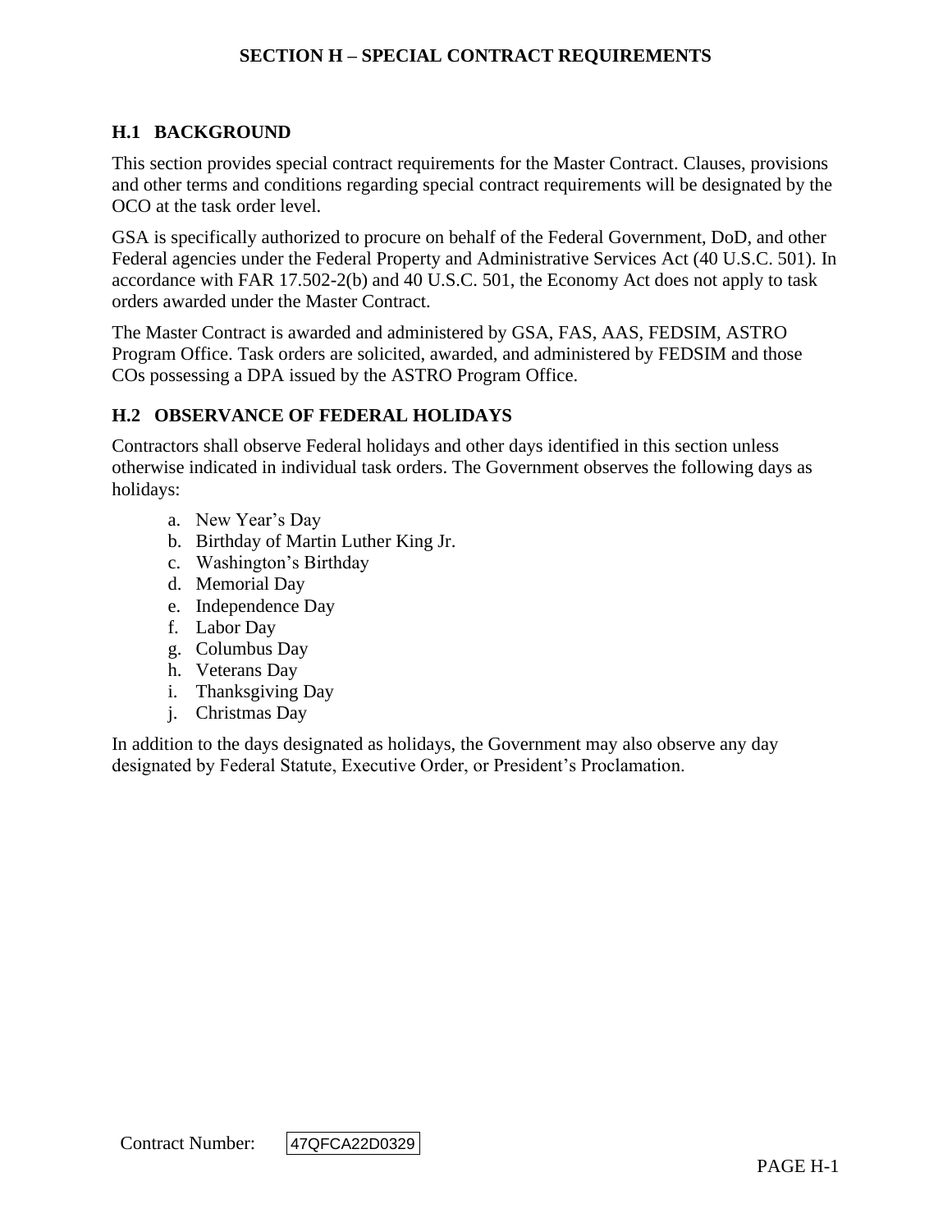# SECTION H – SPECIAL CONTRACT REQUIREMENTS

## H.1 BACKGROUND

This section provides special contract requirements for the Master Contract. Clauses, provisions and other terms and conditions regarding special contract requirements will be designated by the OCO at the task order level.

GSA is specifically authorized to procure on behalf of the Federal Government, DoD, and other Federal agencies under the Federal Property and Administrative Services Act (40 U.S.C. 501). In accordance with FAR 17.502-2(b) and 40 U.S.C. 501, the Economy Act does not apply to task orders awarded under the Master Contract.

The Master Contract is awarded and administered by GSA, FAS, AAS, FEDSIM, ASTRO Program Office. Task orders are solicited, awarded, and administered by FEDSIM and those COs possessing a DPA issued by the ASTRO Program Office.

## H.2 OBSERVANCE OF FEDERAL HOLIDAYS

Contractors shall observe Federal holidays and other days identified in this section unless otherwise indicated in individual task orders. The Government observes the following days as holidays:

a. New Year's Day
b. Birthday of Martin Luther King Jr.
c. Washington's Birthday
d. Memorial Day
e. Independence Day
f. Labor Day
g. Columbus Day
h. Veterans Day
i. Thanksgiving Day
j. Christmas Day

In addition to the days designated as holidays, the Government may also observe any day designated by Federal Statute, Executive Order, or President's Proclamation.

Contract Number: 47QFCA22D0329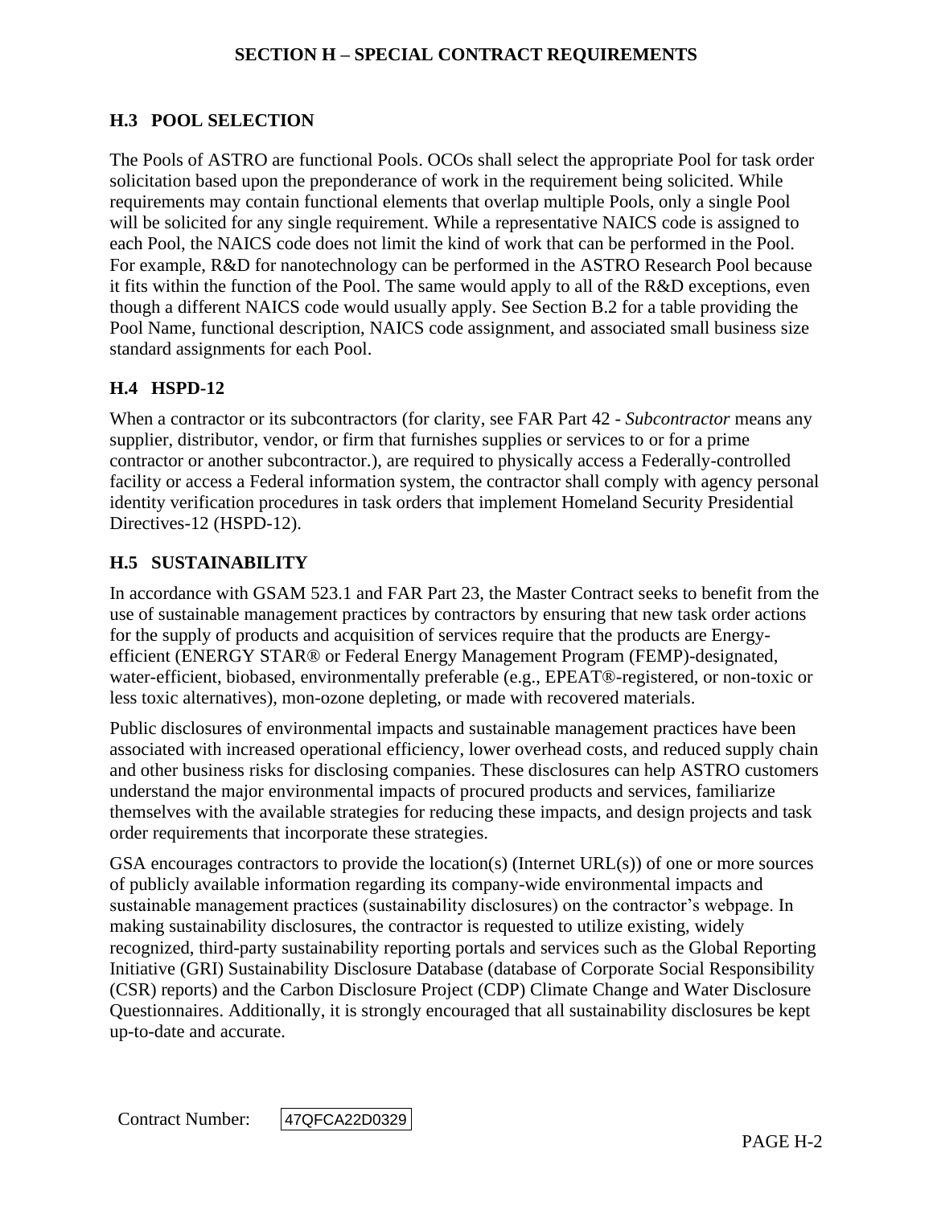## H.3 POOL SELECTION

The Pools of ASTRO are functional Pools. OCOs shall select the appropriate Pool for task order solicitation based upon the preponderance of work in the requirement being solicited. While requirements may contain functional elements that overlap multiple Pools, only a single Pool will be solicited for any single requirement. While a representative NAICS code is assigned to each Pool, the NAICS code does not limit the kind of work that can be performed in the Pool. For example, R&D for nanotechnology can be performed in the ASTRO Research Pool because it fits within the function of the Pool. The same would apply to all of the R&D exceptions, even though a different NAICS code would usually apply. See Section B.2 for a table providing the Pool Name, functional description, NAICS code assignment, and associated small business size standard assignments for each Pool.

## H.4 HSPD-12

When a contractor or its subcontractors (for clarity, see FAR Part 42 - *Subcontractor* means any supplier, distributor, vendor, or firm that furnishes supplies or services to or for a prime contractor or another subcontractor.), are required to physically access a Federally-controlled facility or access a Federal information system, the contractor shall comply with agency personal identity verification procedures in task orders that implement Homeland Security Presidential Directives-12 (HSPD-12).

## H.5 SUSTAINABILITY

In accordance with GSAM 523.1 and FAR Part 23, the Master Contract seeks to benefit from the use of sustainable management practices by contractors by ensuring that new task order actions for the supply of products and acquisition of services require that the products are Energy-efficient (ENERGY STAR® or Federal Energy Management Program (FEMP)-designated, water-efficient, biobased, environmentally preferable (e.g., EPEAT®-registered, or non-toxic or less toxic alternatives), mon-ozone depleting, or made with recovered materials.

Public disclosures of environmental impacts and sustainable management practices have been associated with increased operational efficiency, lower overhead costs, and reduced supply chain and other business risks for disclosing companies. These disclosures can help ASTRO customers understand the major environmental impacts of procured products and services, familiarize themselves with the available strategies for reducing these impacts, and design projects and task order requirements that incorporate these strategies.

GSA encourages contractors to provide the location(s) (Internet URL(s)) of one or more sources of publicly available information regarding its company-wide environmental impacts and sustainable management practices (sustainability disclosures) on the contractor's webpage. In making sustainability disclosures, the contractor is requested to utilize existing, widely recognized, third-party sustainability reporting portals and services such as the Global Reporting Initiative (GRI) Sustainability Disclosure Database (database of Corporate Social Responsibility (CSR) reports) and the Carbon Disclosure Project (CDP) Climate Change and Water Disclosure Questionnaires. Additionally, it is strongly encouraged that all sustainability disclosures be kept up-to-date and accurate.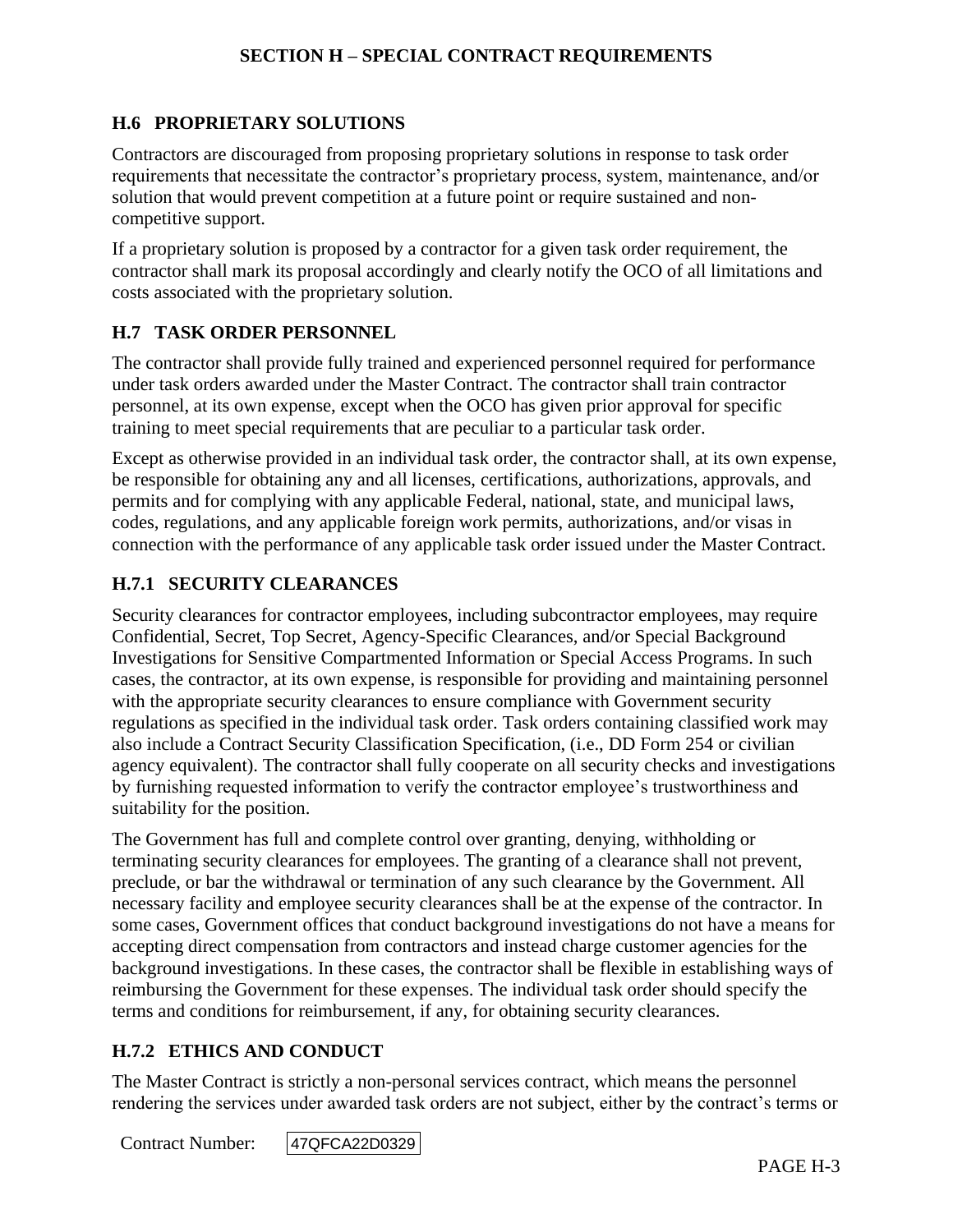## H.6 PROPRIETARY SOLUTIONS

Contractors are discouraged from proposing proprietary solutions in response to task order requirements that necessitate the contractor's proprietary process, system, maintenance, and/or solution that would prevent competition at a future point or require sustained and non-competitive support.

If a proprietary solution is proposed by a contractor for a given task order requirement, the contractor shall mark its proposal accordingly and clearly notify the OCO of all limitations and costs associated with the proprietary solution.

## H.7 TASK ORDER PERSONNEL

The contractor shall provide fully trained and experienced personnel required for performance under task orders awarded under the Master Contract. The contractor shall train contractor personnel, at its own expense, except when the OCO has given prior approval for specific training to meet special requirements that are peculiar to a particular task order.

Except as otherwise provided in an individual task order, the contractor shall, at its own expense, be responsible for obtaining any and all licenses, certifications, authorizations, approvals, and permits and for complying with any applicable Federal, national, state, and municipal laws, codes, regulations, and any applicable foreign work permits, authorizations, and/or visas in connection with the performance of any applicable task order issued under the Master Contract.

### H.7.1 SECURITY CLEARANCES

Security clearances for contractor employees, including subcontractor employees, may require Confidential, Secret, Top Secret, Agency-Specific Clearances, and/or Special Background Investigations for Sensitive Compartmented Information or Special Access Programs. In such cases, the contractor, at its own expense, is responsible for providing and maintaining personnel with the appropriate security clearances to ensure compliance with Government security regulations as specified in the individual task order. Task orders containing classified work may also include a Contract Security Classification Specification, (i.e., DD Form 254 or civilian agency equivalent). The contractor shall fully cooperate on all security checks and investigations by furnishing requested information to verify the contractor employee's trustworthiness and suitability for the position.

The Government has full and complete control over granting, denying, withholding or terminating security clearances for employees. The granting of a clearance shall not prevent, preclude, or bar the withdrawal or termination of any such clearance by the Government. All necessary facility and employee security clearances shall be at the expense of the contractor. In some cases, Government offices that conduct background investigations do not have a means for accepting direct compensation from contractors and instead charge customer agencies for the background investigations. In these cases, the contractor shall be flexible in establishing ways of reimbursing the Government for these expenses. The individual task order should specify the terms and conditions for reimbursement, if any, for obtaining security clearances.

### H.7.2 ETHICS AND CONDUCT

The Master Contract is strictly a non-personal services contract, which means the personnel rendering the services under awarded task orders are not subject, either by the contract's terms or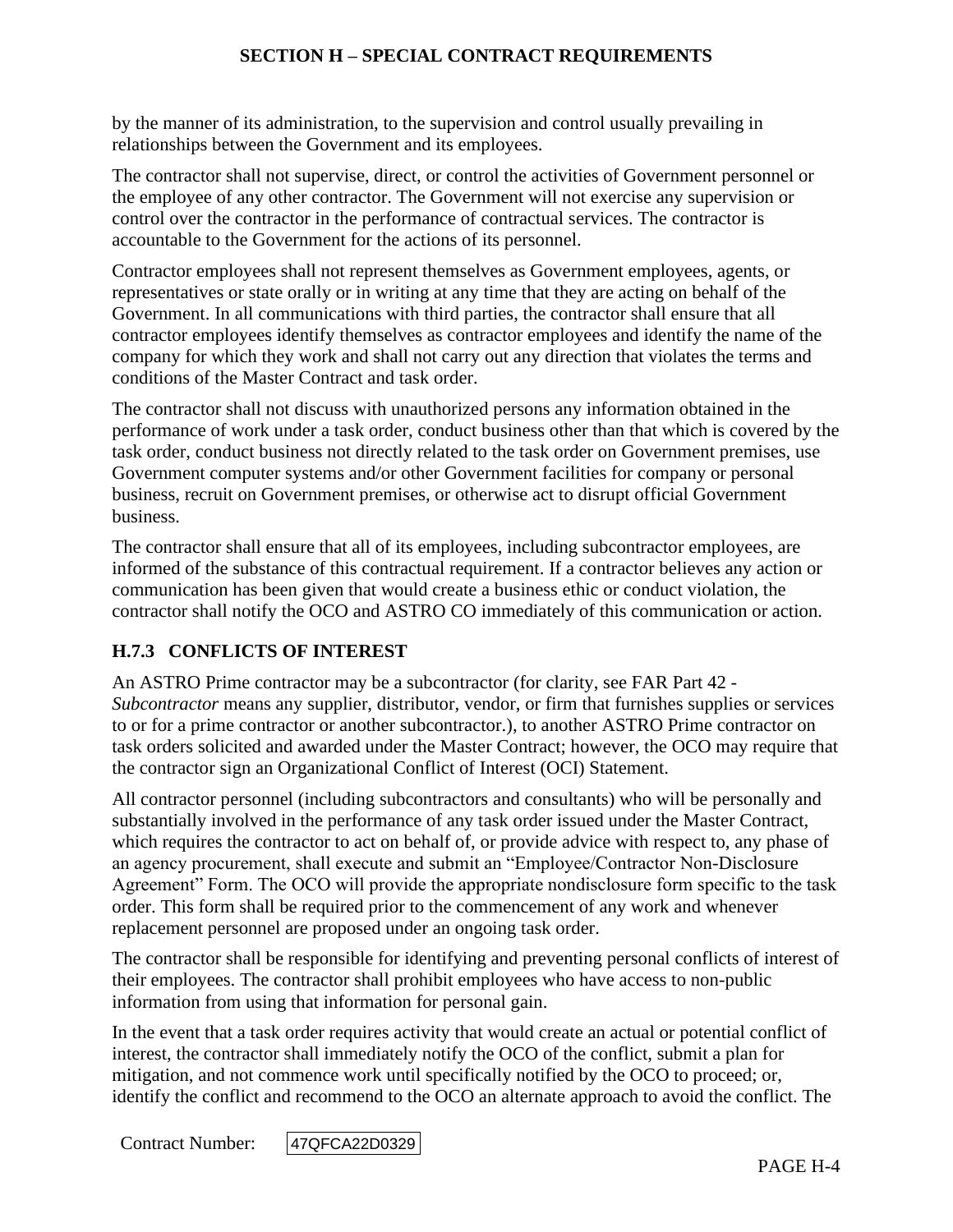by the manner of its administration, to the supervision and control usually prevailing in relationships between the Government and its employees.

The contractor shall not supervise, direct, or control the activities of Government personnel or the employee of any other contractor. The Government will not exercise any supervision or control over the contractor in the performance of contractual services. The contractor is accountable to the Government for the actions of its personnel.

Contractor employees shall not represent themselves as Government employees, agents, or representatives or state orally or in writing at any time that they are acting on behalf of the Government. In all communications with third parties, the contractor shall ensure that all contractor employees identify themselves as contractor employees and identify the name of the company for which they work and shall not carry out any direction that violates the terms and conditions of the Master Contract and task order.

The contractor shall not discuss with unauthorized persons any information obtained in the performance of work under a task order, conduct business other than that which is covered by the task order, conduct business not directly related to the task order on Government premises, use Government computer systems and/or other Government facilities for company or personal business, recruit on Government premises, or otherwise act to disrupt official Government business.

The contractor shall ensure that all of its employees, including subcontractor employees, are informed of the substance of this contractual requirement. If a contractor believes any action or communication has been given that would create a business ethic or conduct violation, the contractor shall notify the OCO and ASTRO CO immediately of this communication or action.

### H.7.3 CONFLICTS OF INTEREST

An ASTRO Prime contractor may be a subcontractor (for clarity, see FAR Part 42 - *Subcontractor* means any supplier, distributor, vendor, or firm that furnishes supplies or services to or for a prime contractor or another subcontractor.), to another ASTRO Prime contractor on task orders solicited and awarded under the Master Contract; however, the OCO may require that the contractor sign an Organizational Conflict of Interest (OCI) Statement.

All contractor personnel (including subcontractors and consultants) who will be personally and substantially involved in the performance of any task order issued under the Master Contract, which requires the contractor to act on behalf of, or provide advice with respect to, any phase of an agency procurement, shall execute and submit an "Employee/Contractor Non-Disclosure Agreement" Form. The OCO will provide the appropriate nondisclosure form specific to the task order. This form shall be required prior to the commencement of any work and whenever replacement personnel are proposed under an ongoing task order.

The contractor shall be responsible for identifying and preventing personal conflicts of interest of their employees. The contractor shall prohibit employees who have access to non-public information from using that information for personal gain.

In the event that a task order requires activity that would create an actual or potential conflict of interest, the contractor shall immediately notify the OCO of the conflict, submit a plan for mitigation, and not commence work until specifically notified by the OCO to proceed; or, identify the conflict and recommend to the OCO an alternate approach to avoid the conflict. The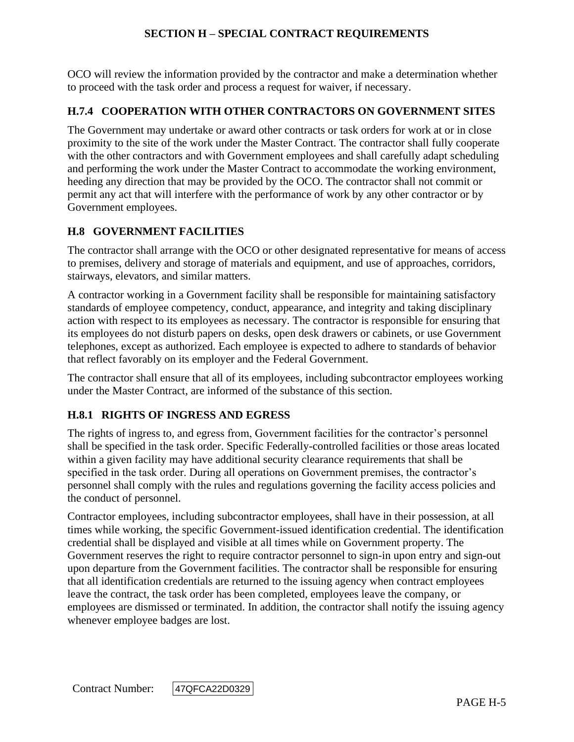OCO will review the information provided by the contractor and make a determination whether to proceed with the task order and process a request for waiver, if necessary.

### H.7.4 COOPERATION WITH OTHER CONTRACTORS ON GOVERNMENT SITES

The Government may undertake or award other contracts or task orders for work at or in close proximity to the site of the work under the Master Contract. The contractor shall fully cooperate with the other contractors and with Government employees and shall carefully adapt scheduling and performing the work under the Master Contract to accommodate the working environment, heeding any direction that may be provided by the OCO. The contractor shall not commit or permit any act that will interfere with the performance of work by any other contractor or by Government employees.

## H.8 GOVERNMENT FACILITIES

The contractor shall arrange with the OCO or other designated representative for means of access to premises, delivery and storage of materials and equipment, and use of approaches, corridors, stairways, elevators, and similar matters.

A contractor working in a Government facility shall be responsible for maintaining satisfactory standards of employee competency, conduct, appearance, and integrity and taking disciplinary action with respect to its employees as necessary. The contractor is responsible for ensuring that its employees do not disturb papers on desks, open desk drawers or cabinets, or use Government telephones, except as authorized. Each employee is expected to adhere to standards of behavior that reflect favorably on its employer and the Federal Government.

The contractor shall ensure that all of its employees, including subcontractor employees working under the Master Contract, are informed of the substance of this section.

### H.8.1 RIGHTS OF INGRESS AND EGRESS

The rights of ingress to, and egress from, Government facilities for the contractor's personnel shall be specified in the task order. Specific Federally-controlled facilities or those areas located within a given facility may have additional security clearance requirements that shall be specified in the task order. During all operations on Government premises, the contractor's personnel shall comply with the rules and regulations governing the facility access policies and the conduct of personnel.

Contractor employees, including subcontractor employees, shall have in their possession, at all times while working, the specific Government-issued identification credential. The identification credential shall be displayed and visible at all times while on Government property. The Government reserves the right to require contractor personnel to sign-in upon entry and sign-out upon departure from the Government facilities. The contractor shall be responsible for ensuring that all identification credentials are returned to the issuing agency when contract employees leave the contract, the task order has been completed, employees leave the company, or employees are dismissed or terminated. In addition, the contractor shall notify the issuing agency whenever employee badges are lost.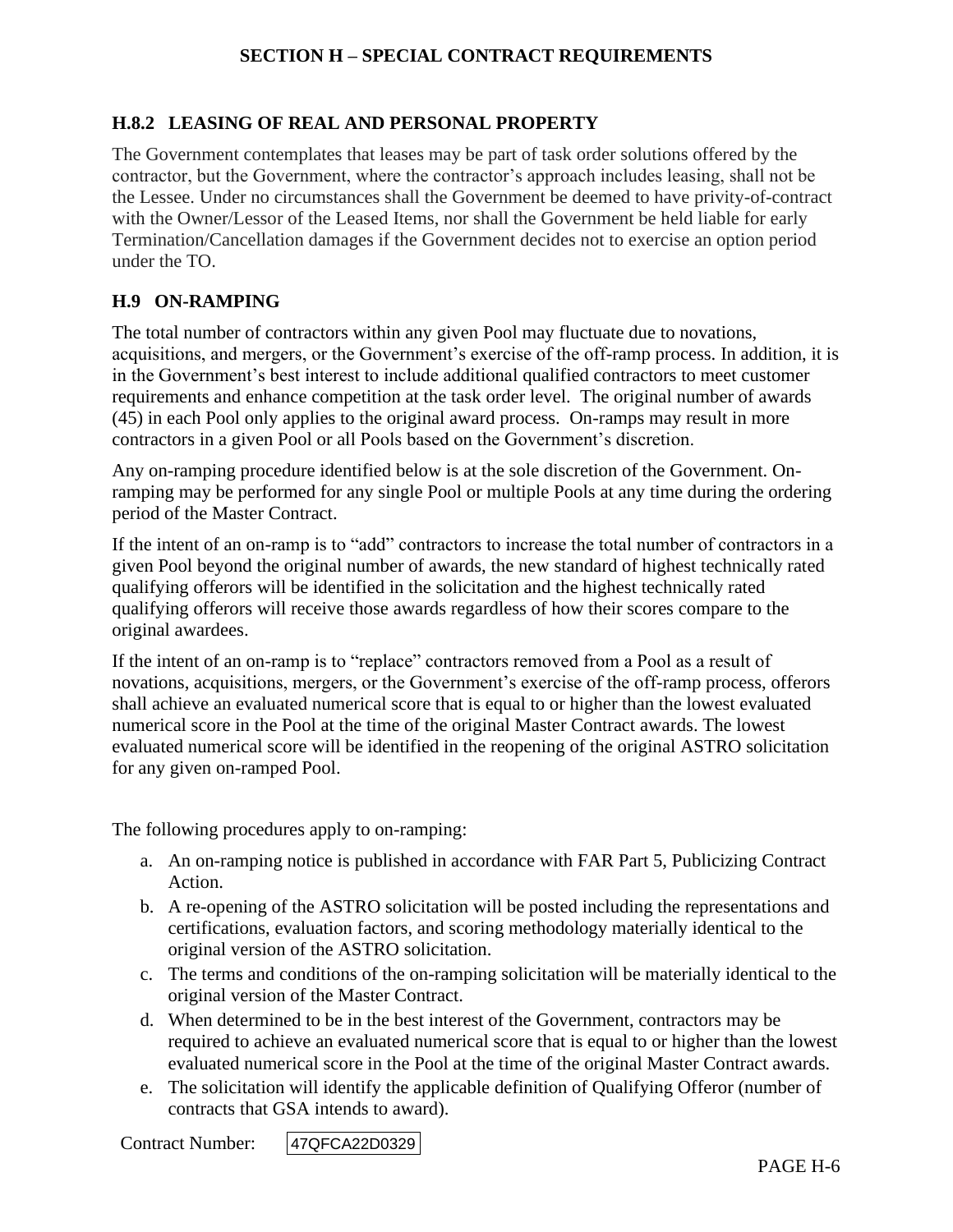### H.8.2 LEASING OF REAL AND PERSONAL PROPERTY

The Government contemplates that leases may be part of task order solutions offered by the contractor, but the Government, where the contractor's approach includes leasing, shall not be the Lessee. Under no circumstances shall the Government be deemed to have privity-of-contract with the Owner/Lessor of the Leased Items, nor shall the Government be held liable for early Termination/Cancellation damages if the Government decides not to exercise an option period under the TO.

## H.9 ON-RAMPING

The total number of contractors within any given Pool may fluctuate due to novations, acquisitions, and mergers, or the Government's exercise of the off-ramp process. In addition, it is in the Government's best interest to include additional qualified contractors to meet customer requirements and enhance competition at the task order level. The original number of awards (45) in each Pool only applies to the original award process. On-ramps may result in more contractors in a given Pool or all Pools based on the Government's discretion.

Any on-ramping procedure identified below is at the sole discretion of the Government. On-ramping may be performed for any single Pool or multiple Pools at any time during the ordering period of the Master Contract.

If the intent of an on-ramp is to "add" contractors to increase the total number of contractors in a given Pool beyond the original number of awards, the new standard of highest technically rated qualifying offerors will be identified in the solicitation and the highest technically rated qualifying offerors will receive those awards regardless of how their scores compare to the original awardees.

If the intent of an on-ramp is to "replace" contractors removed from a Pool as a result of novations, acquisitions, mergers, or the Government's exercise of the off-ramp process, offerors shall achieve an evaluated numerical score that is equal to or higher than the lowest evaluated numerical score in the Pool at the time of the original Master Contract awards. The lowest evaluated numerical score will be identified in the reopening of the original ASTRO solicitation for any given on-ramped Pool.

The following procedures apply to on-ramping:

a. An on-ramping notice is published in accordance with FAR Part 5, Publicizing Contract Action.
b. A re-opening of the ASTRO solicitation will be posted including the representations and certifications, evaluation factors, and scoring methodology materially identical to the original version of the ASTRO solicitation.
c. The terms and conditions of the on-ramping solicitation will be materially identical to the original version of the Master Contract.
d. When determined to be in the best interest of the Government, contractors may be required to achieve an evaluated numerical score that is equal to or higher than the lowest evaluated numerical score in the Pool at the time of the original Master Contract awards.
e. The solicitation will identify the applicable definition of Qualifying Offeror (number of contracts that GSA intends to award).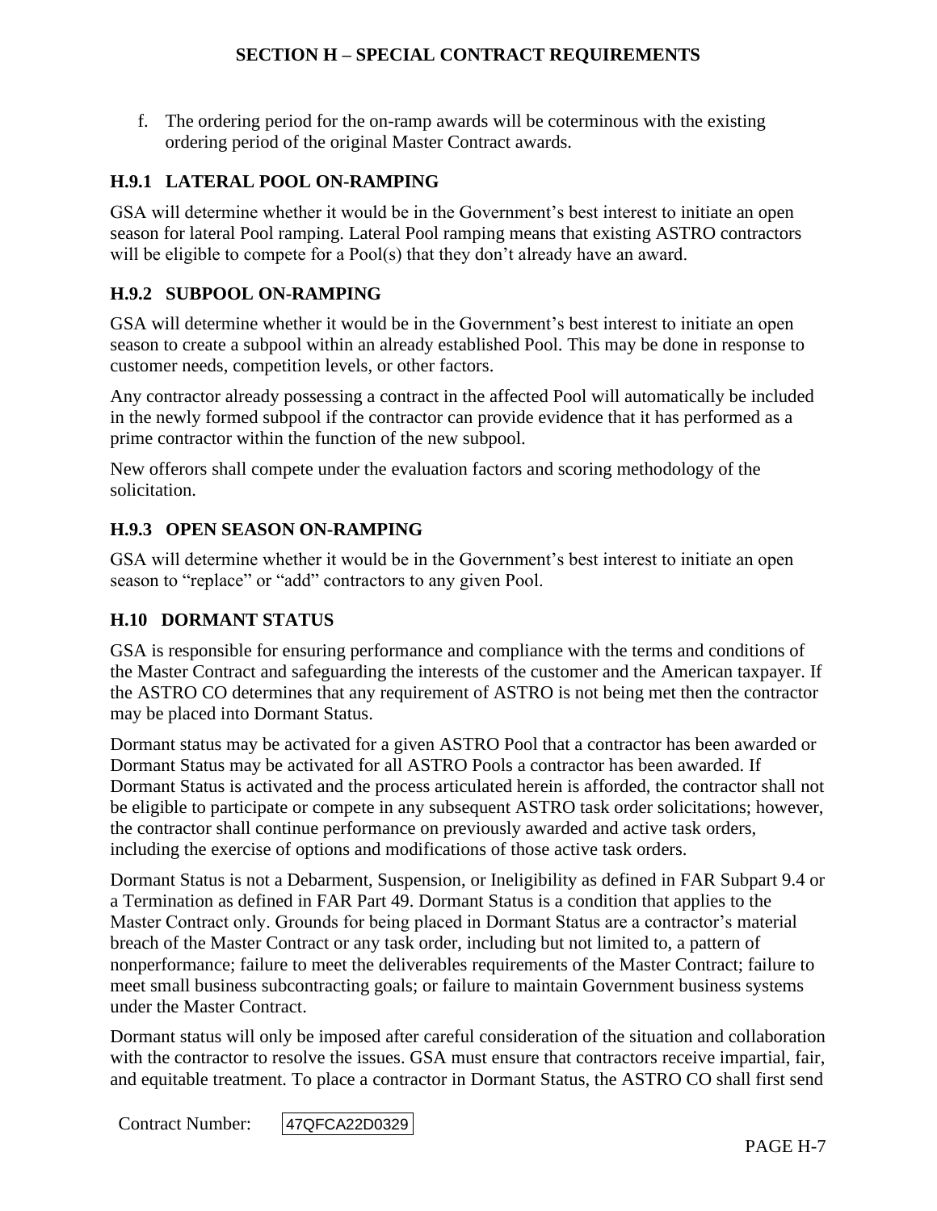f. The ordering period for the on-ramp awards will be coterminous with the existing ordering period of the original Master Contract awards.

### H.9.1 LATERAL POOL ON-RAMPING

GSA will determine whether it would be in the Government's best interest to initiate an open season for lateral Pool ramping. Lateral Pool ramping means that existing ASTRO contractors will be eligible to compete for a Pool(s) that they don't already have an award.

### H.9.2 SUBPOOL ON-RAMPING

GSA will determine whether it would be in the Government's best interest to initiate an open season to create a subpool within an already established Pool. This may be done in response to customer needs, competition levels, or other factors.

Any contractor already possessing a contract in the affected Pool will automatically be included in the newly formed subpool if the contractor can provide evidence that it has performed as a prime contractor within the function of the new subpool.

New offerors shall compete under the evaluation factors and scoring methodology of the solicitation.

### H.9.3 OPEN SEASON ON-RAMPING

GSA will determine whether it would be in the Government's best interest to initiate an open season to "replace" or "add" contractors to any given Pool.

## H.10 DORMANT STATUS

GSA is responsible for ensuring performance and compliance with the terms and conditions of the Master Contract and safeguarding the interests of the customer and the American taxpayer. If the ASTRO CO determines that any requirement of ASTRO is not being met then the contractor may be placed into Dormant Status.

Dormant status may be activated for a given ASTRO Pool that a contractor has been awarded or Dormant Status may be activated for all ASTRO Pools a contractor has been awarded. If Dormant Status is activated and the process articulated herein is afforded, the contractor shall not be eligible to participate or compete in any subsequent ASTRO task order solicitations; however, the contractor shall continue performance on previously awarded and active task orders, including the exercise of options and modifications of those active task orders.

Dormant Status is not a Debarment, Suspension, or Ineligibility as defined in FAR Subpart 9.4 or a Termination as defined in FAR Part 49. Dormant Status is a condition that applies to the Master Contract only. Grounds for being placed in Dormant Status are a contractor's material breach of the Master Contract or any task order, including but not limited to, a pattern of nonperformance; failure to meet the deliverables requirements of the Master Contract; failure to meet small business subcontracting goals; or failure to maintain Government business systems under the Master Contract.

Dormant status will only be imposed after careful consideration of the situation and collaboration with the contractor to resolve the issues. GSA must ensure that contractors receive impartial, fair, and equitable treatment. To place a contractor in Dormant Status, the ASTRO CO shall first send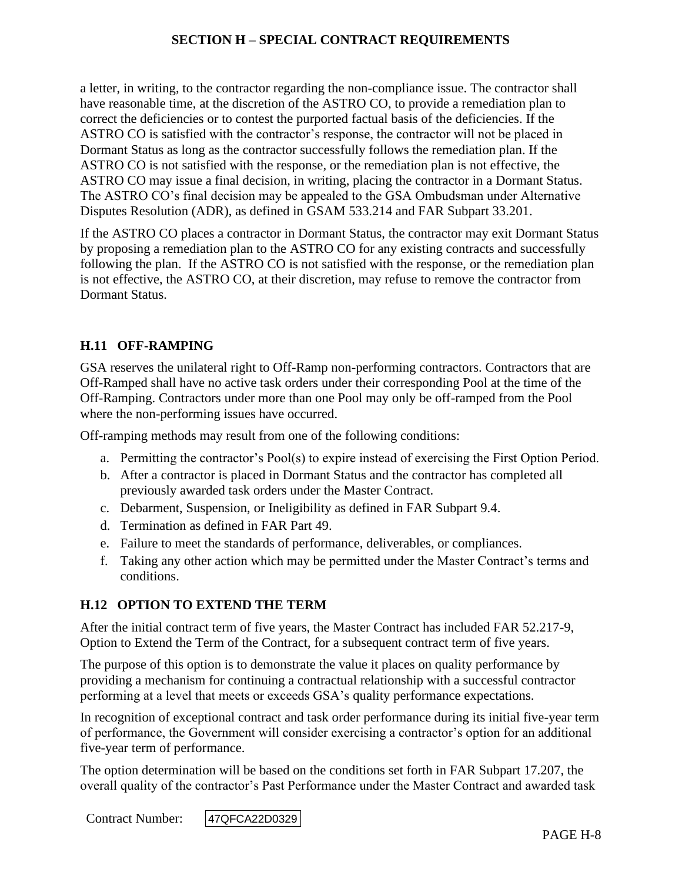a letter, in writing, to the contractor regarding the non-compliance issue. The contractor shall have reasonable time, at the discretion of the ASTRO CO, to provide a remediation plan to correct the deficiencies or to contest the purported factual basis of the deficiencies. If the ASTRO CO is satisfied with the contractor's response, the contractor will not be placed in Dormant Status as long as the contractor successfully follows the remediation plan. If the ASTRO CO is not satisfied with the response, or the remediation plan is not effective, the ASTRO CO may issue a final decision, in writing, placing the contractor in a Dormant Status. The ASTRO CO's final decision may be appealed to the GSA Ombudsman under Alternative Disputes Resolution (ADR), as defined in GSAM 533.214 and FAR Subpart 33.201.

If the ASTRO CO places a contractor in Dormant Status, the contractor may exit Dormant Status by proposing a remediation plan to the ASTRO CO for any existing contracts and successfully following the plan. If the ASTRO CO is not satisfied with the response, or the remediation plan is not effective, the ASTRO CO, at their discretion, may refuse to remove the contractor from Dormant Status.

### H.11 OFF-RAMPING

GSA reserves the unilateral right to Off-Ramp non-performing contractors. Contractors that are Off-Ramped shall have no active task orders under their corresponding Pool at the time of the Off-Ramping. Contractors under more than one Pool may only be off-ramped from the Pool where the non-performing issues have occurred.

Off-ramping methods may result from one of the following conditions:

a. Permitting the contractor's Pool(s) to expire instead of exercising the First Option Period.
b. After a contractor is placed in Dormant Status and the contractor has completed all previously awarded task orders under the Master Contract.
c. Debarment, Suspension, or Ineligibility as defined in FAR Subpart 9.4.
d. Termination as defined in FAR Part 49.
e. Failure to meet the standards of performance, deliverables, or compliances.
f. Taking any other action which may be permitted under the Master Contract's terms and conditions.

### H.12 OPTION TO EXTEND THE TERM

After the initial contract term of five years, the Master Contract has included FAR 52.217-9, Option to Extend the Term of the Contract, for a subsequent contract term of five years.

The purpose of this option is to demonstrate the value it places on quality performance by providing a mechanism for continuing a contractual relationship with a successful contractor performing at a level that meets or exceeds GSA's quality performance expectations.

In recognition of exceptional contract and task order performance during its initial five-year term of performance, the Government will consider exercising a contractor's option for an additional five-year term of performance.

The option determination will be based on the conditions set forth in FAR Subpart 17.207, the overall quality of the contractor's Past Performance under the Master Contract and awarded task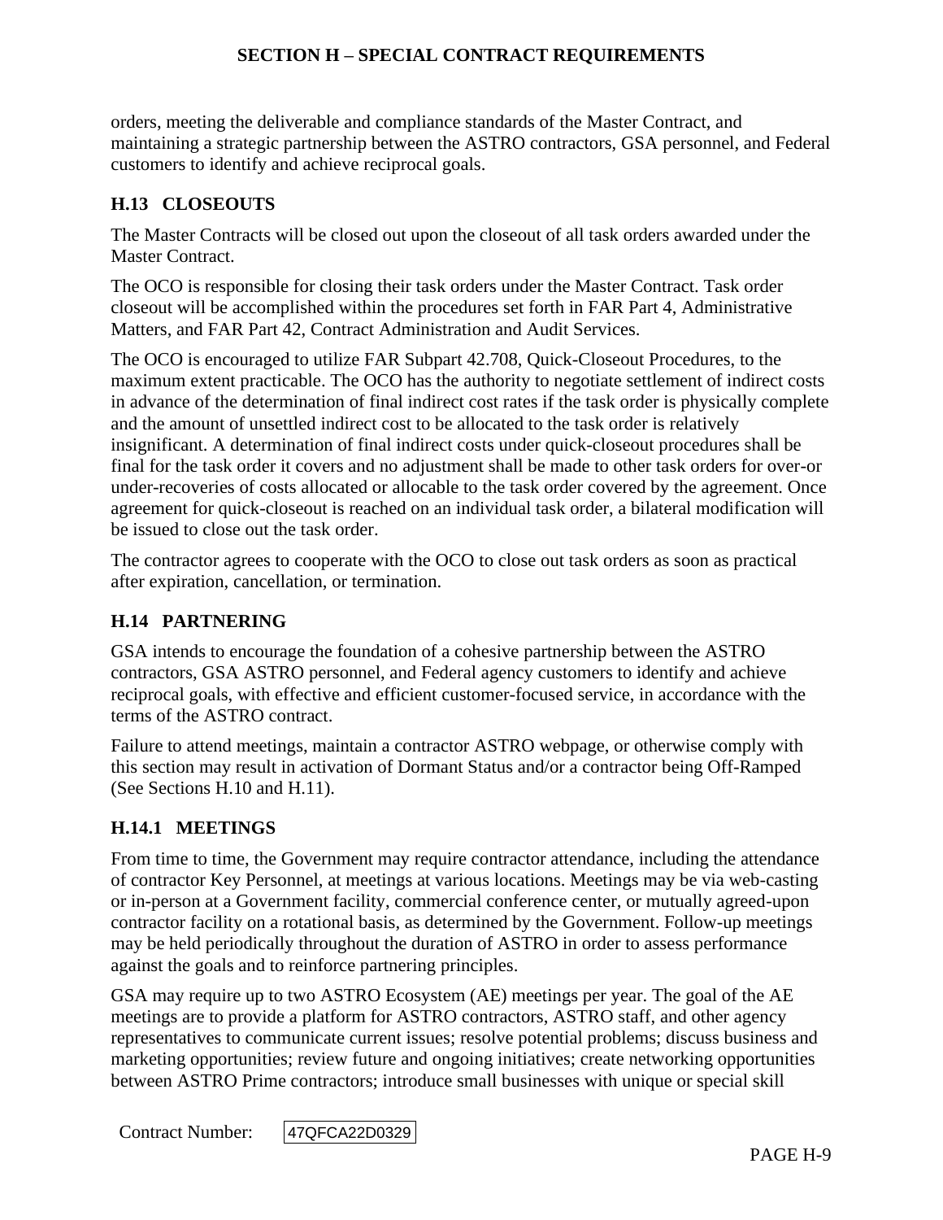orders, meeting the deliverable and compliance standards of the Master Contract, and maintaining a strategic partnership between the ASTRO contractors, GSA personnel, and Federal customers to identify and achieve reciprocal goals.

## H.13 CLOSEOUTS

The Master Contracts will be closed out upon the closeout of all task orders awarded under the Master Contract.

The OCO is responsible for closing their task orders under the Master Contract. Task order closeout will be accomplished within the procedures set forth in FAR Part 4, Administrative Matters, and FAR Part 42, Contract Administration and Audit Services.

The OCO is encouraged to utilize FAR Subpart 42.708, Quick-Closeout Procedures, to the maximum extent practicable. The OCO has the authority to negotiate settlement of indirect costs in advance of the determination of final indirect cost rates if the task order is physically complete and the amount of unsettled indirect cost to be allocated to the task order is relatively insignificant. A determination of final indirect costs under quick-closeout procedures shall be final for the task order it covers and no adjustment shall be made to other task orders for over-or under-recoveries of costs allocated or allocable to the task order covered by the agreement. Once agreement for quick-closeout is reached on an individual task order, a bilateral modification will be issued to close out the task order.

The contractor agrees to cooperate with the OCO to close out task orders as soon as practical after expiration, cancellation, or termination.

## H.14 PARTNERING

GSA intends to encourage the foundation of a cohesive partnership between the ASTRO contractors, GSA ASTRO personnel, and Federal agency customers to identify and achieve reciprocal goals, with effective and efficient customer-focused service, in accordance with the terms of the ASTRO contract.

Failure to attend meetings, maintain a contractor ASTRO webpage, or otherwise comply with this section may result in activation of Dormant Status and/or a contractor being Off-Ramped (See Sections H.10 and H.11).

### H.14.1 MEETINGS

From time to time, the Government may require contractor attendance, including the attendance of contractor Key Personnel, at meetings at various locations. Meetings may be via web-casting or in-person at a Government facility, commercial conference center, or mutually agreed-upon contractor facility on a rotational basis, as determined by the Government. Follow-up meetings may be held periodically throughout the duration of ASTRO in order to assess performance against the goals and to reinforce partnering principles.

GSA may require up to two ASTRO Ecosystem (AE) meetings per year. The goal of the AE meetings are to provide a platform for ASTRO contractors, ASTRO staff, and other agency representatives to communicate current issues; resolve potential problems; discuss business and marketing opportunities; review future and ongoing initiatives; create networking opportunities between ASTRO Prime contractors; introduce small businesses with unique or special skill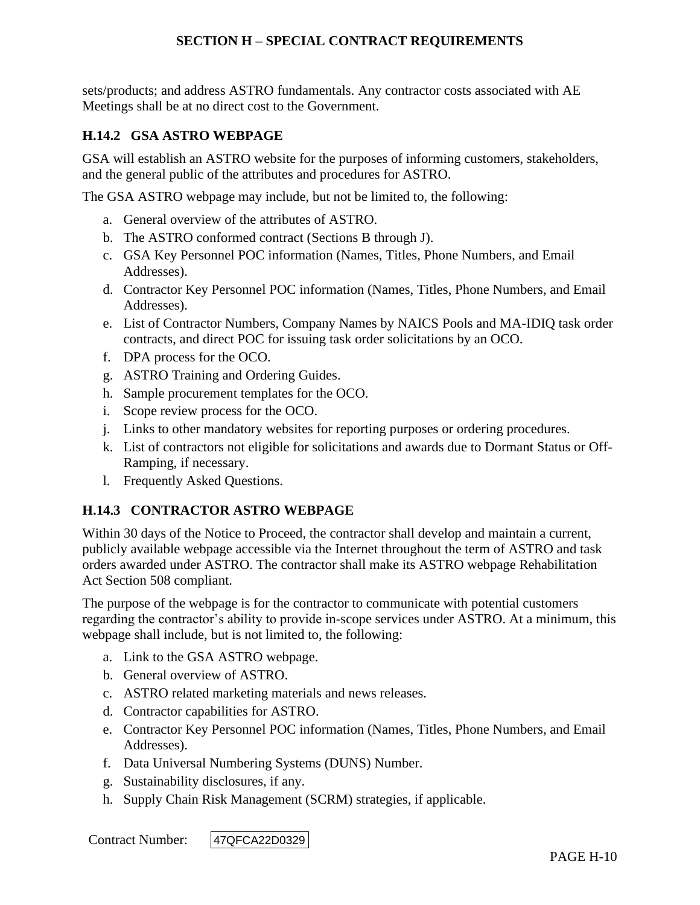sets/products; and address ASTRO fundamentals. Any contractor costs associated with AE Meetings shall be at no direct cost to the Government.

### H.14.2 GSA ASTRO WEBPAGE

GSA will establish an ASTRO website for the purposes of informing customers, stakeholders, and the general public of the attributes and procedures for ASTRO.

The GSA ASTRO webpage may include, but not be limited to, the following:

a. General overview of the attributes of ASTRO.
b. The ASTRO conformed contract (Sections B through J).
c. GSA Key Personnel POC information (Names, Titles, Phone Numbers, and Email Addresses).
d. Contractor Key Personnel POC information (Names, Titles, Phone Numbers, and Email Addresses).
e. List of Contractor Numbers, Company Names by NAICS Pools and MA-IDIQ task order contracts, and direct POC for issuing task order solicitations by an OCO.
f. DPA process for the OCO.
g. ASTRO Training and Ordering Guides.
h. Sample procurement templates for the OCO.
i. Scope review process for the OCO.
j. Links to other mandatory websites for reporting purposes or ordering procedures.
k. List of contractors not eligible for solicitations and awards due to Dormant Status or Off-Ramping, if necessary.
l. Frequently Asked Questions.

### H.14.3 CONTRACTOR ASTRO WEBPAGE

Within 30 days of the Notice to Proceed, the contractor shall develop and maintain a current, publicly available webpage accessible via the Internet throughout the term of ASTRO and task orders awarded under ASTRO. The contractor shall make its ASTRO webpage Rehabilitation Act Section 508 compliant.

The purpose of the webpage is for the contractor to communicate with potential customers regarding the contractor's ability to provide in-scope services under ASTRO. At a minimum, this webpage shall include, but is not limited to, the following:

a. Link to the GSA ASTRO webpage.
b. General overview of ASTRO.
c. ASTRO related marketing materials and news releases.
d. Contractor capabilities for ASTRO.
e. Contractor Key Personnel POC information (Names, Titles, Phone Numbers, and Email Addresses).
f. Data Universal Numbering Systems (DUNS) Number.
g. Sustainability disclosures, if any.
h. Supply Chain Risk Management (SCRM) strategies, if applicable.

Contract Number: 47QFCA22D0329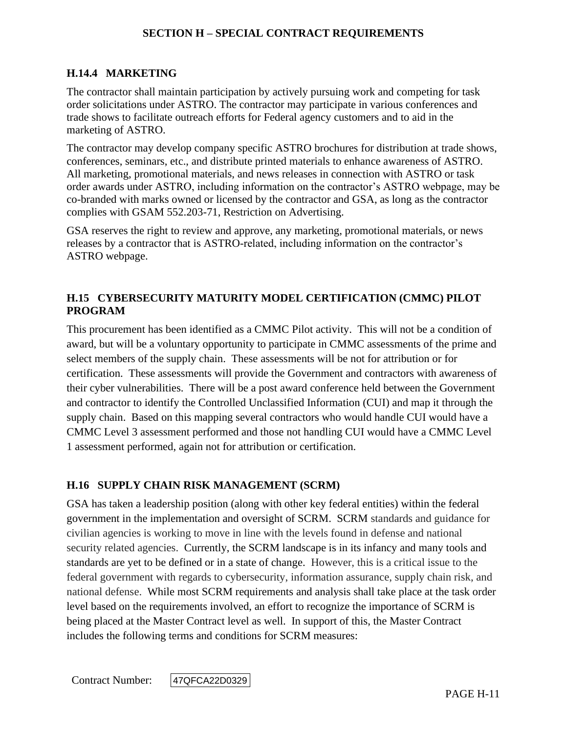### H.14.4 MARKETING

The contractor shall maintain participation by actively pursuing work and competing for task order solicitations under ASTRO. The contractor may participate in various conferences and trade shows to facilitate outreach efforts for Federal agency customers and to aid in the marketing of ASTRO.

The contractor may develop company specific ASTRO brochures for distribution at trade shows, conferences, seminars, etc., and distribute printed materials to enhance awareness of ASTRO. All marketing, promotional materials, and news releases in connection with ASTRO or task order awards under ASTRO, including information on the contractor's ASTRO webpage, may be co-branded with marks owned or licensed by the contractor and GSA, as long as the contractor complies with GSAM 552.203-71, Restriction on Advertising.

GSA reserves the right to review and approve, any marketing, promotional materials, or news releases by a contractor that is ASTRO-related, including information on the contractor's ASTRO webpage.

## H.15 CYBERSECURITY MATURITY MODEL CERTIFICATION (CMMC) PILOT PROGRAM

This procurement has been identified as a CMMC Pilot activity. This will not be a condition of award, but will be a voluntary opportunity to participate in CMMC assessments of the prime and select members of the supply chain. These assessments will be not for attribution or for certification. These assessments will provide the Government and contractors with awareness of their cyber vulnerabilities. There will be a post award conference held between the Government and contractor to identify the Controlled Unclassified Information (CUI) and map it through the supply chain. Based on this mapping several contractors who would handle CUI would have a CMMC Level 3 assessment performed and those not handling CUI would have a CMMC Level 1 assessment performed, again not for attribution or certification.

## H.16 SUPPLY CHAIN RISK MANAGEMENT (SCRM)

GSA has taken a leadership position (along with other key federal entities) within the federal government in the implementation and oversight of SCRM. SCRM standards and guidance for civilian agencies is working to move in line with the levels found in defense and national security related agencies. Currently, the SCRM landscape is in its infancy and many tools and standards are yet to be defined or in a state of change. However, this is a critical issue to the federal government with regards to cybersecurity, information assurance, supply chain risk, and national defense. While most SCRM requirements and analysis shall take place at the task order level based on the requirements involved, an effort to recognize the importance of SCRM is being placed at the Master Contract level as well. In support of this, the Master Contract includes the following terms and conditions for SCRM measures: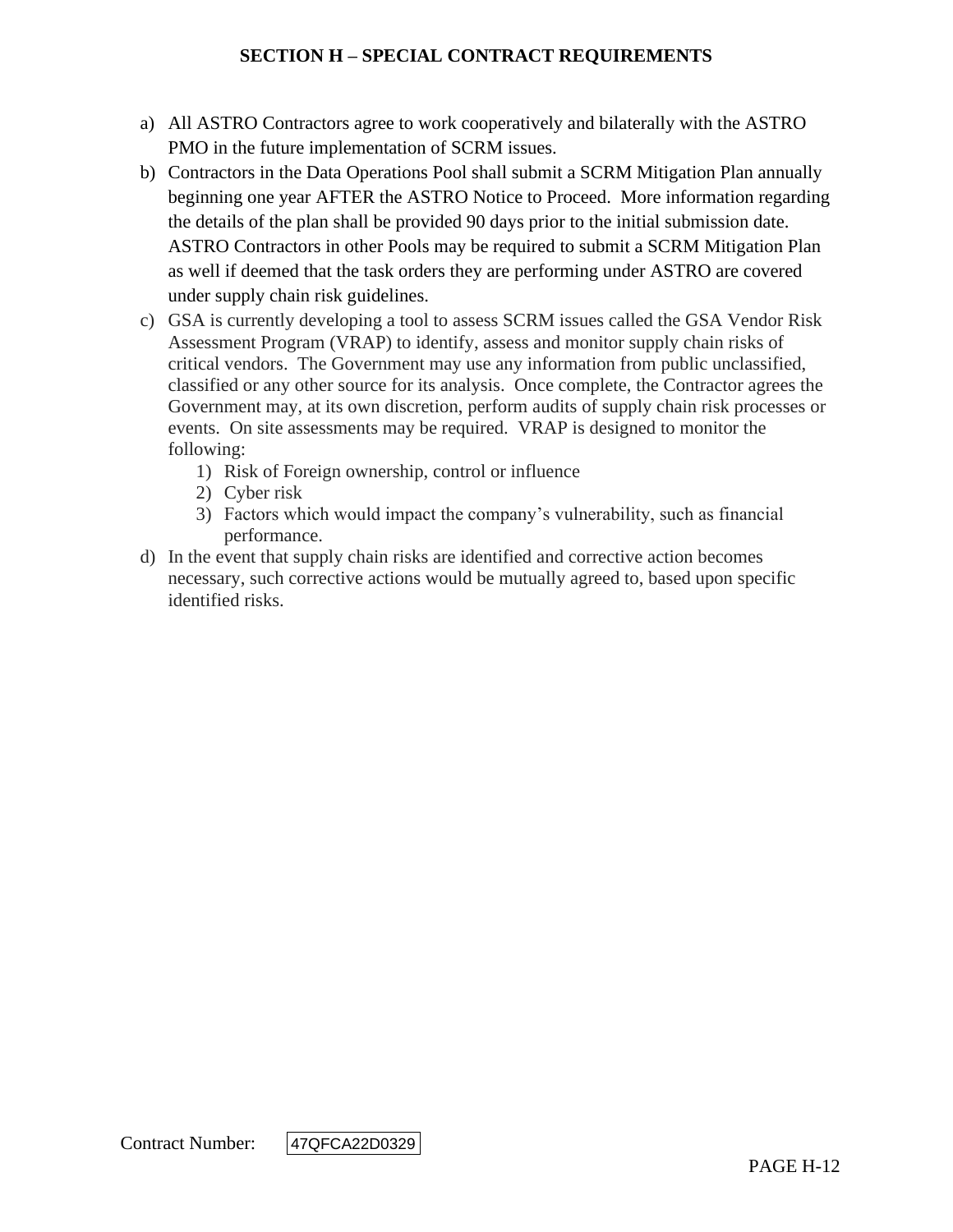a) All ASTRO Contractors agree to work cooperatively and bilaterally with the ASTRO PMO in the future implementation of SCRM issues.
b) Contractors in the Data Operations Pool shall submit a SCRM Mitigation Plan annually beginning one year AFTER the ASTRO Notice to Proceed. More information regarding the details of the plan shall be provided 90 days prior to the initial submission date. ASTRO Contractors in other Pools may be required to submit a SCRM Mitigation Plan as well if deemed that the task orders they are performing under ASTRO are covered under supply chain risk guidelines.
c) GSA is currently developing a tool to assess SCRM issues called the GSA Vendor Risk Assessment Program (VRAP) to identify, assess and monitor supply chain risks of critical vendors. The Government may use any information from public unclassified, classified or any other source for its analysis. Once complete, the Contractor agrees the Government may, at its own discretion, perform audits of supply chain risk processes or events. On site assessments may be required. VRAP is designed to monitor the following:
    1) Risk of Foreign ownership, control or influence
    2) Cyber risk
    3) Factors which would impact the company's vulnerability, such as financial performance.
d) In the event that supply chain risks are identified and corrective action becomes necessary, such corrective actions would be mutually agreed to, based upon specific identified risks.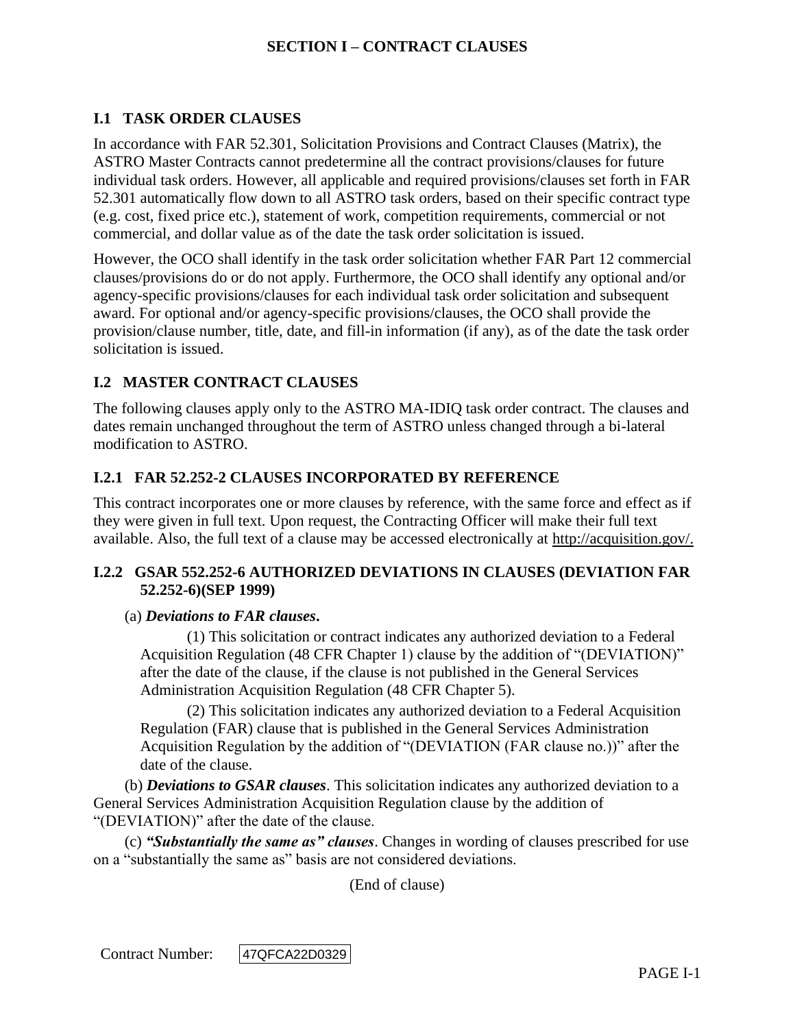# SECTION I – CONTRACT CLAUSES

## I.1 TASK ORDER CLAUSES

In accordance with FAR 52.301, Solicitation Provisions and Contract Clauses (Matrix), the ASTRO Master Contracts cannot predetermine all the contract provisions/clauses for future individual task orders. However, all applicable and required provisions/clauses set forth in FAR 52.301 automatically flow down to all ASTRO task orders, based on their specific contract type (e.g. cost, fixed price etc.), statement of work, competition requirements, commercial or not commercial, and dollar value as of the date the task order solicitation is issued.

However, the OCO shall identify in the task order solicitation whether FAR Part 12 commercial clauses/provisions do or do not apply. Furthermore, the OCO shall identify any optional and/or agency-specific provisions/clauses for each individual task order solicitation and subsequent award. For optional and/or agency-specific provisions/clauses, the OCO shall provide the provision/clause number, title, date, and fill-in information (if any), as of the date the task order solicitation is issued.

## I.2 MASTER CONTRACT CLAUSES

The following clauses apply only to the ASTRO MA-IDIQ task order contract. The clauses and dates remain unchanged throughout the term of ASTRO unless changed through a bi-lateral modification to ASTRO.

### I.2.1 FAR 52.252-2 CLAUSES INCORPORATED BY REFERENCE

This contract incorporates one or more clauses by reference, with the same force and effect as if they were given in full text. Upon request, the Contracting Officer will make their full text available. Also, the full text of a clause may be accessed electronically at http://acquisition.gov/.

### I.2.2 GSAR 552.252-6 AUTHORIZED DEVIATIONS IN CLAUSES (DEVIATION FAR 52.252-6)(SEP 1999)

(a) ***Deviations to FAR clauses*.**

(1) This solicitation or contract indicates any authorized deviation to a Federal Acquisition Regulation (48 CFR Chapter 1) clause by the addition of "(DEVIATION)" after the date of the clause, if the clause is not published in the General Services Administration Acquisition Regulation (48 CFR Chapter 5).

(2) This solicitation indicates any authorized deviation to a Federal Acquisition Regulation (FAR) clause that is published in the General Services Administration Acquisition Regulation by the addition of "(DEVIATION (FAR clause no.))" after the date of the clause.

(b) ***Deviations to GSAR clauses***. This solicitation indicates any authorized deviation to a General Services Administration Acquisition Regulation clause by the addition of "(DEVIATION)" after the date of the clause.

(c) ***"Substantially the same as" clauses***. Changes in wording of clauses prescribed for use on a "substantially the same as" basis are not considered deviations.

(End of clause)

Contract Number: 47QFCA22D0329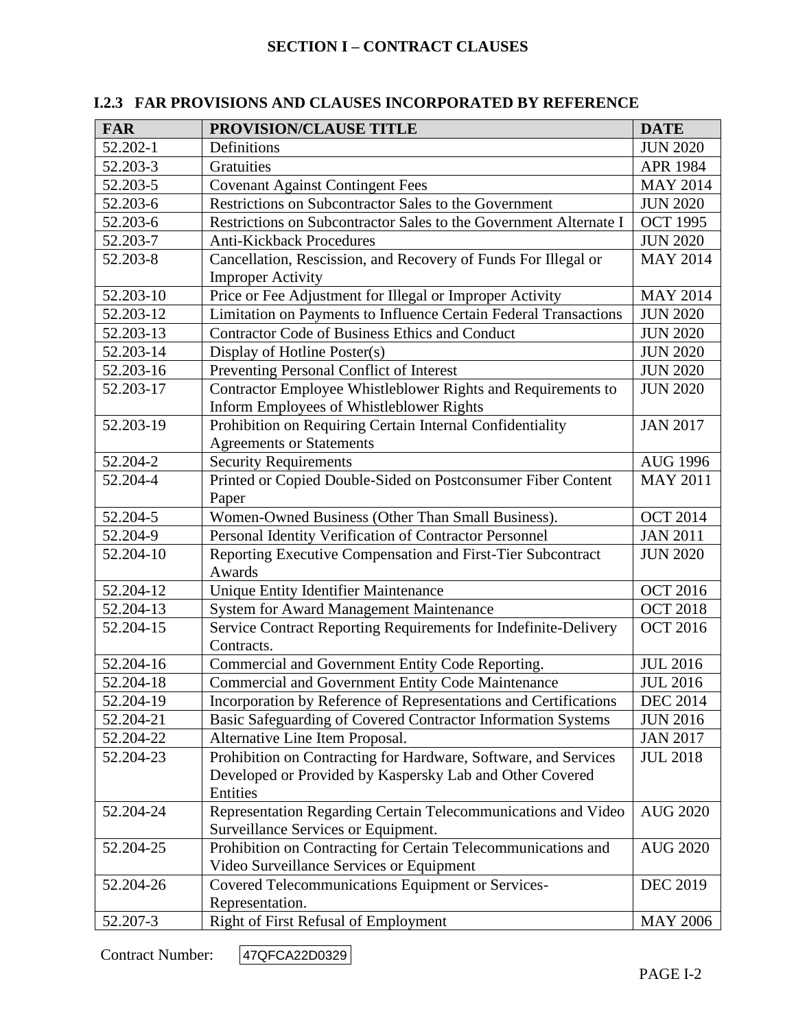## SECTION I – CONTRACT CLAUSES

### I.2.3 FAR PROVISIONS AND CLAUSES INCORPORATED BY REFERENCE

| FAR | PROVISION/CLAUSE TITLE | DATE |
|---|---|---|
| 52.202-1 | Definitions | JUN 2020 |
| 52.203-3 | Gratuities | APR 1984 |
| 52.203-5 | Covenant Against Contingent Fees | MAY 2014 |
| 52.203-6 | Restrictions on Subcontractor Sales to the Government | JUN 2020 |
| 52.203-6 | Restrictions on Subcontractor Sales to the Government Alternate I | OCT 1995 |
| 52.203-7 | Anti-Kickback Procedures | JUN 2020 |
| 52.203-8 | Cancellation, Rescission, and Recovery of Funds For Illegal or Improper Activity | MAY 2014 |
| 52.203-10 | Price or Fee Adjustment for Illegal or Improper Activity | MAY 2014 |
| 52.203-12 | Limitation on Payments to Influence Certain Federal Transactions | JUN 2020 |
| 52.203-13 | Contractor Code of Business Ethics and Conduct | JUN 2020 |
| 52.203-14 | Display of Hotline Poster(s) | JUN 2020 |
| 52.203-16 | Preventing Personal Conflict of Interest | JUN 2020 |
| 52.203-17 | Contractor Employee Whistleblower Rights and Requirements to Inform Employees of Whistleblower Rights | JUN 2020 |
| 52.203-19 | Prohibition on Requiring Certain Internal Confidentiality Agreements or Statements | JAN 2017 |
| 52.204-2 | Security Requirements | AUG 1996 |
| 52.204-4 | Printed or Copied Double-Sided on Postconsumer Fiber Content Paper | MAY 2011 |
| 52.204-5 | Women-Owned Business (Other Than Small Business). | OCT 2014 |
| 52.204-9 | Personal Identity Verification of Contractor Personnel | JAN 2011 |
| 52.204-10 | Reporting Executive Compensation and First-Tier Subcontract Awards | JUN 2020 |
| 52.204-12 | Unique Entity Identifier Maintenance | OCT 2016 |
| 52.204-13 | System for Award Management Maintenance | OCT 2018 |
| 52.204-15 | Service Contract Reporting Requirements for Indefinite-Delivery Contracts. | OCT 2016 |
| 52.204-16 | Commercial and Government Entity Code Reporting. | JUL 2016 |
| 52.204-18 | Commercial and Government Entity Code Maintenance | JUL 2016 |
| 52.204-19 | Incorporation by Reference of Representations and Certifications | DEC 2014 |
| 52.204-21 | Basic Safeguarding of Covered Contractor Information Systems | JUN 2016 |
| 52.204-22 | Alternative Line Item Proposal. | JAN 2017 |
| 52.204-23 | Prohibition on Contracting for Hardware, Software, and Services Developed or Provided by Kaspersky Lab and Other Covered Entities | JUL 2018 |
| 52.204-24 | Representation Regarding Certain Telecommunications and Video Surveillance Services or Equipment. | AUG 2020 |
| 52.204-25 | Prohibition on Contracting for Certain Telecommunications and Video Surveillance Services or Equipment | AUG 2020 |
| 52.204-26 | Covered Telecommunications Equipment or Services-Representation. | DEC 2019 |
| 52.207-3 | Right of First Refusal of Employment | MAY 2006 |

Contract Number: 47QFCA22D0329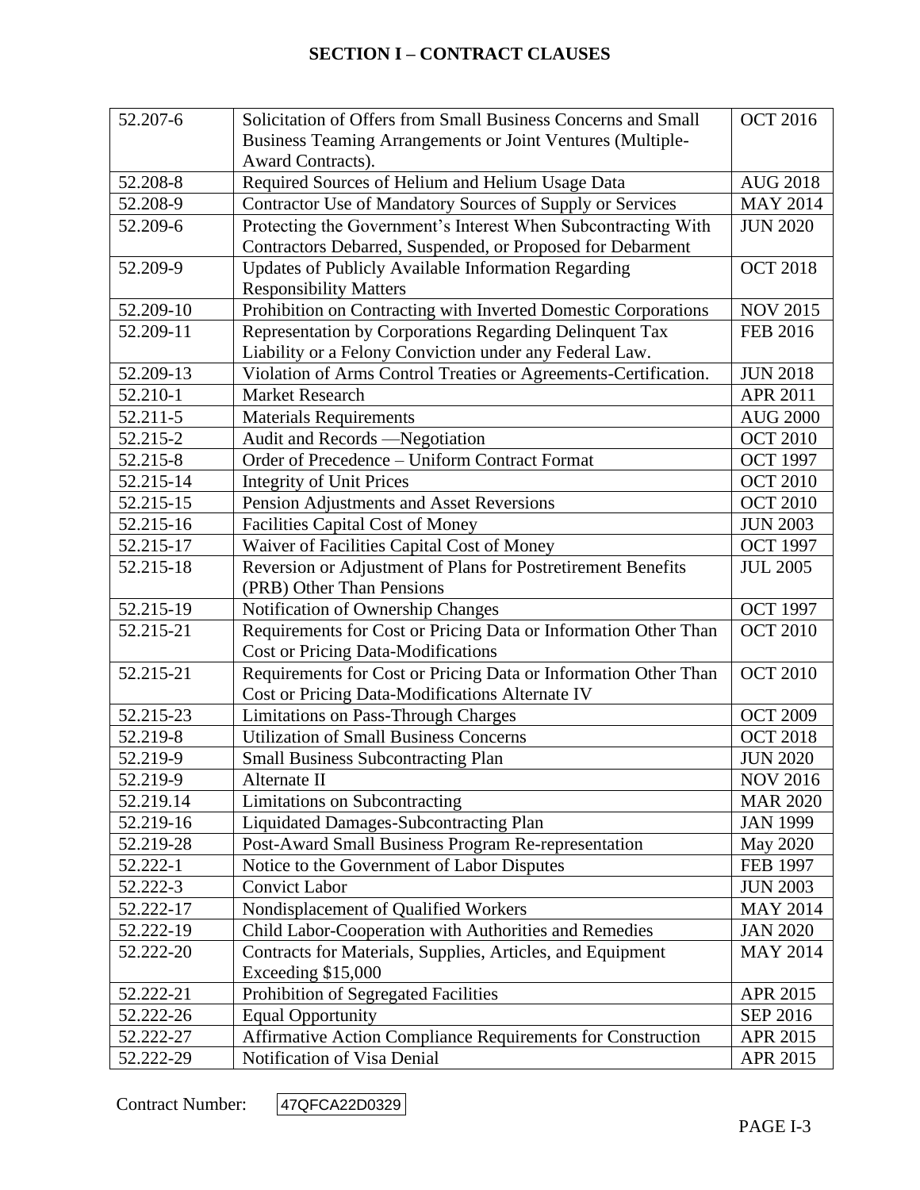# SECTION I – CONTRACT CLAUSES

| | | |
|---|---|---|
| 52.207-6 | Solicitation of Offers from Small Business Concerns and Small Business Teaming Arrangements or Joint Ventures (Multiple-Award Contracts). | OCT 2016 |
| 52.208-8 | Required Sources of Helium and Helium Usage Data | AUG 2018 |
| 52.208-9 | Contractor Use of Mandatory Sources of Supply or Services | MAY 2014 |
| 52.209-6 | Protecting the Government's Interest When Subcontracting With Contractors Debarred, Suspended, or Proposed for Debarment | JUN 2020 |
| 52.209-9 | Updates of Publicly Available Information Regarding Responsibility Matters | OCT 2018 |
| 52.209-10 | Prohibition on Contracting with Inverted Domestic Corporations | NOV 2015 |
| 52.209-11 | Representation by Corporations Regarding Delinquent Tax Liability or a Felony Conviction under any Federal Law. | FEB 2016 |
| 52.209-13 | Violation of Arms Control Treaties or Agreements-Certification. | JUN 2018 |
| 52.210-1 | Market Research | APR 2011 |
| 52.211-5 | Materials Requirements | AUG 2000 |
| 52.215-2 | Audit and Records —Negotiation | OCT 2010 |
| 52.215-8 | Order of Precedence – Uniform Contract Format | OCT 1997 |
| 52.215-14 | Integrity of Unit Prices | OCT 2010 |
| 52.215-15 | Pension Adjustments and Asset Reversions | OCT 2010 |
| 52.215-16 | Facilities Capital Cost of Money | JUN 2003 |
| 52.215-17 | Waiver of Facilities Capital Cost of Money | OCT 1997 |
| 52.215-18 | Reversion or Adjustment of Plans for Postretirement Benefits (PRB) Other Than Pensions | JUL 2005 |
| 52.215-19 | Notification of Ownership Changes | OCT 1997 |
| 52.215-21 | Requirements for Cost or Pricing Data or Information Other Than Cost or Pricing Data-Modifications | OCT 2010 |
| 52.215-21 | Requirements for Cost or Pricing Data or Information Other Than Cost or Pricing Data-Modifications Alternate IV | OCT 2010 |
| 52.215-23 | Limitations on Pass-Through Charges | OCT 2009 |
| 52.219-8 | Utilization of Small Business Concerns | OCT 2018 |
| 52.219-9 | Small Business Subcontracting Plan | JUN 2020 |
| 52.219-9 | Alternate II | NOV 2016 |
| 52.219.14 | Limitations on Subcontracting | MAR 2020 |
| 52.219-16 | Liquidated Damages-Subcontracting Plan | JAN 1999 |
| 52.219-28 | Post-Award Small Business Program Re-representation | May 2020 |
| 52.222-1 | Notice to the Government of Labor Disputes | FEB 1997 |
| 52.222-3 | Convict Labor | JUN 2003 |
| 52.222-17 | Nondisplacement of Qualified Workers | MAY 2014 |
| 52.222-19 | Child Labor-Cooperation with Authorities and Remedies | JAN 2020 |
| 52.222-20 | Contracts for Materials, Supplies, Articles, and Equipment Exceeding $15,000 | MAY 2014 |
| 52.222-21 | Prohibition of Segregated Facilities | APR 2015 |
| 52.222-26 | Equal Opportunity | SEP 2016 |
| 52.222-27 | Affirmative Action Compliance Requirements for Construction | APR 2015 |
| 52.222-29 | Notification of Visa Denial | APR 2015 |

Contract Number: 47QFCA22D0329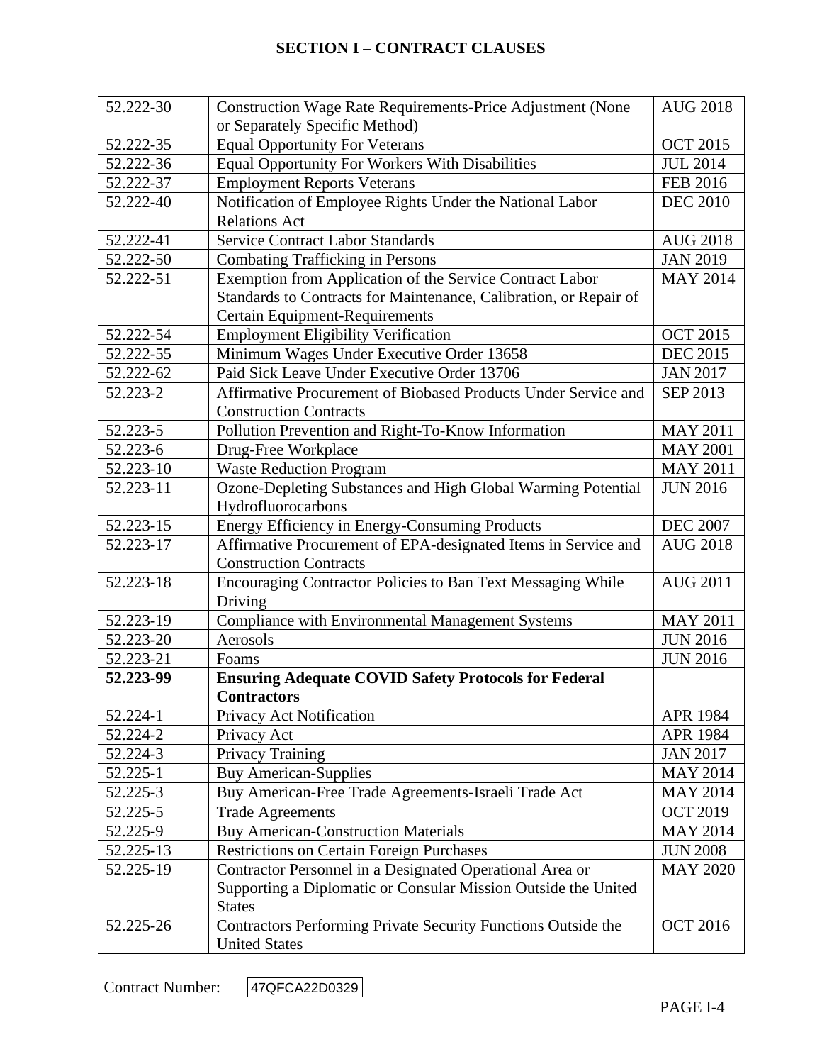## SECTION I – CONTRACT CLAUSES

| | | |
|---|---|---|
| 52.222-30 | Construction Wage Rate Requirements-Price Adjustment (None or Separately Specific Method) | AUG 2018 |
| 52.222-35 | Equal Opportunity For Veterans | OCT 2015 |
| 52.222-36 | Equal Opportunity For Workers With Disabilities | JUL 2014 |
| 52.222-37 | Employment Reports Veterans | FEB 2016 |
| 52.222-40 | Notification of Employee Rights Under the National Labor Relations Act | DEC 2010 |
| 52.222-41 | Service Contract Labor Standards | AUG 2018 |
| 52.222-50 | Combating Trafficking in Persons | JAN 2019 |
| 52.222-51 | Exemption from Application of the Service Contract Labor Standards to Contracts for Maintenance, Calibration, or Repair of Certain Equipment-Requirements | MAY 2014 |
| 52.222-54 | Employment Eligibility Verification | OCT 2015 |
| 52.222-55 | Minimum Wages Under Executive Order 13658 | DEC 2015 |
| 52.222-62 | Paid Sick Leave Under Executive Order 13706 | JAN 2017 |
| 52.223-2 | Affirmative Procurement of Biobased Products Under Service and Construction Contracts | SEP 2013 |
| 52.223-5 | Pollution Prevention and Right-To-Know Information | MAY 2011 |
| 52.223-6 | Drug-Free Workplace | MAY 2001 |
| 52.223-10 | Waste Reduction Program | MAY 2011 |
| 52.223-11 | Ozone-Depleting Substances and High Global Warming Potential Hydrofluorocarbons | JUN 2016 |
| 52.223-15 | Energy Efficiency in Energy-Consuming Products | DEC 2007 |
| 52.223-17 | Affirmative Procurement of EPA-designated Items in Service and Construction Contracts | AUG 2018 |
| 52.223-18 | Encouraging Contractor Policies to Ban Text Messaging While Driving | AUG 2011 |
| 52.223-19 | Compliance with Environmental Management Systems | MAY 2011 |
| 52.223-20 | Aerosols | JUN 2016 |
| 52.223-21 | Foams | JUN 2016 |
| **52.223-99** | **Ensuring Adequate COVID Safety Protocols for Federal Contractors** | |
| 52.224-1 | Privacy Act Notification | APR 1984 |
| 52.224-2 | Privacy Act | APR 1984 |
| 52.224-3 | Privacy Training | JAN 2017 |
| 52.225-1 | Buy American-Supplies | MAY 2014 |
| 52.225-3 | Buy American-Free Trade Agreements-Israeli Trade Act | MAY 2014 |
| 52.225-5 | Trade Agreements | OCT 2019 |
| 52.225-9 | Buy American-Construction Materials | MAY 2014 |
| 52.225-13 | Restrictions on Certain Foreign Purchases | JUN 2008 |
| 52.225-19 | Contractor Personnel in a Designated Operational Area or Supporting a Diplomatic or Consular Mission Outside the United States | MAY 2020 |
| 52.225-26 | Contractors Performing Private Security Functions Outside the United States | OCT 2016 |

Contract Number: 47QFCA22D0329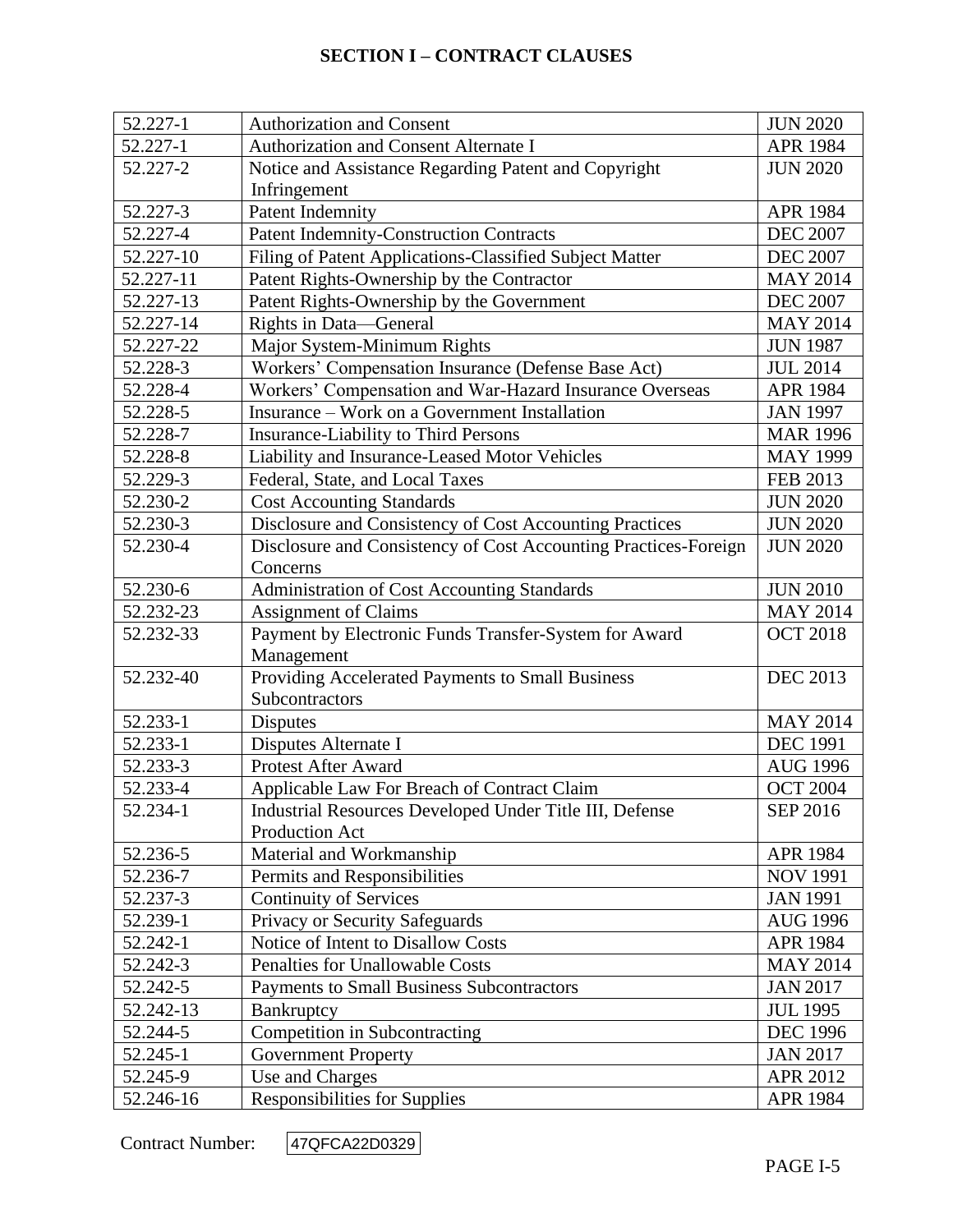## SECTION I – CONTRACT CLAUSES

| | | |
|---|---|---|
| 52.227-1 | Authorization and Consent | JUN 2020 |
| 52.227-1 | Authorization and Consent Alternate I | APR 1984 |
| 52.227-2 | Notice and Assistance Regarding Patent and Copyright Infringement | JUN 2020 |
| 52.227-3 | Patent Indemnity | APR 1984 |
| 52.227-4 | Patent Indemnity-Construction Contracts | DEC 2007 |
| 52.227-10 | Filing of Patent Applications-Classified Subject Matter | DEC 2007 |
| 52.227-11 | Patent Rights-Ownership by the Contractor | MAY 2014 |
| 52.227-13 | Patent Rights-Ownership by the Government | DEC 2007 |
| 52.227-14 | Rights in Data—General | MAY 2014 |
| 52.227-22 | Major System-Minimum Rights | JUN 1987 |
| 52.228-3 | Workers' Compensation Insurance (Defense Base Act) | JUL 2014 |
| 52.228-4 | Workers' Compensation and War-Hazard Insurance Overseas | APR 1984 |
| 52.228-5 | Insurance – Work on a Government Installation | JAN 1997 |
| 52.228-7 | Insurance-Liability to Third Persons | MAR 1996 |
| 52.228-8 | Liability and Insurance-Leased Motor Vehicles | MAY 1999 |
| 52.229-3 | Federal, State, and Local Taxes | FEB 2013 |
| 52.230-2 | Cost Accounting Standards | JUN 2020 |
| 52.230-3 | Disclosure and Consistency of Cost Accounting Practices | JUN 2020 |
| 52.230-4 | Disclosure and Consistency of Cost Accounting Practices-Foreign Concerns | JUN 2020 |
| 52.230-6 | Administration of Cost Accounting Standards | JUN 2010 |
| 52.232-23 | Assignment of Claims | MAY 2014 |
| 52.232-33 | Payment by Electronic Funds Transfer-System for Award Management | OCT 2018 |
| 52.232-40 | Providing Accelerated Payments to Small Business Subcontractors | DEC 2013 |
| 52.233-1 | Disputes | MAY 2014 |
| 52.233-1 | Disputes Alternate I | DEC 1991 |
| 52.233-3 | Protest After Award | AUG 1996 |
| 52.233-4 | Applicable Law For Breach of Contract Claim | OCT 2004 |
| 52.234-1 | Industrial Resources Developed Under Title III, Defense Production Act | SEP 2016 |
| 52.236-5 | Material and Workmanship | APR 1984 |
| 52.236-7 | Permits and Responsibilities | NOV 1991 |
| 52.237-3 | Continuity of Services | JAN 1991 |
| 52.239-1 | Privacy or Security Safeguards | AUG 1996 |
| 52.242-1 | Notice of Intent to Disallow Costs | APR 1984 |
| 52.242-3 | Penalties for Unallowable Costs | MAY 2014 |
| 52.242-5 | Payments to Small Business Subcontractors | JAN 2017 |
| 52.242-13 | Bankruptcy | JUL 1995 |
| 52.244-5 | Competition in Subcontracting | DEC 1996 |
| 52.245-1 | Government Property | JAN 2017 |
| 52.245-9 | Use and Charges | APR 2012 |
| 52.246-16 | Responsibilities for Supplies | APR 1984 |

Contract Number: 47QFCA22D0329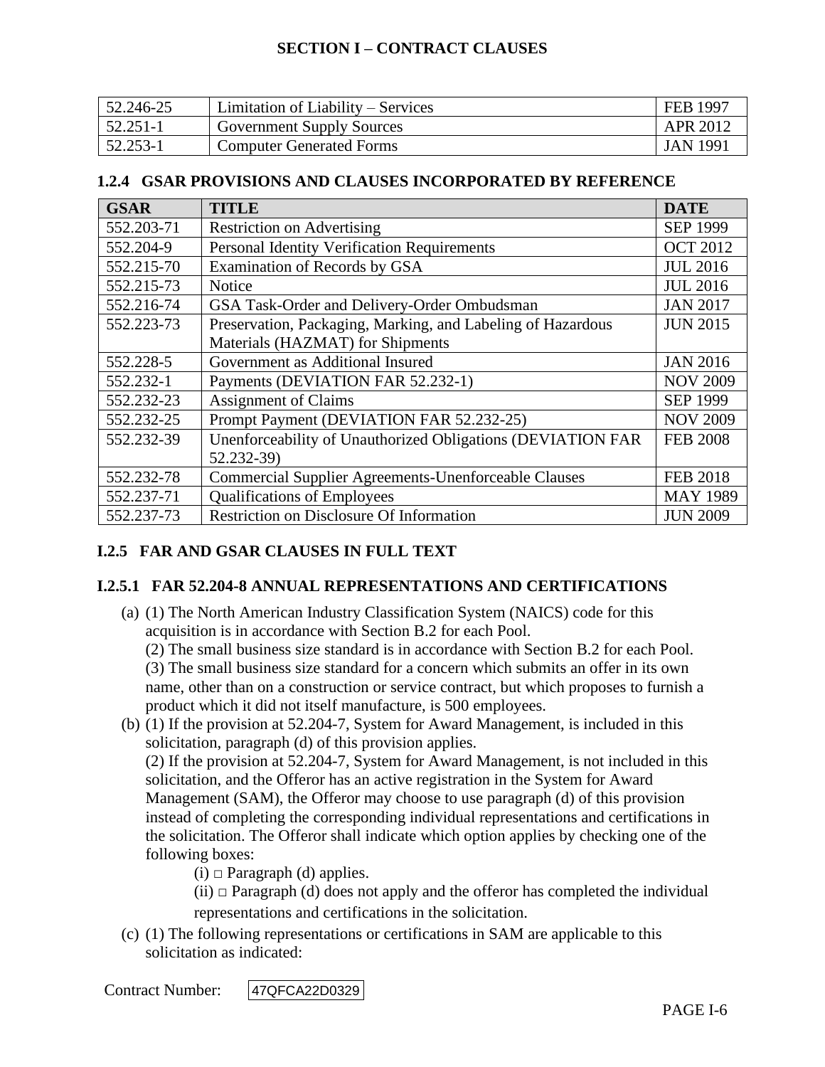| 52.246-25 | Limitation of Liability – Services | FEB 1997 |
|---|---|---|
| 52.251-1 | Government Supply Sources | APR 2012 |
| 52.253-1 | Computer Generated Forms | JAN 1991 |

### 1.2.4 GSAR PROVISIONS AND CLAUSES INCORPORATED BY REFERENCE

| GSAR | TITLE | DATE |
|---|---|---|
| 552.203-71 | Restriction on Advertising | SEP 1999 |
| 552.204-9 | Personal Identity Verification Requirements | OCT 2012 |
| 552.215-70 | Examination of Records by GSA | JUL 2016 |
| 552.215-73 | Notice | JUL 2016 |
| 552.216-74 | GSA Task-Order and Delivery-Order Ombudsman | JAN 2017 |
| 552.223-73 | Preservation, Packaging, Marking, and Labeling of Hazardous Materials (HAZMAT) for Shipments | JUN 2015 |
| 552.228-5 | Government as Additional Insured | JAN 2016 |
| 552.232-1 | Payments (DEVIATION FAR 52.232-1) | NOV 2009 |
| 552.232-23 | Assignment of Claims | SEP 1999 |
| 552.232-25 | Prompt Payment (DEVIATION FAR 52.232-25) | NOV 2009 |
| 552.232-39 | Unenforceability of Unauthorized Obligations (DEVIATION FAR 52.232-39) | FEB 2008 |
| 552.232-78 | Commercial Supplier Agreements-Unenforceable Clauses | FEB 2018 |
| 552.237-71 | Qualifications of Employees | MAY 1989 |
| 552.237-73 | Restriction on Disclosure Of Information | JUN 2009 |

### I.2.5 FAR AND GSAR CLAUSES IN FULL TEXT

### I.2.5.1 FAR 52.204-8 ANNUAL REPRESENTATIONS AND CERTIFICATIONS

(a) (1) The North American Industry Classification System (NAICS) code for this acquisition is in accordance with Section B.2 for each Pool.
(2) The small business size standard is in accordance with Section B.2 for each Pool.
(3) The small business size standard for a concern which submits an offer in its own name, other than on a construction or service contract, but which proposes to furnish a product which it did not itself manufacture, is 500 employees.

(b) (1) If the provision at 52.204-7, System for Award Management, is included in this solicitation, paragraph (d) of this provision applies.
(2) If the provision at 52.204-7, System for Award Management, is not included in this solicitation, and the Offeror has an active registration in the System for Award Management (SAM), the Offeror may choose to use paragraph (d) of this provision instead of completing the corresponding individual representations and certifications in the solicitation. The Offeror shall indicate which option applies by checking one of the following boxes:
(i) □ Paragraph (d) applies.
(ii) □ Paragraph (d) does not apply and the offeror has completed the individual representations and certifications in the solicitation.

(c) (1) The following representations or certifications in SAM are applicable to this solicitation as indicated:

Contract Number: 47QFCA22D0329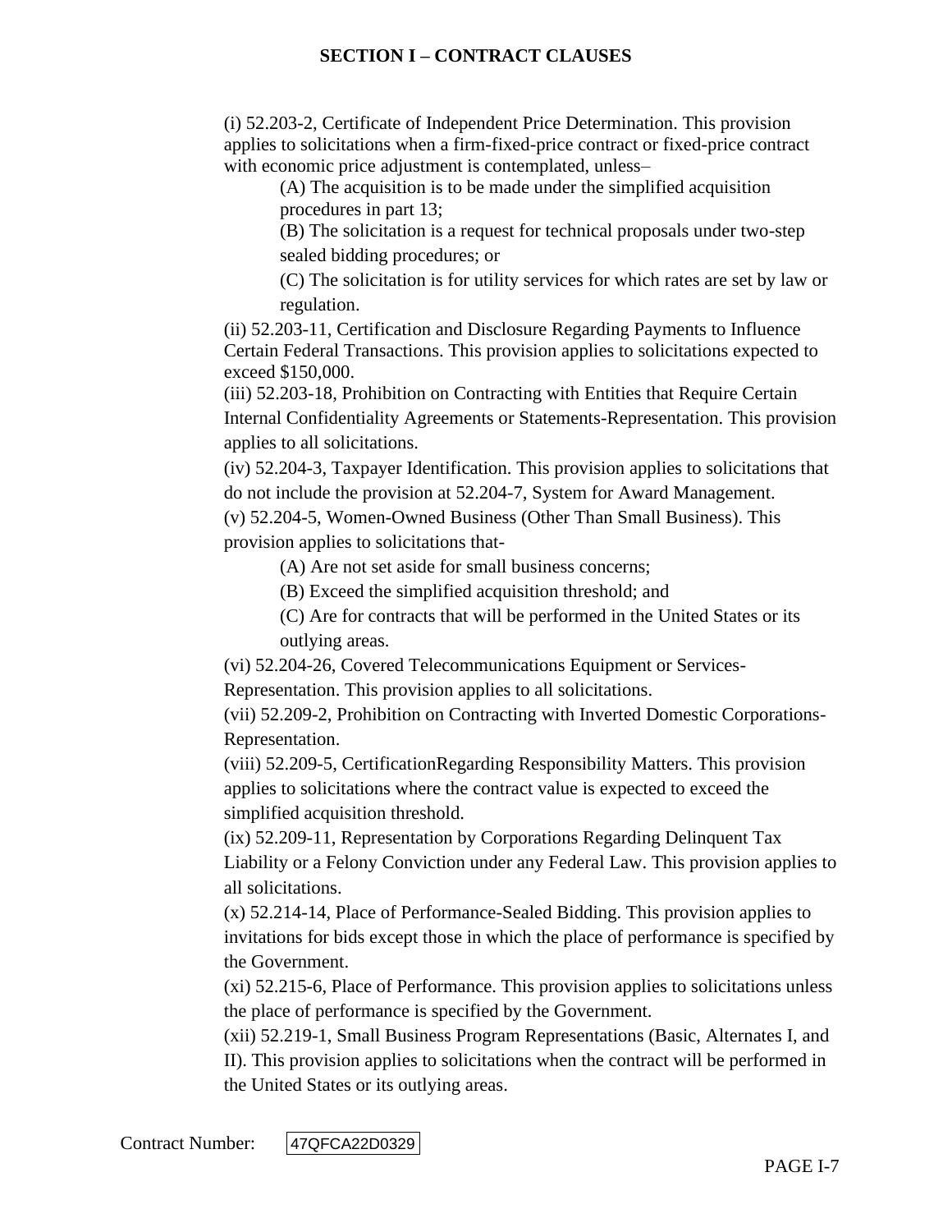(i) 52.203-2, Certificate of Independent Price Determination. This provision applies to solicitations when a firm-fixed-price contract or fixed-price contract with economic price adjustment is contemplated, unless–

> (A) The acquisition is to be made under the simplified acquisition procedures in part 13;
>
> (B) The solicitation is a request for technical proposals under two-step sealed bidding procedures; or
>
> (C) The solicitation is for utility services for which rates are set by law or regulation.

(ii) 52.203-11, Certification and Disclosure Regarding Payments to Influence Certain Federal Transactions. This provision applies to solicitations expected to exceed $150,000.

(iii) 52.203-18, Prohibition on Contracting with Entities that Require Certain Internal Confidentiality Agreements or Statements-Representation. This provision applies to all solicitations.

(iv) 52.204-3, Taxpayer Identification. This provision applies to solicitations that do not include the provision at 52.204-7, System for Award Management.

(v) 52.204-5, Women-Owned Business (Other Than Small Business). This provision applies to solicitations that-

> (A) Are not set aside for small business concerns;
>
> (B) Exceed the simplified acquisition threshold; and
>
> (C) Are for contracts that will be performed in the United States or its outlying areas.

(vi) 52.204-26, Covered Telecommunications Equipment or Services-Representation. This provision applies to all solicitations.

(vii) 52.209-2, Prohibition on Contracting with Inverted Domestic Corporations-Representation.

(viii) 52.209-5, CertificationRegarding Responsibility Matters. This provision applies to solicitations where the contract value is expected to exceed the simplified acquisition threshold.

(ix) 52.209-11, Representation by Corporations Regarding Delinquent Tax Liability or a Felony Conviction under any Federal Law. This provision applies to all solicitations.

(x) 52.214-14, Place of Performance-Sealed Bidding. This provision applies to invitations for bids except those in which the place of performance is specified by the Government.

(xi) 52.215-6, Place of Performance. This provision applies to solicitations unless the place of performance is specified by the Government.

(xii) 52.219-1, Small Business Program Representations (Basic, Alternates I, and II). This provision applies to solicitations when the contract will be performed in the United States or its outlying areas.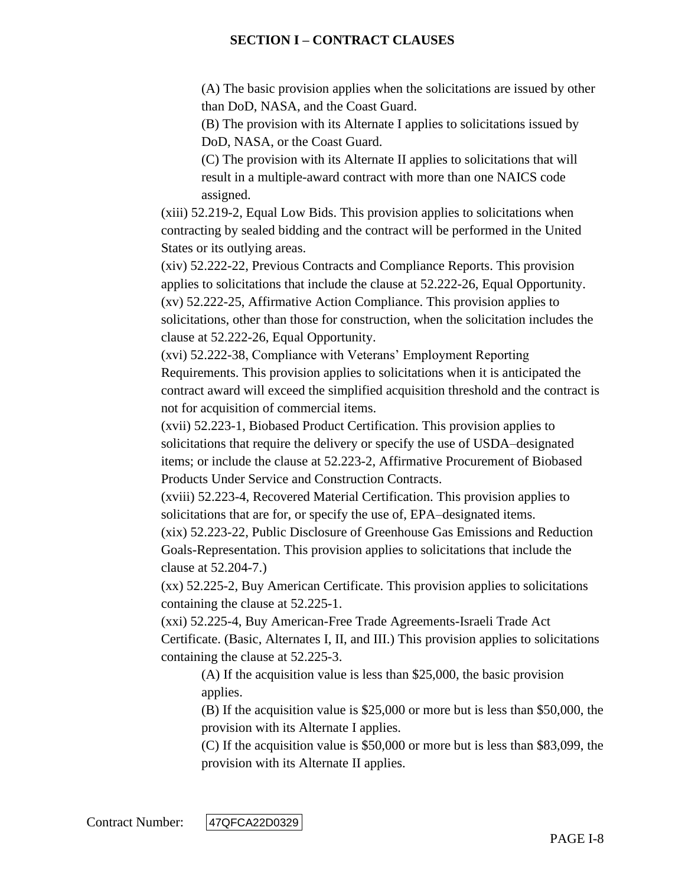(A) The basic provision applies when the solicitations are issued by other than DoD, NASA, and the Coast Guard.

(B) The provision with its Alternate I applies to solicitations issued by DoD, NASA, or the Coast Guard.

(C) The provision with its Alternate II applies to solicitations that will result in a multiple-award contract with more than one NAICS code assigned.

(xiii) 52.219-2, Equal Low Bids. This provision applies to solicitations when contracting by sealed bidding and the contract will be performed in the United States or its outlying areas.

(xiv) 52.222-22, Previous Contracts and Compliance Reports. This provision applies to solicitations that include the clause at 52.222-26, Equal Opportunity.

(xv) 52.222-25, Affirmative Action Compliance. This provision applies to solicitations, other than those for construction, when the solicitation includes the clause at 52.222-26, Equal Opportunity.

(xvi) 52.222-38, Compliance with Veterans' Employment Reporting Requirements. This provision applies to solicitations when it is anticipated the contract award will exceed the simplified acquisition threshold and the contract is not for acquisition of commercial items.

(xvii) 52.223-1, Biobased Product Certification. This provision applies to solicitations that require the delivery or specify the use of USDA–designated items; or include the clause at 52.223-2, Affirmative Procurement of Biobased Products Under Service and Construction Contracts.

(xviii) 52.223-4, Recovered Material Certification. This provision applies to solicitations that are for, or specify the use of, EPA–designated items.

(xix) 52.223-22, Public Disclosure of Greenhouse Gas Emissions and Reduction Goals-Representation. This provision applies to solicitations that include the clause at 52.204-7.)

(xx) 52.225-2, Buy American Certificate. This provision applies to solicitations containing the clause at 52.225-1.

(xxi) 52.225-4, Buy American-Free Trade Agreements-Israeli Trade Act Certificate. (Basic, Alternates I, II, and III.) This provision applies to solicitations containing the clause at 52.225-3.

(A) If the acquisition value is less than $25,000, the basic provision applies.

(B) If the acquisition value is $25,000 or more but is less than $50,000, the provision with its Alternate I applies.

(C) If the acquisition value is $50,000 or more but is less than $83,099, the provision with its Alternate II applies.

Contract Number: 47QFCA22D0329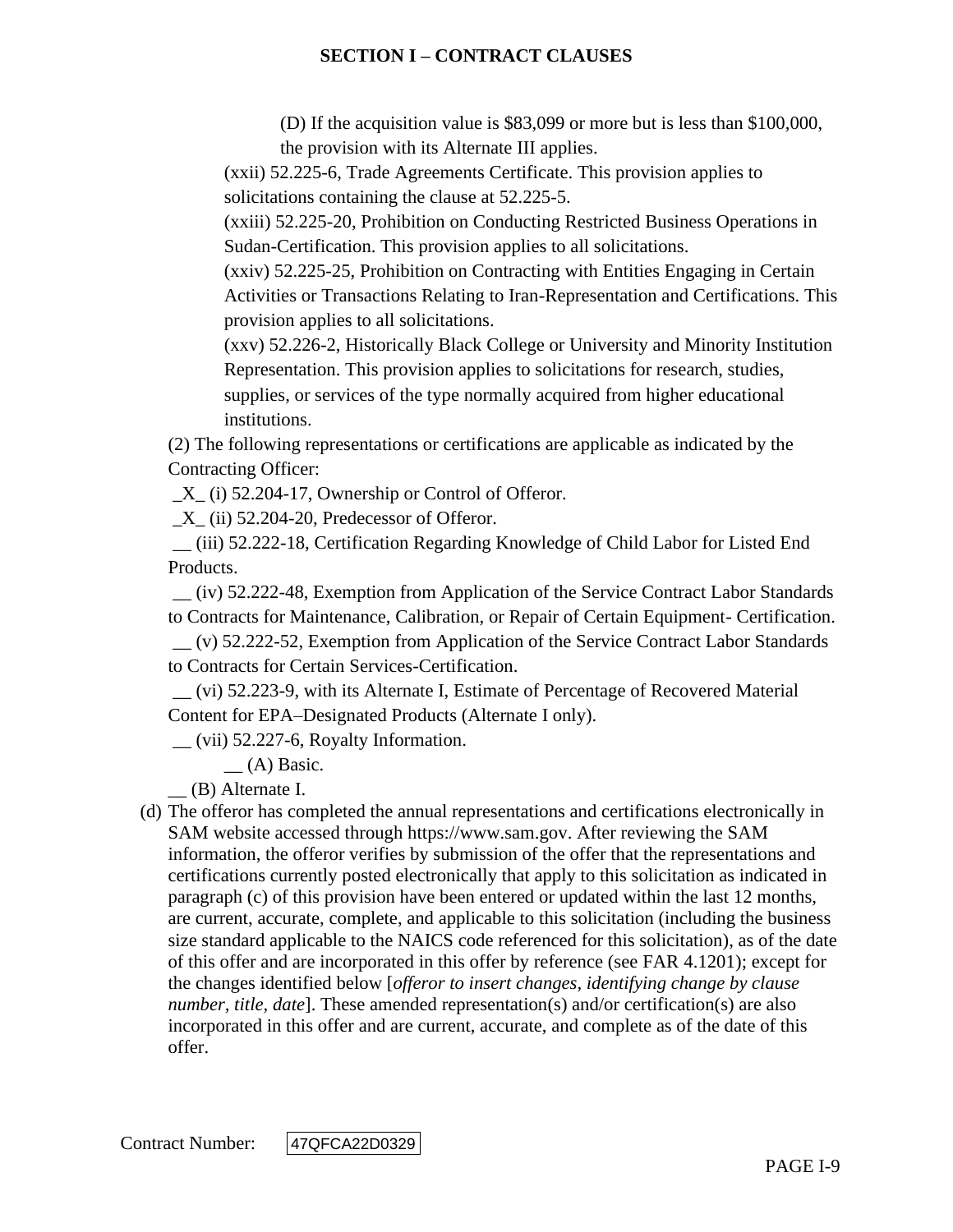(D) If the acquisition value is $83,099 or more but is less than $100,000, the provision with its Alternate III applies.

(xxii) 52.225-6, Trade Agreements Certificate. This provision applies to solicitations containing the clause at 52.225-5.

(xxiii) 52.225-20, Prohibition on Conducting Restricted Business Operations in Sudan-Certification. This provision applies to all solicitations.

(xxiv) 52.225-25, Prohibition on Contracting with Entities Engaging in Certain Activities or Transactions Relating to Iran-Representation and Certifications. This provision applies to all solicitations.

(xxv) 52.226-2, Historically Black College or University and Minority Institution Representation. This provision applies to solicitations for research, studies, supplies, or services of the type normally acquired from higher educational institutions.

(2) The following representations or certifications are applicable as indicated by the Contracting Officer:

_X_ (i) 52.204-17, Ownership or Control of Offeror.

_X_ (ii) 52.204-20, Predecessor of Offeror.

__ (iii) 52.222-18, Certification Regarding Knowledge of Child Labor for Listed End Products.

__ (iv) 52.222-48, Exemption from Application of the Service Contract Labor Standards to Contracts for Maintenance, Calibration, or Repair of Certain Equipment- Certification.

__ (v) 52.222-52, Exemption from Application of the Service Contract Labor Standards to Contracts for Certain Services-Certification.

__ (vi) 52.223-9, with its Alternate I, Estimate of Percentage of Recovered Material Content for EPA–Designated Products (Alternate I only).

__ (vii) 52.227-6, Royalty Information.

__ (A) Basic.

__ (B) Alternate I.

(d) The offeror has completed the annual representations and certifications electronically in SAM website accessed through https://www.sam.gov. After reviewing the SAM information, the offeror verifies by submission of the offer that the representations and certifications currently posted electronically that apply to this solicitation as indicated in paragraph (c) of this provision have been entered or updated within the last 12 months, are current, accurate, complete, and applicable to this solicitation (including the business size standard applicable to the NAICS code referenced for this solicitation), as of the date of this offer and are incorporated in this offer by reference (see FAR 4.1201); except for the changes identified below [*offeror to insert changes, identifying change by clause number, title, date*]. These amended representation(s) and/or certification(s) are also incorporated in this offer and are current, accurate, and complete as of the date of this offer.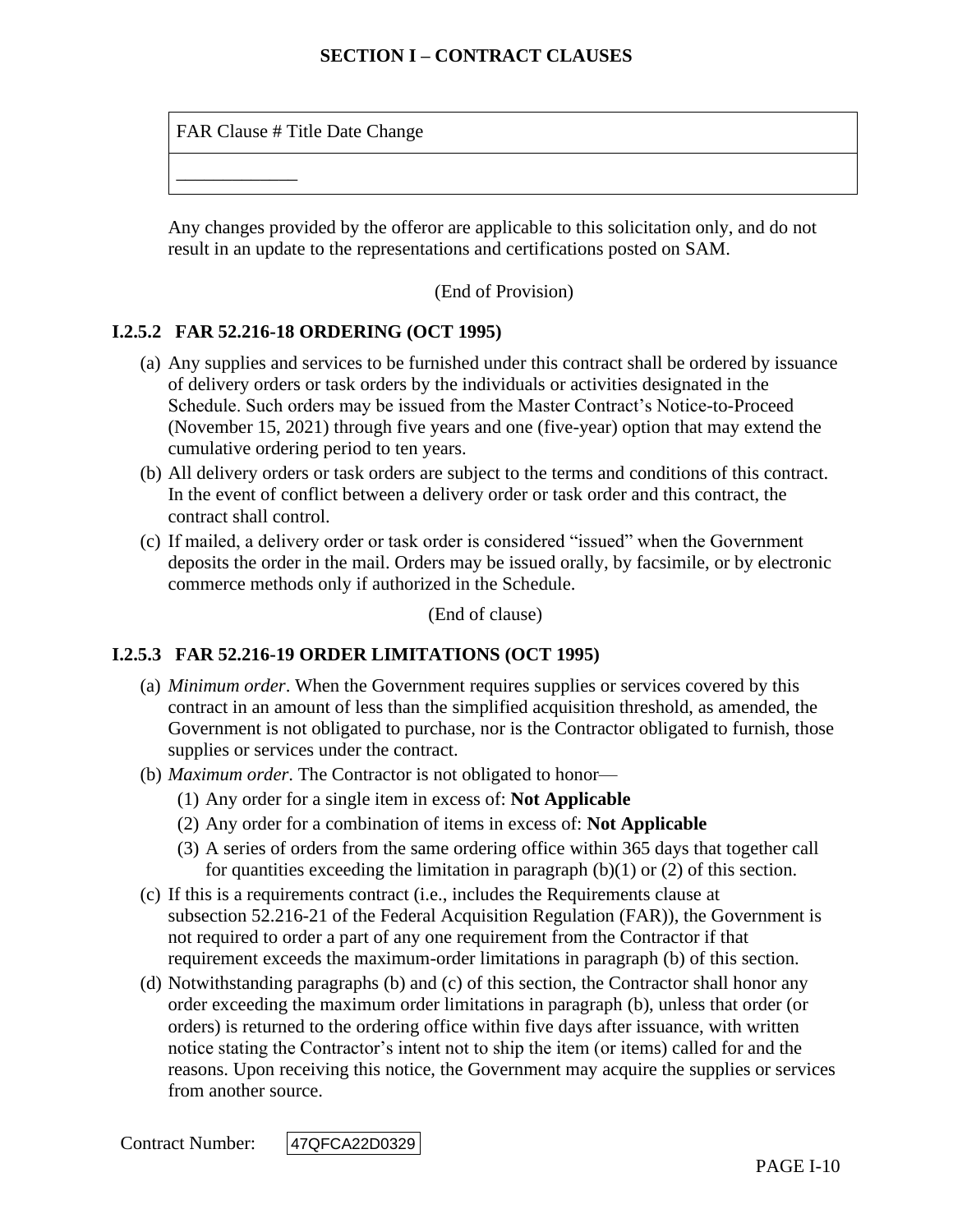| FAR Clause # Title Date Change |
|---|
| _____________ |

Any changes provided by the offeror are applicable to this solicitation only, and do not result in an update to the representations and certifications posted on SAM.

(End of Provision)

### I.2.5.2 FAR 52.216-18 ORDERING (OCT 1995)

(a) Any supplies and services to be furnished under this contract shall be ordered by issuance of delivery orders or task orders by the individuals or activities designated in the Schedule. Such orders may be issued from the Master Contract's Notice-to-Proceed (November 15, 2021) through five years and one (five-year) option that may extend the cumulative ordering period to ten years.

(b) All delivery orders or task orders are subject to the terms and conditions of this contract. In the event of conflict between a delivery order or task order and this contract, the contract shall control.

(c) If mailed, a delivery order or task order is considered "issued" when the Government deposits the order in the mail. Orders may be issued orally, by facsimile, or by electronic commerce methods only if authorized in the Schedule.

(End of clause)

### I.2.5.3 FAR 52.216-19 ORDER LIMITATIONS (OCT 1995)

(a) *Minimum order*. When the Government requires supplies or services covered by this contract in an amount of less than the simplified acquisition threshold, as amended, the Government is not obligated to purchase, nor is the Contractor obligated to furnish, those supplies or services under the contract.

(b) *Maximum order*. The Contractor is not obligated to honor—

   (1) Any order for a single item in excess of: **Not Applicable**

   (2) Any order for a combination of items in excess of: **Not Applicable**

   (3) A series of orders from the same ordering office within 365 days that together call for quantities exceeding the limitation in paragraph (b)(1) or (2) of this section.

(c) If this is a requirements contract (i.e., includes the Requirements clause at subsection 52.216-21 of the Federal Acquisition Regulation (FAR)), the Government is not required to order a part of any one requirement from the Contractor if that requirement exceeds the maximum-order limitations in paragraph (b) of this section.

(d) Notwithstanding paragraphs (b) and (c) of this section, the Contractor shall honor any order exceeding the maximum order limitations in paragraph (b), unless that order (or orders) is returned to the ordering office within five days after issuance, with written notice stating the Contractor's intent not to ship the item (or items) called for and the reasons. Upon receiving this notice, the Government may acquire the supplies or services from another source.

Contract Number: 47QFCA22D0329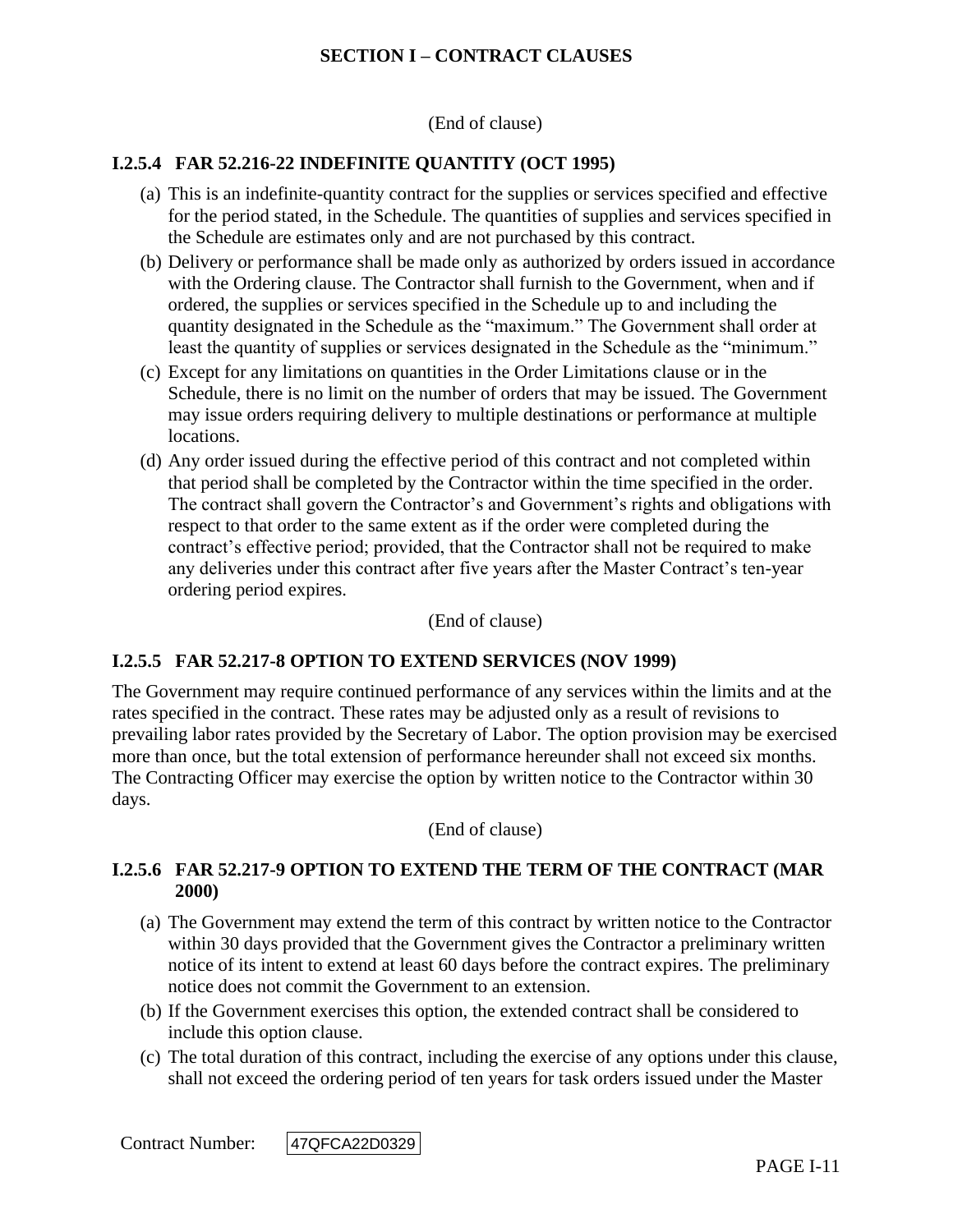(End of clause)

### I.2.5.4 FAR 52.216-22 INDEFINITE QUANTITY (OCT 1995)

(a) This is an indefinite-quantity contract for the supplies or services specified and effective for the period stated, in the Schedule. The quantities of supplies and services specified in the Schedule are estimates only and are not purchased by this contract.

(b) Delivery or performance shall be made only as authorized by orders issued in accordance with the Ordering clause. The Contractor shall furnish to the Government, when and if ordered, the supplies or services specified in the Schedule up to and including the quantity designated in the Schedule as the "maximum." The Government shall order at least the quantity of supplies or services designated in the Schedule as the "minimum."

(c) Except for any limitations on quantities in the Order Limitations clause or in the Schedule, there is no limit on the number of orders that may be issued. The Government may issue orders requiring delivery to multiple destinations or performance at multiple locations.

(d) Any order issued during the effective period of this contract and not completed within that period shall be completed by the Contractor within the time specified in the order. The contract shall govern the Contractor's and Government's rights and obligations with respect to that order to the same extent as if the order were completed during the contract's effective period; provided, that the Contractor shall not be required to make any deliveries under this contract after five years after the Master Contract's ten-year ordering period expires.

(End of clause)

### I.2.5.5 FAR 52.217-8 OPTION TO EXTEND SERVICES (NOV 1999)

The Government may require continued performance of any services within the limits and at the rates specified in the contract. These rates may be adjusted only as a result of revisions to prevailing labor rates provided by the Secretary of Labor. The option provision may be exercised more than once, but the total extension of performance hereunder shall not exceed six months. The Contracting Officer may exercise the option by written notice to the Contractor within 30 days.

(End of clause)

### I.2.5.6 FAR 52.217-9 OPTION TO EXTEND THE TERM OF THE CONTRACT (MAR 2000)

(a) The Government may extend the term of this contract by written notice to the Contractor within 30 days provided that the Government gives the Contractor a preliminary written notice of its intent to extend at least 60 days before the contract expires. The preliminary notice does not commit the Government to an extension.

(b) If the Government exercises this option, the extended contract shall be considered to include this option clause.

(c) The total duration of this contract, including the exercise of any options under this clause, shall not exceed the ordering period of ten years for task orders issued under the Master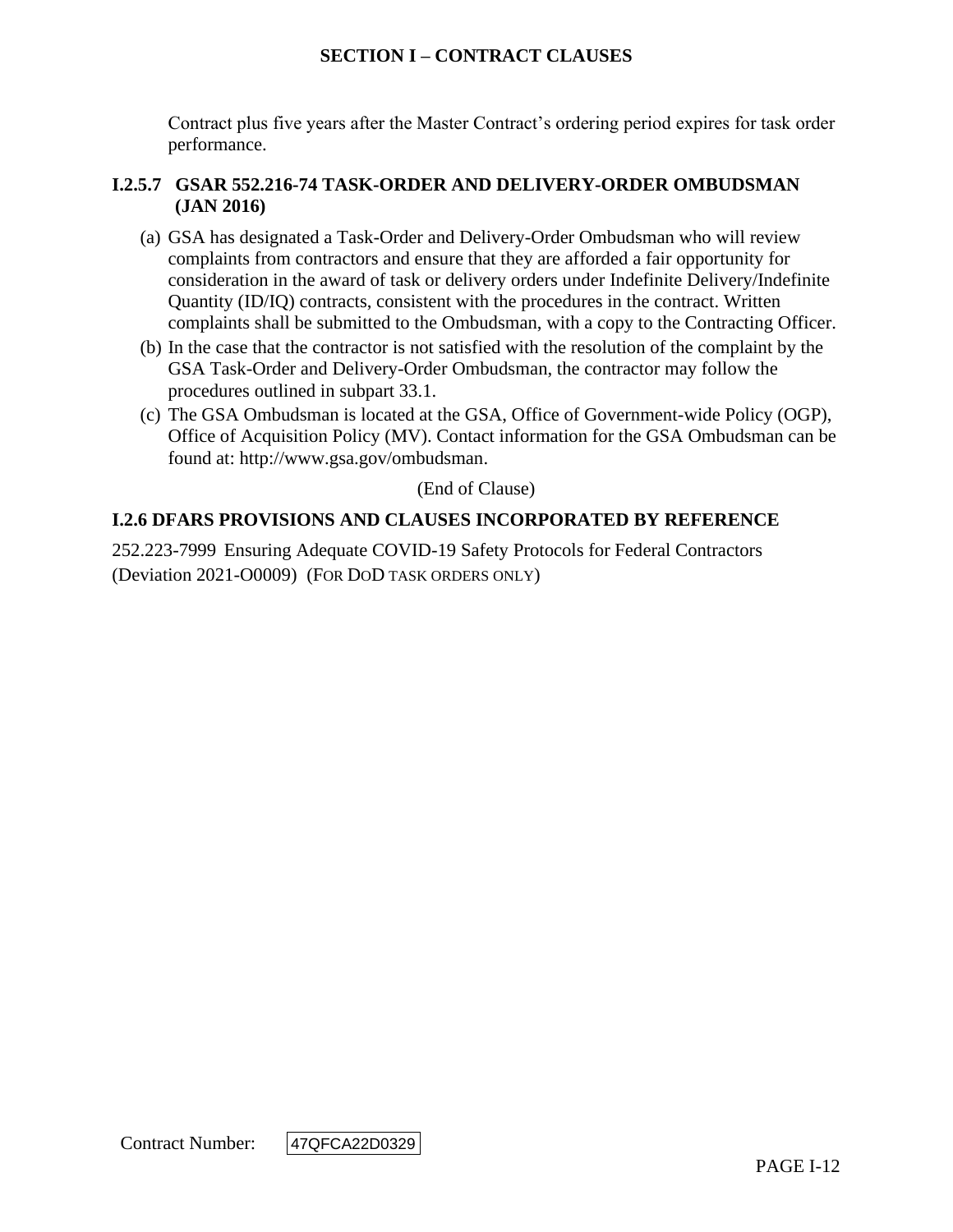Contract plus five years after the Master Contract's ordering period expires for task order performance.

### I.2.5.7 GSAR 552.216-74 TASK-ORDER AND DELIVERY-ORDER OMBUDSMAN (JAN 2016)

(a) GSA has designated a Task-Order and Delivery-Order Ombudsman who will review complaints from contractors and ensure that they are afforded a fair opportunity for consideration in the award of task or delivery orders under Indefinite Delivery/Indefinite Quantity (ID/IQ) contracts, consistent with the procedures in the contract. Written complaints shall be submitted to the Ombudsman, with a copy to the Contracting Officer.

(b) In the case that the contractor is not satisfied with the resolution of the complaint by the GSA Task-Order and Delivery-Order Ombudsman, the contractor may follow the procedures outlined in subpart 33.1.

(c) The GSA Ombudsman is located at the GSA, Office of Government-wide Policy (OGP), Office of Acquisition Policy (MV). Contact information for the GSA Ombudsman can be found at: http://www.gsa.gov/ombudsman.

(End of Clause)

## I.2.6 DFARS PROVISIONS AND CLAUSES INCORPORATED BY REFERENCE

252.223-7999 Ensuring Adequate COVID-19 Safety Protocols for Federal Contractors (Deviation 2021-O0009) (FOR DOD TASK ORDERS ONLY)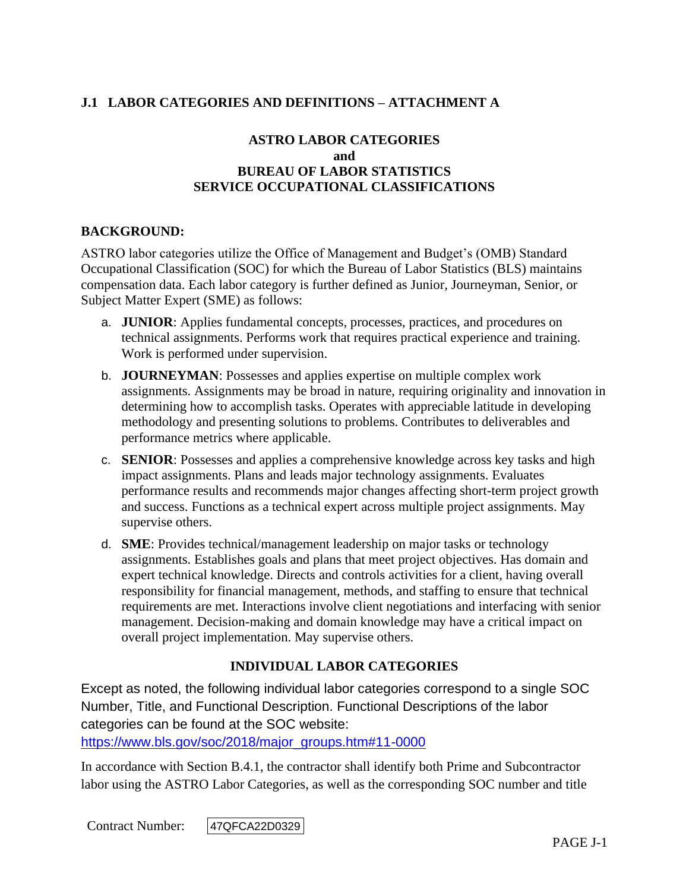## J.1 LABOR CATEGORIES AND DEFINITIONS – ATTACHMENT A

### ASTRO LABOR CATEGORIES and BUREAU OF LABOR STATISTICS SERVICE OCCUPATIONAL CLASSIFICATIONS

**BACKGROUND:**

ASTRO labor categories utilize the Office of Management and Budget's (OMB) Standard Occupational Classification (SOC) for which the Bureau of Labor Statistics (BLS) maintains compensation data. Each labor category is further defined as Junior, Journeyman, Senior, or Subject Matter Expert (SME) as follows:

a. **JUNIOR**: Applies fundamental concepts, processes, practices, and procedures on technical assignments. Performs work that requires practical experience and training. Work is performed under supervision.

b. **JOURNEYMAN**: Possesses and applies expertise on multiple complex work assignments. Assignments may be broad in nature, requiring originality and innovation in determining how to accomplish tasks. Operates with appreciable latitude in developing methodology and presenting solutions to problems. Contributes to deliverables and performance metrics where applicable.

c. **SENIOR**: Possesses and applies a comprehensive knowledge across key tasks and high impact assignments. Plans and leads major technology assignments. Evaluates performance results and recommends major changes affecting short-term project growth and success. Functions as a technical expert across multiple project assignments. May supervise others.

d. **SME**: Provides technical/management leadership on major tasks or technology assignments. Establishes goals and plans that meet project objectives. Has domain and expert technical knowledge. Directs and controls activities for a client, having overall responsibility for financial management, methods, and staffing to ensure that technical requirements are met. Interactions involve client negotiations and interfacing with senior management. Decision-making and domain knowledge may have a critical impact on overall project implementation. May supervise others.

### INDIVIDUAL LABOR CATEGORIES

Except as noted, the following individual labor categories correspond to a single SOC Number, Title, and Functional Description. Functional Descriptions of the labor categories can be found at the SOC website:
https://www.bls.gov/soc/2018/major_groups.htm#11-0000

In accordance with Section B.4.1, the contractor shall identify both Prime and Subcontractor labor using the ASTRO Labor Categories, as well as the corresponding SOC number and title

Contract Number: 47QFCA22D0329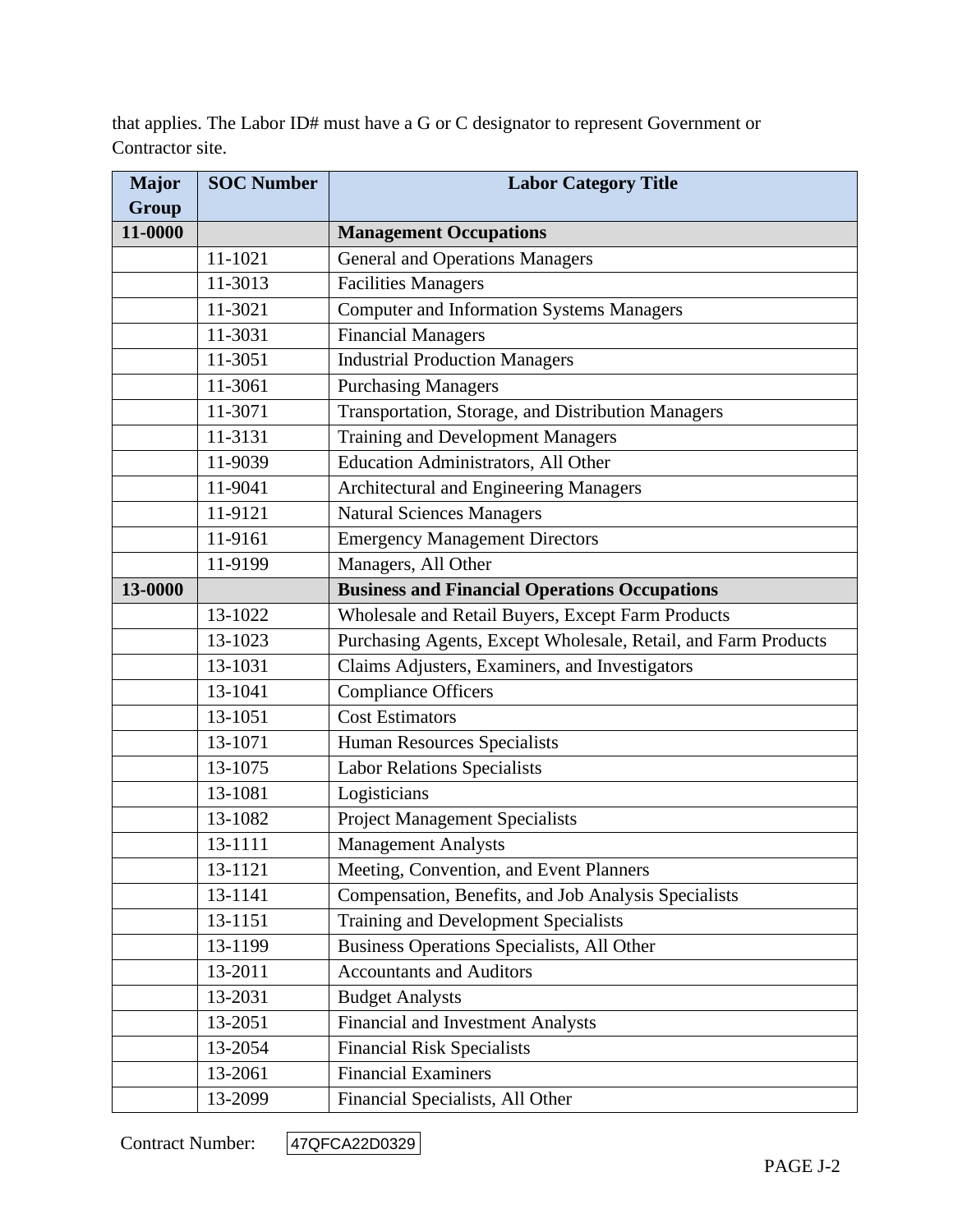that applies. The Labor ID# must have a G or C designator to represent Government or Contractor site.

| Major Group | SOC Number | Labor Category Title |
|---|---|---|
| **11-0000** | | **Management Occupations** |
| | 11-1021 | General and Operations Managers |
| | 11-3013 | Facilities Managers |
| | 11-3021 | Computer and Information Systems Managers |
| | 11-3031 | Financial Managers |
| | 11-3051 | Industrial Production Managers |
| | 11-3061 | Purchasing Managers |
| | 11-3071 | Transportation, Storage, and Distribution Managers |
| | 11-3131 | Training and Development Managers |
| | 11-9039 | Education Administrators, All Other |
| | 11-9041 | Architectural and Engineering Managers |
| | 11-9121 | Natural Sciences Managers |
| | 11-9161 | Emergency Management Directors |
| | 11-9199 | Managers, All Other |
| **13-0000** | | **Business and Financial Operations Occupations** |
| | 13-1022 | Wholesale and Retail Buyers, Except Farm Products |
| | 13-1023 | Purchasing Agents, Except Wholesale, Retail, and Farm Products |
| | 13-1031 | Claims Adjusters, Examiners, and Investigators |
| | 13-1041 | Compliance Officers |
| | 13-1051 | Cost Estimators |
| | 13-1071 | Human Resources Specialists |
| | 13-1075 | Labor Relations Specialists |
| | 13-1081 | Logisticians |
| | 13-1082 | Project Management Specialists |
| | 13-1111 | Management Analysts |
| | 13-1121 | Meeting, Convention, and Event Planners |
| | 13-1141 | Compensation, Benefits, and Job Analysis Specialists |
| | 13-1151 | Training and Development Specialists |
| | 13-1199 | Business Operations Specialists, All Other |
| | 13-2011 | Accountants and Auditors |
| | 13-2031 | Budget Analysts |
| | 13-2051 | Financial and Investment Analysts |
| | 13-2054 | Financial Risk Specialists |
| | 13-2061 | Financial Examiners |
| | 13-2099 | Financial Specialists, All Other |

Contract Number: 47QFCA22D0329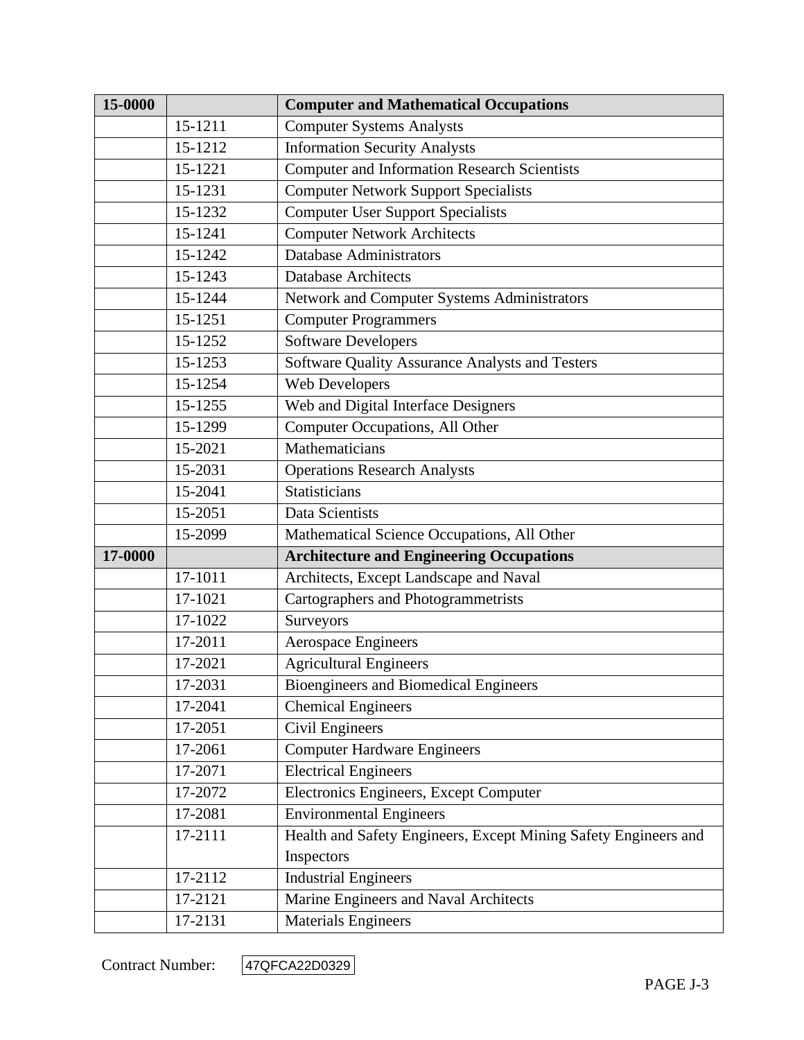| 15-0000 | | **Computer and Mathematical Occupations** |
|---|---|---|
| | 15-1211 | Computer Systems Analysts |
| | 15-1212 | Information Security Analysts |
| | 15-1221 | Computer and Information Research Scientists |
| | 15-1231 | Computer Network Support Specialists |
| | 15-1232 | Computer User Support Specialists |
| | 15-1241 | Computer Network Architects |
| | 15-1242 | Database Administrators |
| | 15-1243 | Database Architects |
| | 15-1244 | Network and Computer Systems Administrators |
| | 15-1251 | Computer Programmers |
| | 15-1252 | Software Developers |
| | 15-1253 | Software Quality Assurance Analysts and Testers |
| | 15-1254 | Web Developers |
| | 15-1255 | Web and Digital Interface Designers |
| | 15-1299 | Computer Occupations, All Other |
| | 15-2021 | Mathematicians |
| | 15-2031 | Operations Research Analysts |
| | 15-2041 | Statisticians |
| | 15-2051 | Data Scientists |
| | 15-2099 | Mathematical Science Occupations, All Other |
| **17-0000** | | **Architecture and Engineering Occupations** |
| | 17-1011 | Architects, Except Landscape and Naval |
| | 17-1021 | Cartographers and Photogrammetrists |
| | 17-1022 | Surveyors |
| | 17-2011 | Aerospace Engineers |
| | 17-2021 | Agricultural Engineers |
| | 17-2031 | Bioengineers and Biomedical Engineers |
| | 17-2041 | Chemical Engineers |
| | 17-2051 | Civil Engineers |
| | 17-2061 | Computer Hardware Engineers |
| | 17-2071 | Electrical Engineers |
| | 17-2072 | Electronics Engineers, Except Computer |
| | 17-2081 | Environmental Engineers |
| | 17-2111 | Health and Safety Engineers, Except Mining Safety Engineers and Inspectors |
| | 17-2112 | Industrial Engineers |
| | 17-2121 | Marine Engineers and Naval Architects |
| | 17-2131 | Materials Engineers |

Contract Number: 47QFCA22D0329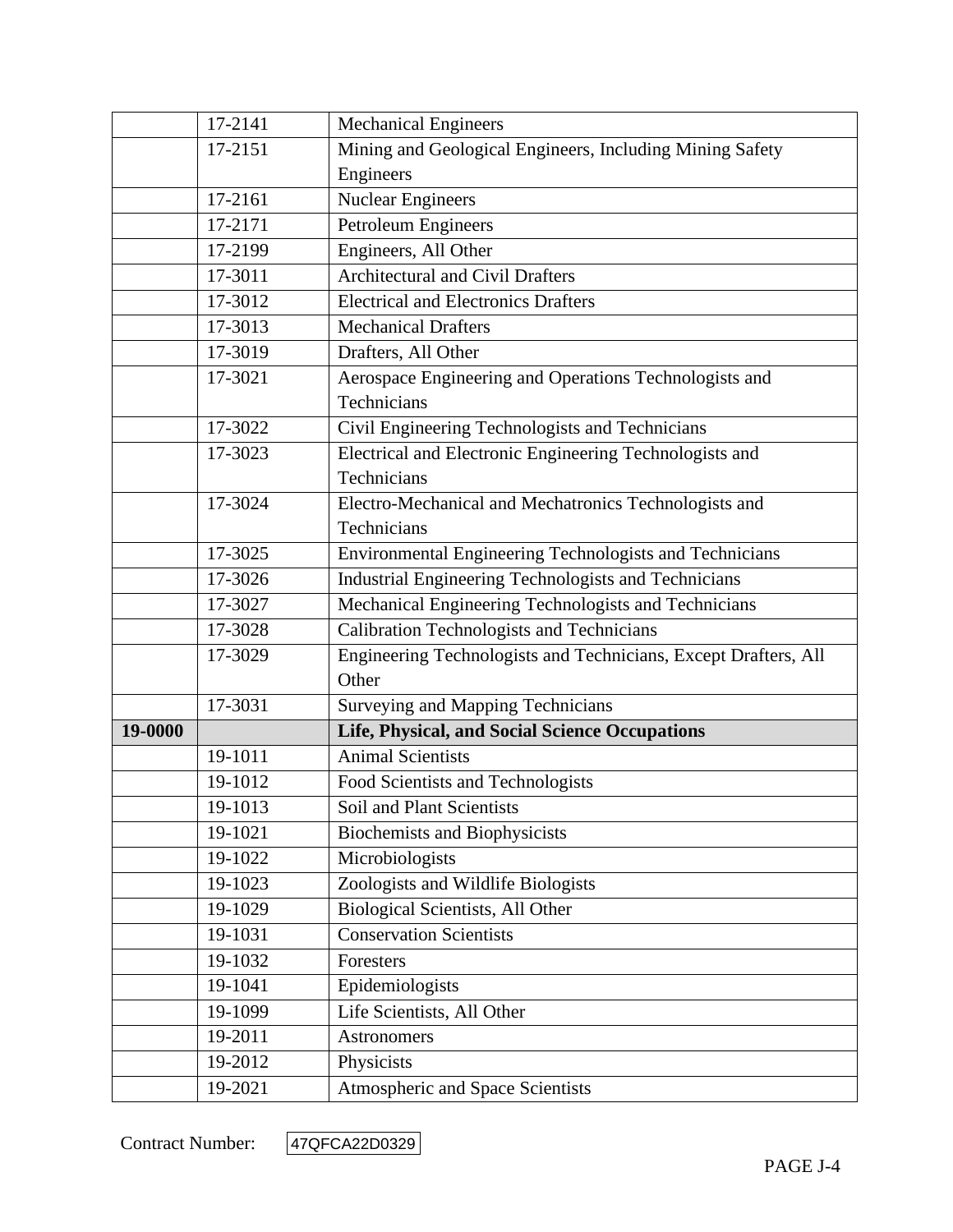| | | |
|---|---|---|
| | 17-2141 | Mechanical Engineers |
| | 17-2151 | Mining and Geological Engineers, Including Mining Safety Engineers |
| | 17-2161 | Nuclear Engineers |
| | 17-2171 | Petroleum Engineers |
| | 17-2199 | Engineers, All Other |
| | 17-3011 | Architectural and Civil Drafters |
| | 17-3012 | Electrical and Electronics Drafters |
| | 17-3013 | Mechanical Drafters |
| | 17-3019 | Drafters, All Other |
| | 17-3021 | Aerospace Engineering and Operations Technologists and Technicians |
| | 17-3022 | Civil Engineering Technologists and Technicians |
| | 17-3023 | Electrical and Electronic Engineering Technologists and Technicians |
| | 17-3024 | Electro-Mechanical and Mechatronics Technologists and Technicians |
| | 17-3025 | Environmental Engineering Technologists and Technicians |
| | 17-3026 | Industrial Engineering Technologists and Technicians |
| | 17-3027 | Mechanical Engineering Technologists and Technicians |
| | 17-3028 | Calibration Technologists and Technicians |
| | 17-3029 | Engineering Technologists and Technicians, Except Drafters, All Other |
| | 17-3031 | Surveying and Mapping Technicians |
| **19-0000** | | **Life, Physical, and Social Science Occupations** |
| | 19-1011 | Animal Scientists |
| | 19-1012 | Food Scientists and Technologists |
| | 19-1013 | Soil and Plant Scientists |
| | 19-1021 | Biochemists and Biophysicists |
| | 19-1022 | Microbiologists |
| | 19-1023 | Zoologists and Wildlife Biologists |
| | 19-1029 | Biological Scientists, All Other |
| | 19-1031 | Conservation Scientists |
| | 19-1032 | Foresters |
| | 19-1041 | Epidemiologists |
| | 19-1099 | Life Scientists, All Other |
| | 19-2011 | Astronomers |
| | 19-2012 | Physicists |
| | 19-2021 | Atmospheric and Space Scientists |

Contract Number: 47QFCA22D0329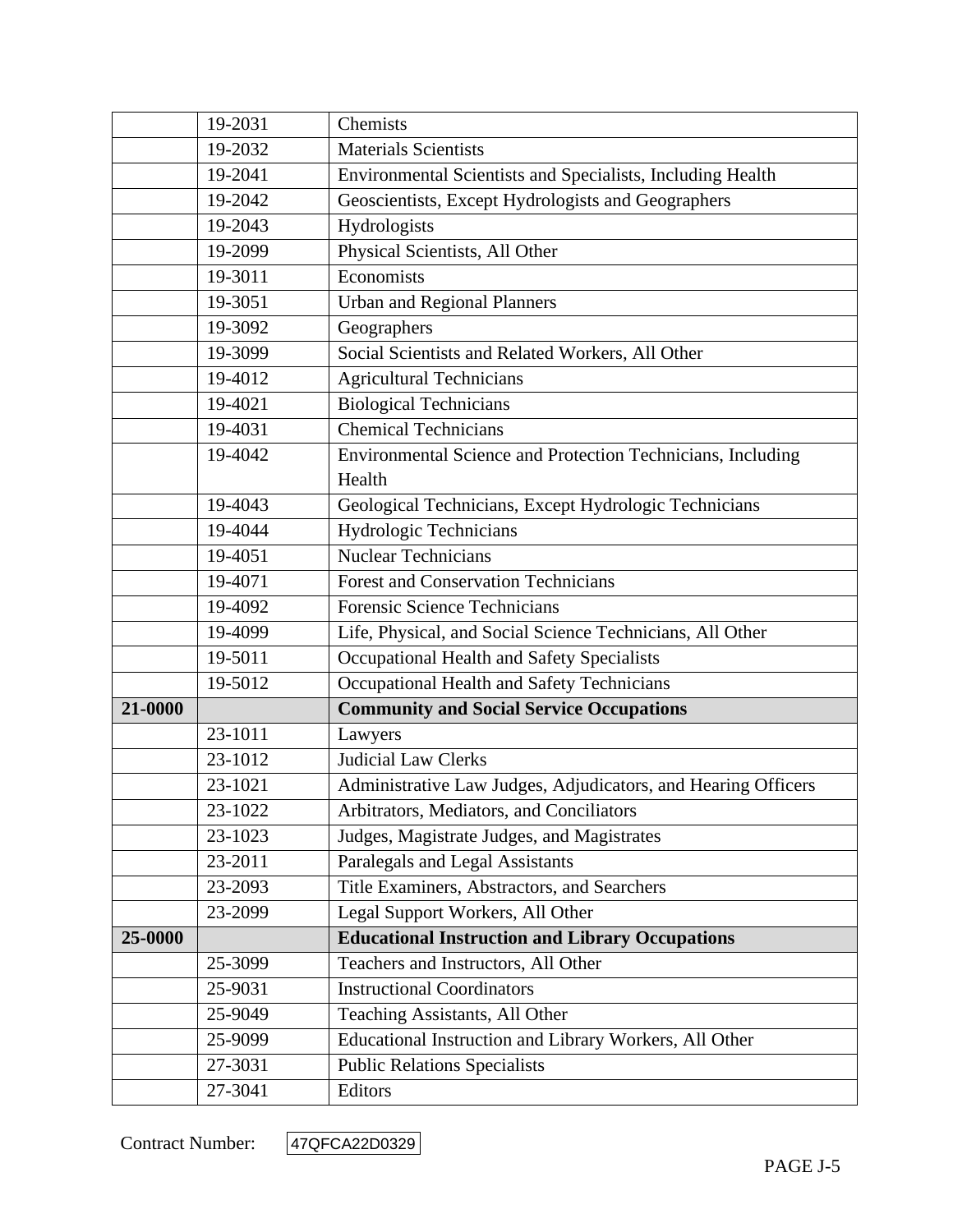| | | |
|---|---|---|
| | 19-2031 | Chemists |
| | 19-2032 | Materials Scientists |
| | 19-2041 | Environmental Scientists and Specialists, Including Health |
| | 19-2042 | Geoscientists, Except Hydrologists and Geographers |
| | 19-2043 | Hydrologists |
| | 19-2099 | Physical Scientists, All Other |
| | 19-3011 | Economists |
| | 19-3051 | Urban and Regional Planners |
| | 19-3092 | Geographers |
| | 19-3099 | Social Scientists and Related Workers, All Other |
| | 19-4012 | Agricultural Technicians |
| | 19-4021 | Biological Technicians |
| | 19-4031 | Chemical Technicians |
| | 19-4042 | Environmental Science and Protection Technicians, Including Health |
| | 19-4043 | Geological Technicians, Except Hydrologic Technicians |
| | 19-4044 | Hydrologic Technicians |
| | 19-4051 | Nuclear Technicians |
| | 19-4071 | Forest and Conservation Technicians |
| | 19-4092 | Forensic Science Technicians |
| | 19-4099 | Life, Physical, and Social Science Technicians, All Other |
| | 19-5011 | Occupational Health and Safety Specialists |
| | 19-5012 | Occupational Health and Safety Technicians |
| **21-0000** | | **Community and Social Service Occupations** |
| | 23-1011 | Lawyers |
| | 23-1012 | Judicial Law Clerks |
| | 23-1021 | Administrative Law Judges, Adjudicators, and Hearing Officers |
| | 23-1022 | Arbitrators, Mediators, and Conciliators |
| | 23-1023 | Judges, Magistrate Judges, and Magistrates |
| | 23-2011 | Paralegals and Legal Assistants |
| | 23-2093 | Title Examiners, Abstractors, and Searchers |
| | 23-2099 | Legal Support Workers, All Other |
| **25-0000** | | **Educational Instruction and Library Occupations** |
| | 25-3099 | Teachers and Instructors, All Other |
| | 25-9031 | Instructional Coordinators |
| | 25-9049 | Teaching Assistants, All Other |
| | 25-9099 | Educational Instruction and Library Workers, All Other |
| | 27-3031 | Public Relations Specialists |
| | 27-3041 | Editors |

Contract Number: 47QFCA22D0329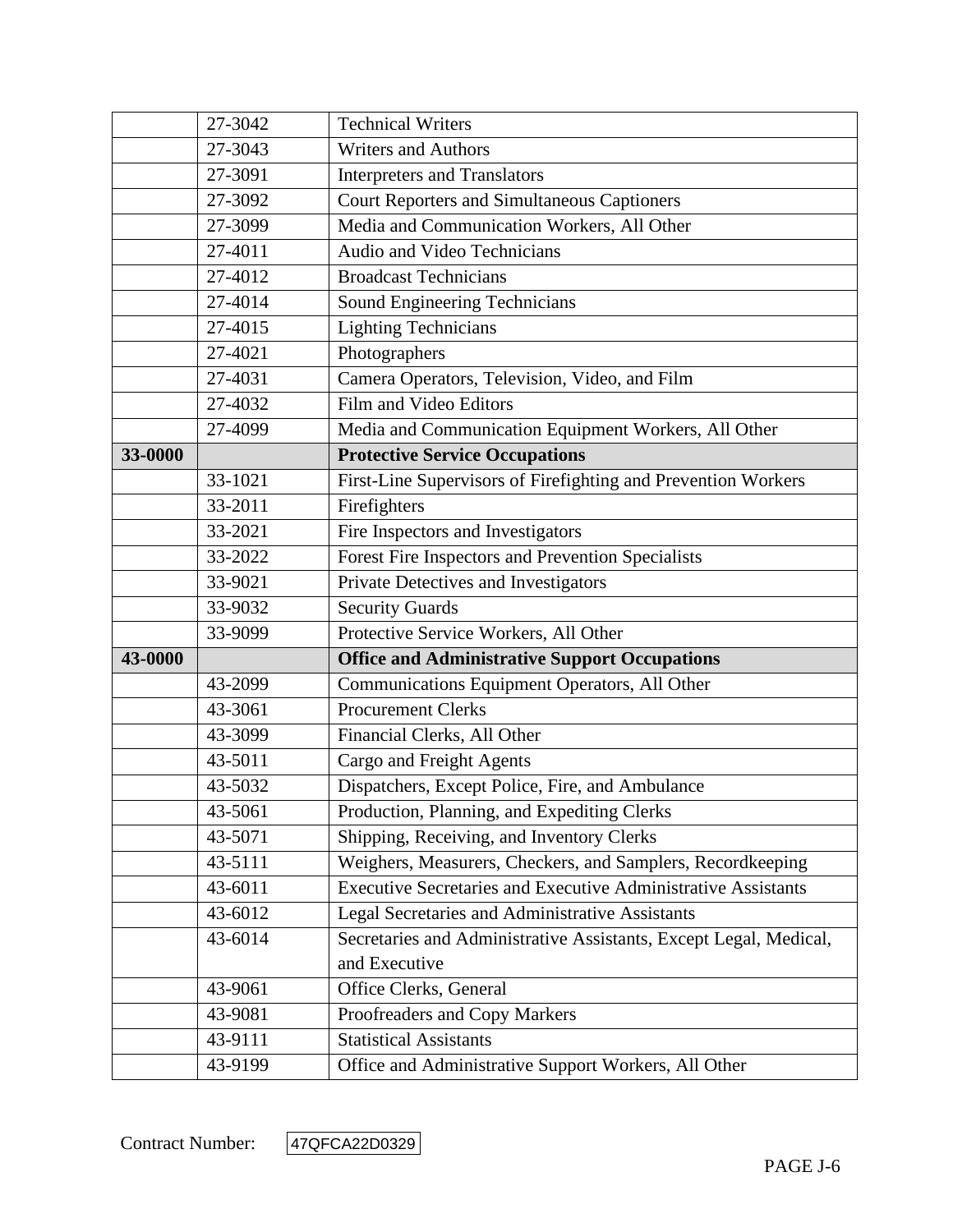| | | |
|---|---|---|
| | 27-3042 | Technical Writers |
| | 27-3043 | Writers and Authors |
| | 27-3091 | Interpreters and Translators |
| | 27-3092 | Court Reporters and Simultaneous Captioners |
| | 27-3099 | Media and Communication Workers, All Other |
| | 27-4011 | Audio and Video Technicians |
| | 27-4012 | Broadcast Technicians |
| | 27-4014 | Sound Engineering Technicians |
| | 27-4015 | Lighting Technicians |
| | 27-4021 | Photographers |
| | 27-4031 | Camera Operators, Television, Video, and Film |
| | 27-4032 | Film and Video Editors |
| | 27-4099 | Media and Communication Equipment Workers, All Other |
| **33-0000** | | **Protective Service Occupations** |
| | 33-1021 | First-Line Supervisors of Firefighting and Prevention Workers |
| | 33-2011 | Firefighters |
| | 33-2021 | Fire Inspectors and Investigators |
| | 33-2022 | Forest Fire Inspectors and Prevention Specialists |
| | 33-9021 | Private Detectives and Investigators |
| | 33-9032 | Security Guards |
| | 33-9099 | Protective Service Workers, All Other |
| **43-0000** | | **Office and Administrative Support Occupations** |
| | 43-2099 | Communications Equipment Operators, All Other |
| | 43-3061 | Procurement Clerks |
| | 43-3099 | Financial Clerks, All Other |
| | 43-5011 | Cargo and Freight Agents |
| | 43-5032 | Dispatchers, Except Police, Fire, and Ambulance |
| | 43-5061 | Production, Planning, and Expediting Clerks |
| | 43-5071 | Shipping, Receiving, and Inventory Clerks |
| | 43-5111 | Weighers, Measurers, Checkers, and Samplers, Recordkeeping |
| | 43-6011 | Executive Secretaries and Executive Administrative Assistants |
| | 43-6012 | Legal Secretaries and Administrative Assistants |
| | 43-6014 | Secretaries and Administrative Assistants, Except Legal, Medical, and Executive |
| | 43-9061 | Office Clerks, General |
| | 43-9081 | Proofreaders and Copy Markers |
| | 43-9111 | Statistical Assistants |
| | 43-9199 | Office and Administrative Support Workers, All Other |

Contract Number: 47QFCA22D0329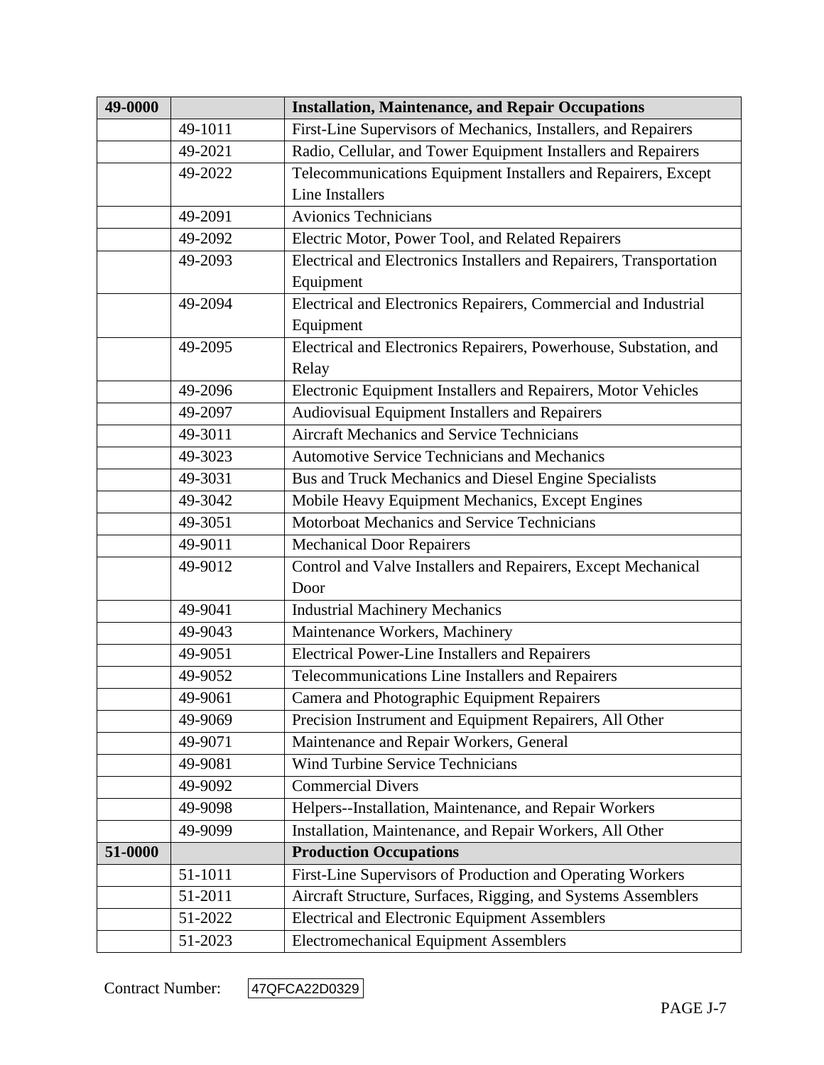| 49-0000 | | **Installation, Maintenance, and Repair Occupations** |
|---|---|---|
| | 49-1011 | First-Line Supervisors of Mechanics, Installers, and Repairers |
| | 49-2021 | Radio, Cellular, and Tower Equipment Installers and Repairers |
| | 49-2022 | Telecommunications Equipment Installers and Repairers, Except Line Installers |
| | 49-2091 | Avionics Technicians |
| | 49-2092 | Electric Motor, Power Tool, and Related Repairers |
| | 49-2093 | Electrical and Electronics Installers and Repairers, Transportation Equipment |
| | 49-2094 | Electrical and Electronics Repairers, Commercial and Industrial Equipment |
| | 49-2095 | Electrical and Electronics Repairers, Powerhouse, Substation, and Relay |
| | 49-2096 | Electronic Equipment Installers and Repairers, Motor Vehicles |
| | 49-2097 | Audiovisual Equipment Installers and Repairers |
| | 49-3011 | Aircraft Mechanics and Service Technicians |
| | 49-3023 | Automotive Service Technicians and Mechanics |
| | 49-3031 | Bus and Truck Mechanics and Diesel Engine Specialists |
| | 49-3042 | Mobile Heavy Equipment Mechanics, Except Engines |
| | 49-3051 | Motorboat Mechanics and Service Technicians |
| | 49-9011 | Mechanical Door Repairers |
| | 49-9012 | Control and Valve Installers and Repairers, Except Mechanical Door |
| | 49-9041 | Industrial Machinery Mechanics |
| | 49-9043 | Maintenance Workers, Machinery |
| | 49-9051 | Electrical Power-Line Installers and Repairers |
| | 49-9052 | Telecommunications Line Installers and Repairers |
| | 49-9061 | Camera and Photographic Equipment Repairers |
| | 49-9069 | Precision Instrument and Equipment Repairers, All Other |
| | 49-9071 | Maintenance and Repair Workers, General |
| | 49-9081 | Wind Turbine Service Technicians |
| | 49-9092 | Commercial Divers |
| | 49-9098 | Helpers--Installation, Maintenance, and Repair Workers |
| | 49-9099 | Installation, Maintenance, and Repair Workers, All Other |
| **51-0000** | | **Production Occupations** |
| | 51-1011 | First-Line Supervisors of Production and Operating Workers |
| | 51-2011 | Aircraft Structure, Surfaces, Rigging, and Systems Assemblers |
| | 51-2022 | Electrical and Electronic Equipment Assemblers |
| | 51-2023 | Electromechanical Equipment Assemblers |

Contract Number: 47QFCA22D0329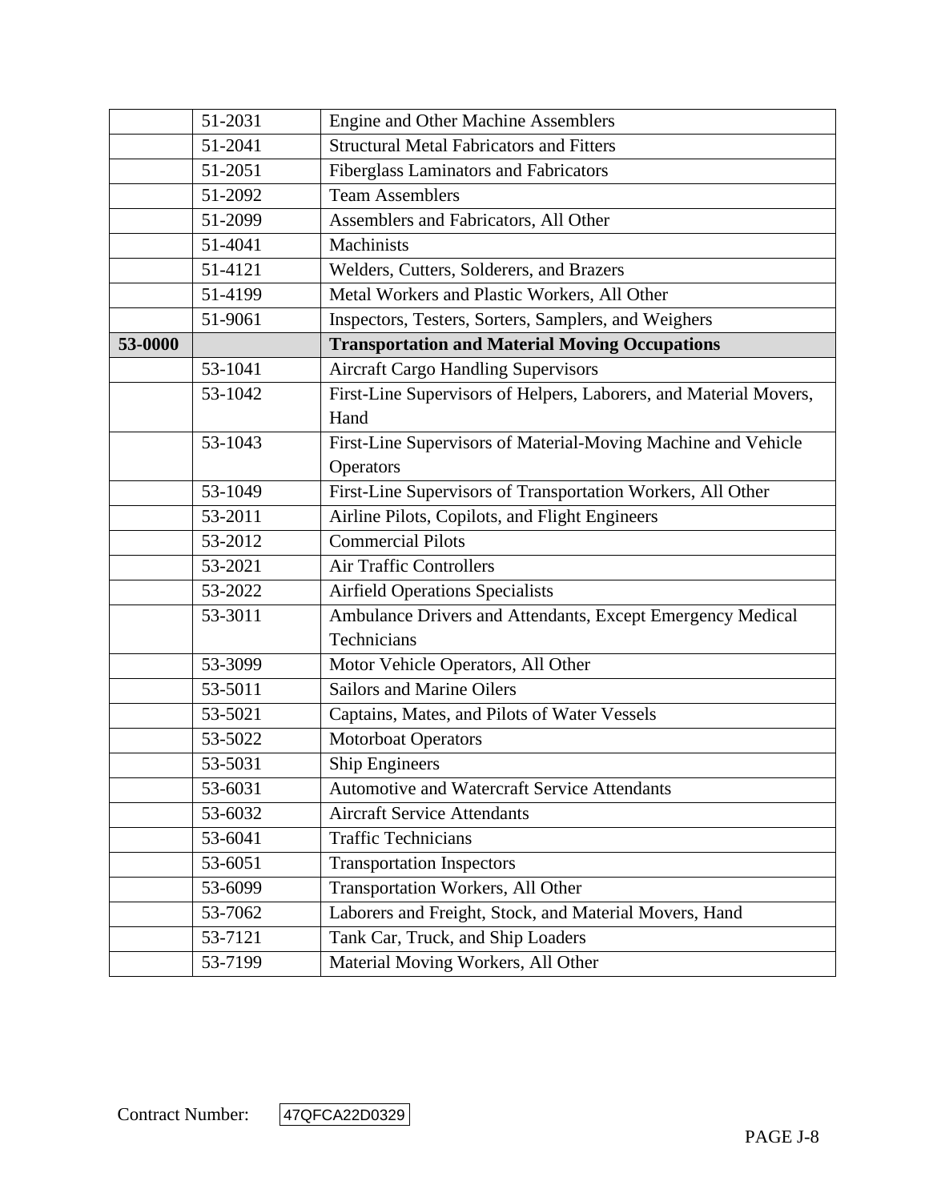| | | |
|---|---|---|
| | 51-2031 | Engine and Other Machine Assemblers |
| | 51-2041 | Structural Metal Fabricators and Fitters |
| | 51-2051 | Fiberglass Laminators and Fabricators |
| | 51-2092 | Team Assemblers |
| | 51-2099 | Assemblers and Fabricators, All Other |
| | 51-4041 | Machinists |
| | 51-4121 | Welders, Cutters, Solderers, and Brazers |
| | 51-4199 | Metal Workers and Plastic Workers, All Other |
| | 51-9061 | Inspectors, Testers, Sorters, Samplers, and Weighers |
| **53-0000** | | **Transportation and Material Moving Occupations** |
| | 53-1041 | Aircraft Cargo Handling Supervisors |
| | 53-1042 | First-Line Supervisors of Helpers, Laborers, and Material Movers, Hand |
| | 53-1043 | First-Line Supervisors of Material-Moving Machine and Vehicle Operators |
| | 53-1049 | First-Line Supervisors of Transportation Workers, All Other |
| | 53-2011 | Airline Pilots, Copilots, and Flight Engineers |
| | 53-2012 | Commercial Pilots |
| | 53-2021 | Air Traffic Controllers |
| | 53-2022 | Airfield Operations Specialists |
| | 53-3011 | Ambulance Drivers and Attendants, Except Emergency Medical Technicians |
| | 53-3099 | Motor Vehicle Operators, All Other |
| | 53-5011 | Sailors and Marine Oilers |
| | 53-5021 | Captains, Mates, and Pilots of Water Vessels |
| | 53-5022 | Motorboat Operators |
| | 53-5031 | Ship Engineers |
| | 53-6031 | Automotive and Watercraft Service Attendants |
| | 53-6032 | Aircraft Service Attendants |
| | 53-6041 | Traffic Technicians |
| | 53-6051 | Transportation Inspectors |
| | 53-6099 | Transportation Workers, All Other |
| | 53-7062 | Laborers and Freight, Stock, and Material Movers, Hand |
| | 53-7121 | Tank Car, Truck, and Ship Loaders |
| | 53-7199 | Material Moving Workers, All Other |

Contract Number: 47QFCA22D0329